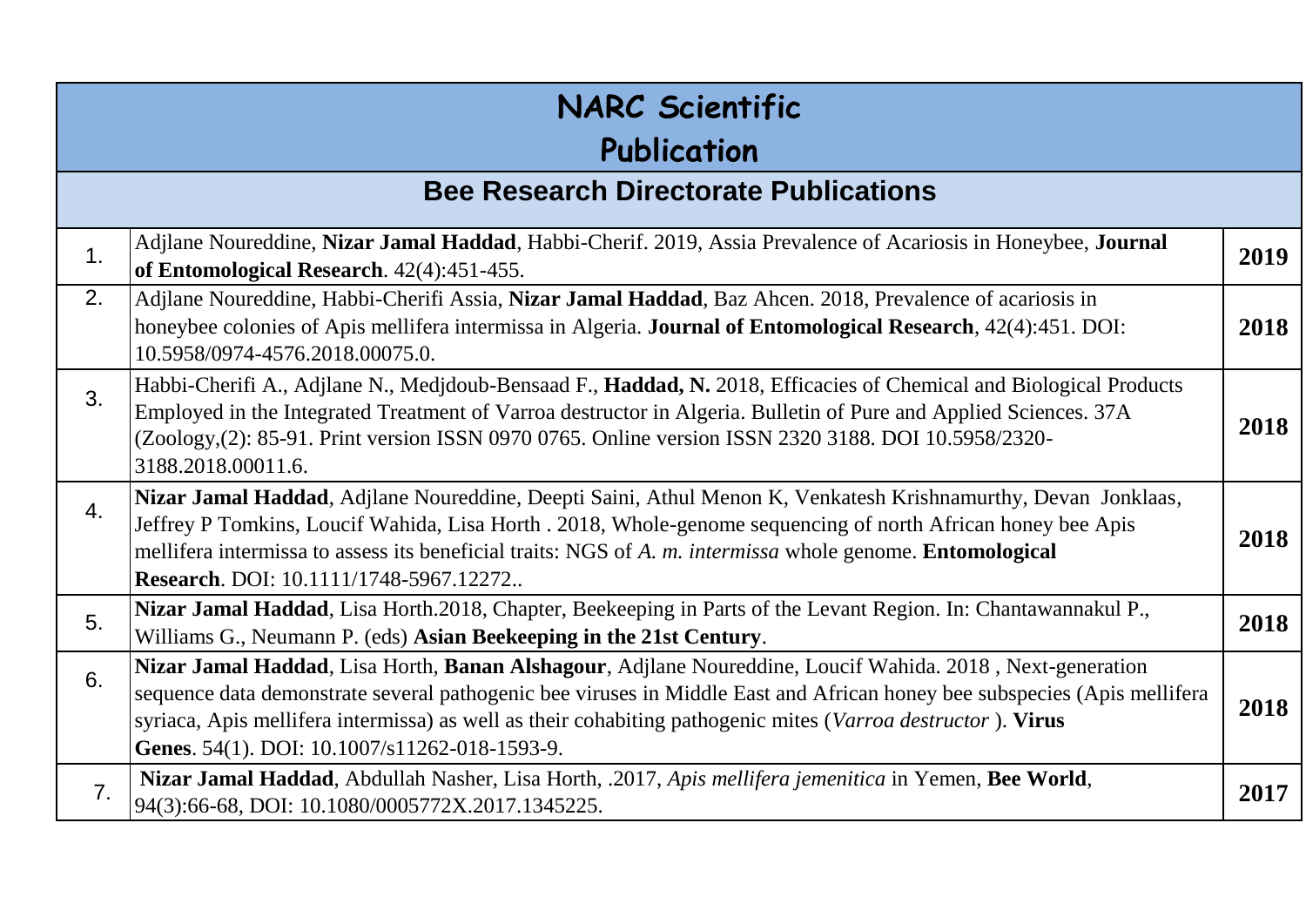# NARC Scientific Publication

## Bee Research Directorate Publications

| | | |
|---|---|---|
| 1. | Adjlane Noureddine, **Nizar Jamal Haddad**, Habbi-Cherif. 2019, Assia Prevalence of Acariosis in Honeybee, **Journal of Entomological Research**. 42(4):451-455. | **2019** |
| 2. | Adjlane Noureddine, Habbi-Cherifi Assia, **Nizar Jamal Haddad**, Baz Ahcen. 2018, Prevalence of acariosis in honeybee colonies of Apis mellifera intermissa in Algeria. **Journal of Entomological Research**, 42(4):451. DOI: 10.5958/0974-4576.2018.00075.0. | **2018** |
| 3. | Habbi-Cherifi A., Adjlane N., Medjdoub-Bensaad F., **Haddad, N.** 2018, Efficacies of Chemical and Biological Products Employed in the Integrated Treatment of Varroa destructor in Algeria. Bulletin of Pure and Applied Sciences. 37A (Zoology,(2): 85-91. Print version ISSN 0970 0765. Online version ISSN 2320 3188. DOI 10.5958/2320-3188.2018.00011.6. | **2018** |
| 4. | **Nizar Jamal Haddad**, Adjlane Noureddine, Deepti Saini, Athul Menon K, Venkatesh Krishnamurthy, Devan Jonklaas, Jeffrey P Tomkins, Loucif Wahida, Lisa Horth . 2018, Whole-genome sequencing of north African honey bee Apis mellifera intermissa to assess its beneficial traits: NGS of *A. m. intermissa* whole genome. **Entomological Research**. DOI: 10.1111/1748-5967.12272.. | **2018** |
| 5. | **Nizar Jamal Haddad**, Lisa Horth.2018, Chapter, Beekeeping in Parts of the Levant Region. In: Chantawannakul P., Williams G., Neumann P. (eds) **Asian Beekeeping in the 21st Century**. | **2018** |
| 6. | **Nizar Jamal Haddad**, Lisa Horth, **Banan Alshagour**, Adjlane Noureddine, Loucif Wahida. 2018 , Next-generation sequence data demonstrate several pathogenic bee viruses in Middle East and African honey bee subspecies (Apis mellifera syriaca, Apis mellifera intermissa) as well as their cohabiting pathogenic mites (*Varroa destructor* ). **Virus Genes**. 54(1). DOI: 10.1007/s11262-018-1593-9. | **2018** |
| 7. | **Nizar Jamal Haddad**, Abdullah Nasher, Lisa Horth, .2017, *Apis mellifera jemenitica* in Yemen, **Bee World**, 94(3):66-68, DOI: 10.1080/0005772X.2017.1345225. | **2017** |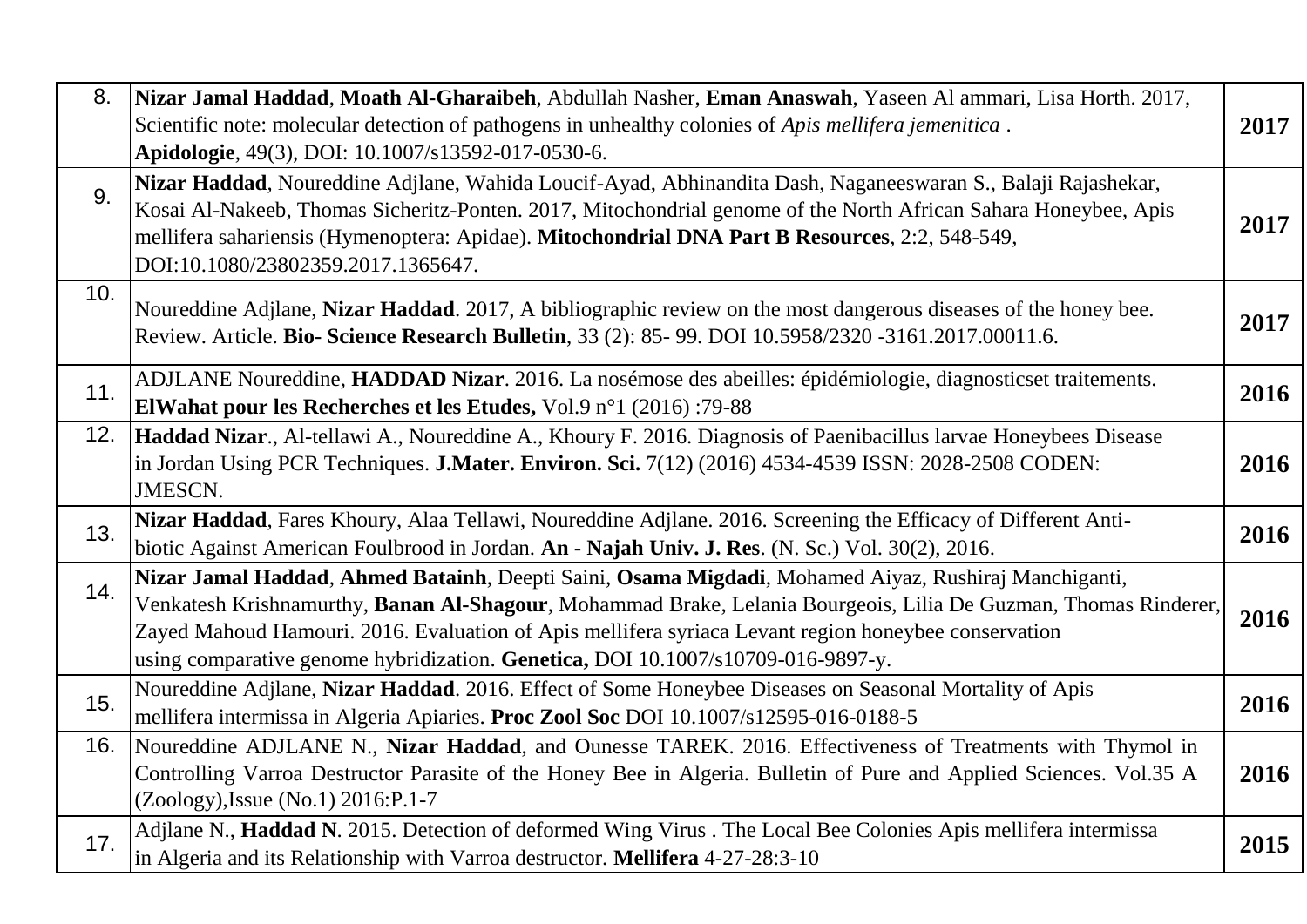| | | |
|---|---|---|
| 8. | **Nizar Jamal Haddad**, **Moath Al-Gharaibeh**, Abdullah Nasher, **Eman Anaswah**, Yaseen Al ammari, Lisa Horth. 2017, Scientific note: molecular detection of pathogens in unhealthy colonies of *Apis mellifera jemenitica* . **Apidologie**, 49(3), DOI: 10.1007/s13592-017-0530-6. | **2017** |
| 9. | **Nizar Haddad**, Noureddine Adjlane, Wahida Loucif-Ayad, Abhinandita Dash, Naganeeswaran S., Balaji Rajashekar, Kosai Al-Nakeeb, Thomas Sicheritz-Ponten. 2017, Mitochondrial genome of the North African Sahara Honeybee, Apis mellifera sahariensis (Hymenoptera: Apidae). **Mitochondrial DNA Part B Resources**, 2:2, 548-549, DOI:10.1080/23802359.2017.1365647. | **2017** |
| 10. | Noureddine Adjlane, **Nizar Haddad**. 2017, A bibliographic review on the most dangerous diseases of the honey bee. Review. Article. **Bio- Science Research Bulletin**, 33 (2): 85- 99. DOI 10.5958/2320 -3161.2017.00011.6. | **2017** |
| 11. | ADJLANE Noureddine, **HADDAD Nizar**. 2016. La nosémose des abeilles: épidémiologie, diagnosticset traitements. **ElWahat pour les Recherches et les Etudes,** Vol.9 n°1 (2016) :79-88 | **2016** |
| 12. | **Haddad Nizar**., Al-tellawi A., Noureddine A., Khoury F. 2016. Diagnosis of Paenibacillus larvae Honeybees Disease in Jordan Using PCR Techniques. **J.Mater. Environ. Sci.** 7(12) (2016) 4534-4539 ISSN: 2028-2508 CODEN: JMESCN. | **2016** |
| 13. | **Nizar Haddad**, Fares Khoury, Alaa Tellawi, Noureddine Adjlane. 2016. Screening the Efficacy of Different Anti-biotic Against American Foulbrood in Jordan. **An - Najah Univ. J. Res**. (N. Sc.) Vol. 30(2), 2016. | **2016** |
| 14. | **Nizar Jamal Haddad**, **Ahmed Batainh**, Deepti Saini, **Osama Migdadi**, Mohamed Aiyaz, Rushiraj Manchiganti, Venkatesh Krishnamurthy, **Banan Al-Shagour**, Mohammad Brake, Lelania Bourgeois, Lilia De Guzman, Thomas Rinderer, Zayed Mahoud Hamouri. 2016. Evaluation of Apis mellifera syriaca Levant region honeybee conservation using comparative genome hybridization. **Genetica,** DOI 10.1007/s10709-016-9897-y. | **2016** |
| 15. | Noureddine Adjlane, **Nizar Haddad**. 2016. Effect of Some Honeybee Diseases on Seasonal Mortality of Apis mellifera intermissa in Algeria Apiaries. **Proc Zool Soc** DOI 10.1007/s12595-016-0188-5 | **2016** |
| 16. | Noureddine ADJLANE N., **Nizar Haddad**, and Ounesse TAREK. 2016. Effectiveness of Treatments with Thymol in Controlling Varroa Destructor Parasite of the Honey Bee in Algeria. Bulletin of Pure and Applied Sciences. Vol.35 A (Zoology),Issue (No.1) 2016:P.1-7 | **2016** |
| 17. | Adjlane N., **Haddad N**. 2015. Detection of deformed Wing Virus . The Local Bee Colonies Apis mellifera intermissa in Algeria and its Relationship with Varroa destructor. **Mellifera** 4-27-28:3-10 | **2015** |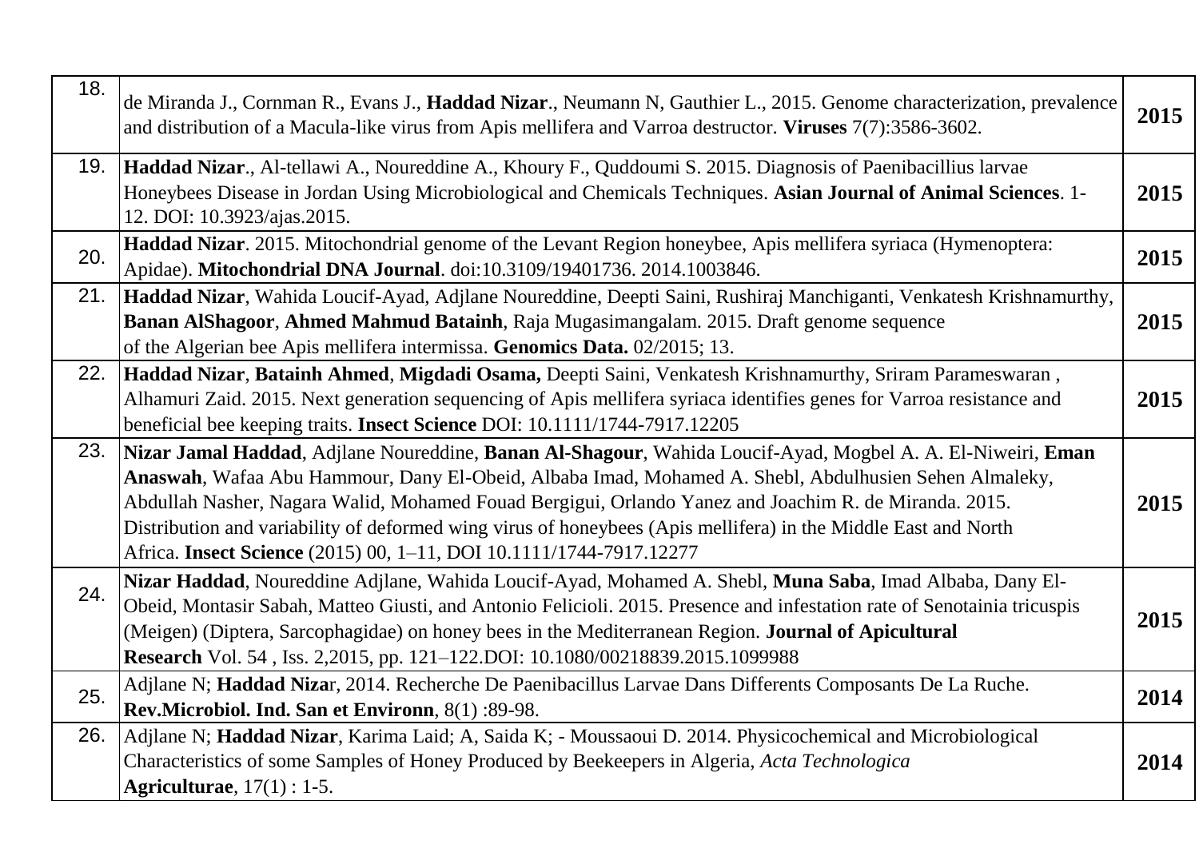| | | |
|---|---|---|
| 18. | de Miranda J., Cornman R., Evans J., **Haddad Nizar**., Neumann N, Gauthier L., 2015. Genome characterization, prevalence and distribution of a Macula-like virus from Apis mellifera and Varroa destructor. **Viruses** 7(7):3586-3602. | **2015** |
| 19. | **Haddad Nizar**., Al-tellawi A., Noureddine A., Khoury F., Quddoumi S. 2015. Diagnosis of Paenibacillius larvae Honeybees Disease in Jordan Using Microbiological and Chemicals Techniques. **Asian Journal of Animal Sciences**. 1-12. DOI: 10.3923/ajas.2015. | **2015** |
| 20. | **Haddad Nizar**. 2015. Mitochondrial genome of the Levant Region honeybee, Apis mellifera syriaca (Hymenoptera: Apidae). **Mitochondrial DNA Journal**. doi:10.3109/19401736. 2014.1003846. | **2015** |
| 21. | **Haddad Nizar**, Wahida Loucif-Ayad, Adjlane Noureddine, Deepti Saini, Rushiraj Manchiganti, Venkatesh Krishnamurthy, **Banan AlShagoor**, **Ahmed Mahmud Batainh**, Raja Mugasimangalam. 2015. Draft genome sequence of the Algerian bee Apis mellifera intermissa. **Genomics Data.** 02/2015; 13. | **2015** |
| 22. | **Haddad Nizar**, **Batainh Ahmed**, **Migdadi Osama,** Deepti Saini, Venkatesh Krishnamurthy, Sriram Parameswaran , Alhamuri Zaid. 2015. Next generation sequencing of Apis mellifera syriaca identifies genes for Varroa resistance and beneficial bee keeping traits. **Insect Science** DOI: 10.1111/1744-7917.12205 | **2015** |
| 23. | **Nizar Jamal Haddad**, Adjlane Noureddine, **Banan Al-Shagour**, Wahida Loucif-Ayad, Mogbel A. A. El-Niweiri, **Eman Anaswah**, Wafaa Abu Hammour, Dany El-Obeid, Albaba Imad, Mohamed A. Shebl, Abdulhusien Sehen Almaleky, Abdullah Nasher, Nagara Walid, Mohamed Fouad Bergigui, Orlando Yanez and Joachim R. de Miranda. 2015. Distribution and variability of deformed wing virus of honeybees (Apis mellifera) in the Middle East and North Africa. **Insect Science** (2015) 00, 1–11, DOI 10.1111/1744-7917.12277 | **2015** |
| 24. | **Nizar Haddad**, Noureddine Adjlane, Wahida Loucif-Ayad, Mohamed A. Shebl, **Muna Saba**, Imad Albaba, Dany El-Obeid, Montasir Sabah, Matteo Giusti, and Antonio Felicioli. 2015. Presence and infestation rate of Senotainia tricuspis (Meigen) (Diptera, Sarcophagidae) on honey bees in the Mediterranean Region. **Journal of Apicultural Research** Vol. 54 , Iss. 2,2015, pp. 121–122.DOI: 10.1080/00218839.2015.1099988 | **2015** |
| 25. | Adjlane N; **Haddad Niza**r, 2014. Recherche De Paenibacillus Larvae Dans Differents Composants De La Ruche. **Rev.Microbiol. Ind. San et Environn**, 8(1) :89-98. | **2014** |
| 26. | Adjlane N; **Haddad Nizar**, Karima Laid; A, Saida K; - Moussaoui D. 2014. Physicochemical and Microbiological Characteristics of some Samples of Honey Produced by Beekeepers in Algeria, *Acta Technologica* **Agriculturae**, 17(1) : 1-5. | **2014** |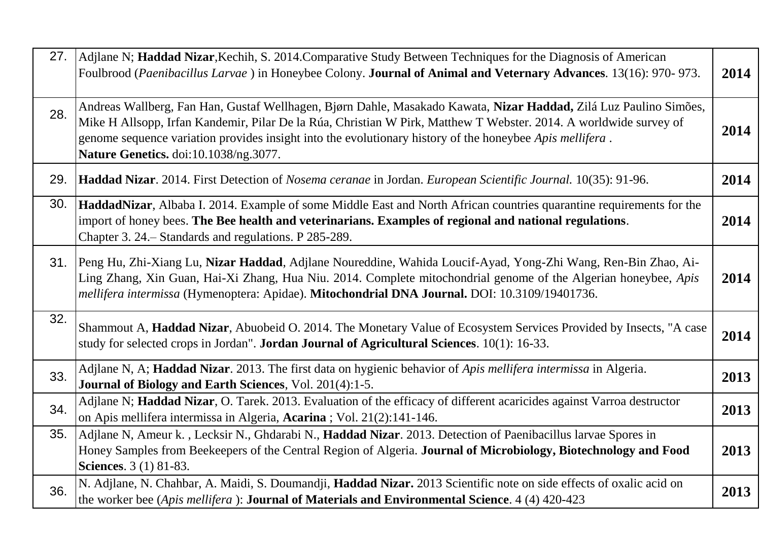| | | |
|---|---|---|
| 27. | Adjlane N; **Haddad Nizar**,Kechih, S. 2014.Comparative Study Between Techniques for the Diagnosis of American Foulbrood (*Paenibacillus Larvae* ) in Honeybee Colony. **Journal of Animal and Veternary Advances**. 13(16): 970- 973. | **2014** |
| 28. | Andreas Wallberg, Fan Han, Gustaf Wellhagen, Bjørn Dahle, Masakado Kawata, **Nizar Haddad,** Zilá Luz Paulino Simões, Mike H Allsopp, Irfan Kandemir, Pilar De la Rúa, Christian W Pirk, Matthew T Webster. 2014. A worldwide survey of genome sequence variation provides insight into the evolutionary history of the honeybee *Apis mellifera* . **Nature Genetics.** doi:10.1038/ng.3077. | **2014** |
| 29. | **Haddad Nizar**. 2014. First Detection of *Nosema ceranae* in Jordan. *European Scientific Journal.* 10(35): 91-96. | **2014** |
| 30. | **HaddadNizar**, Albaba I. 2014. Example of some Middle East and North African countries quarantine requirements for the import of honey bees. **The Bee health and veterinarians. Examples of regional and national regulations**. Chapter 3. 24.– Standards and regulations. P 285-289. | **2014** |
| 31. | Peng Hu, Zhi-Xiang Lu, **Nizar Haddad**, Adjlane Noureddine, Wahida Loucif-Ayad, Yong-Zhi Wang, Ren-Bin Zhao, Ai-Ling Zhang, Xin Guan, Hai-Xi Zhang, Hua Niu. 2014. Complete mitochondrial genome of the Algerian honeybee, *Apis mellifera intermissa* (Hymenoptera: Apidae). **Mitochondrial DNA Journal.** DOI: 10.3109/19401736. | **2014** |
| 32. | Shammout A, **Haddad Nizar**, Abuobeid O. 2014. The Monetary Value of Ecosystem Services Provided by Insects, "A case study for selected crops in Jordan". **Jordan Journal of Agricultural Sciences**. 10(1): 16-33. | **2014** |
| 33. | Adjlane N, A; **Haddad Nizar**. 2013. The first data on hygienic behavior of *Apis mellifera intermissa* in Algeria. **Journal of Biology and Earth Sciences**, Vol. 201(4):1-5. | **2013** |
| 34. | Adjlane N; **Haddad Nizar**, O. Tarek. 2013. Evaluation of the efficacy of different acaricides against Varroa destructor on Apis mellifera intermissa in Algeria, **Acarina** ; Vol. 21(2):141-146. | **2013** |
| 35. | Adjlane N, Ameur k. , Lecksir N., Ghdarabi N., **Haddad Nizar**. 2013. Detection of Paenibacillus larvae Spores in Honey Samples from Beekeepers of the Central Region of Algeria. **Journal of Microbiology, Biotechnology and Food Sciences**. 3 (1) 81-83. | **2013** |
| 36. | N. Adjlane, N. Chahbar, A. Maidi, S. Doumandji, **Haddad Nizar.** 2013 Scientific note on side effects of oxalic acid on the worker bee (*Apis mellifera* ): **Journal of Materials and Environmental Science**. 4 (4) 420-423 | **2013** |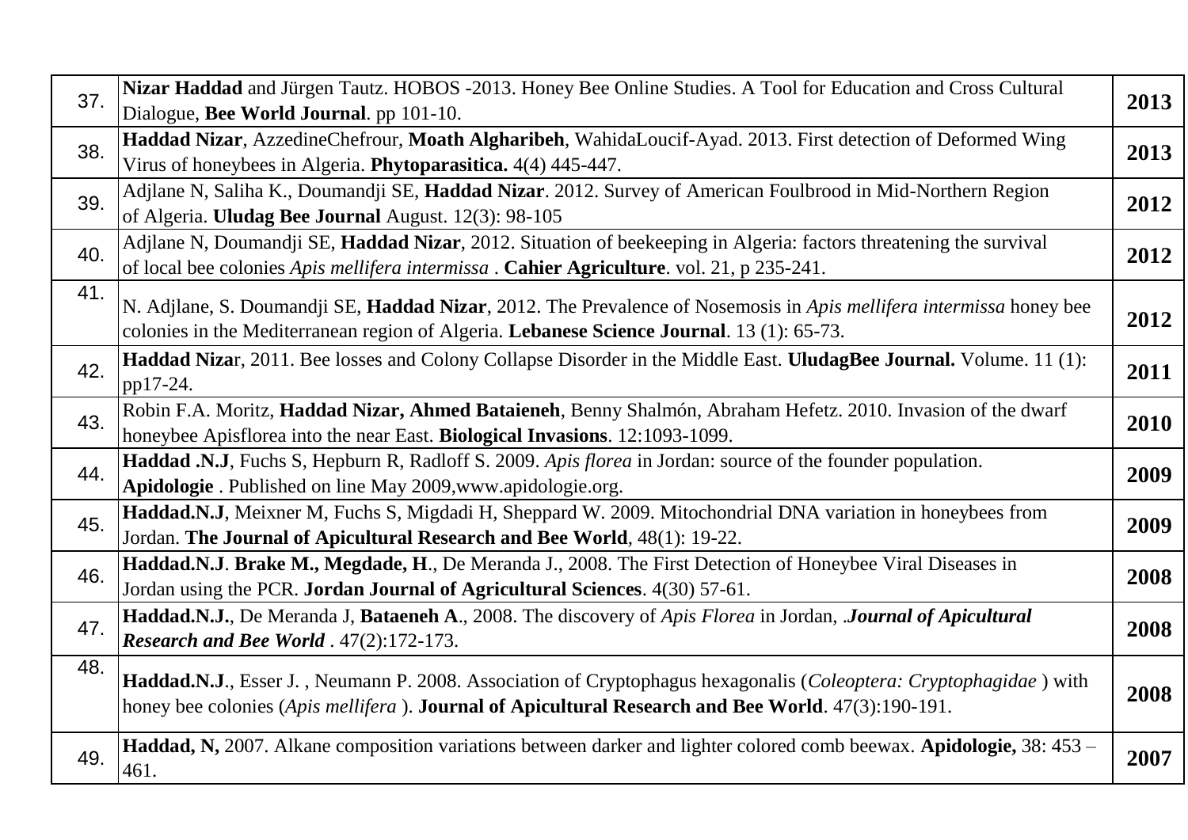| | | |
|---|---|---|
| 37. | **Nizar Haddad** and Jürgen Tautz. HOBOS -2013. Honey Bee Online Studies. A Tool for Education and Cross Cultural Dialogue, **Bee World Journal**. pp 101-10. | **2013** |
| 38. | **Haddad Nizar**, AzzedineChefrour, **Moath Algharibeh**, WahidaLoucif-Ayad. 2013. First detection of Deformed Wing Virus of honeybees in Algeria. **Phytoparasitica.** 4(4) 445-447. | **2013** |
| 39. | Adjlane N, Saliha K., Doumandji SE, **Haddad Nizar**. 2012. Survey of American Foulbrood in Mid-Northern Region of Algeria. **Uludag Bee Journal** August. 12(3): 98-105 | **2012** |
| 40. | Adjlane N, Doumandji SE, **Haddad Nizar**, 2012. Situation of beekeeping in Algeria: factors threatening the survival of local bee colonies *Apis mellifera intermissa* . **Cahier Agriculture**. vol. 21, p 235-241. | **2012** |
| 41. | N. Adjlane, S. Doumandji SE, **Haddad Nizar**, 2012. The Prevalence of Nosemosis in *Apis mellifera intermissa* honey bee colonies in the Mediterranean region of Algeria. **Lebanese Science Journal**. 13 (1): 65-73. | **2012** |
| 42. | **Haddad Niza**r, 2011. Bee losses and Colony Collapse Disorder in the Middle East. **UludagBee Journal.** Volume. 11 (1): pp17-24. | **2011** |
| 43. | Robin F.A. Moritz, **Haddad Nizar, Ahmed Bataieneh**, Benny Shalmón, Abraham Hefetz. 2010. Invasion of the dwarf honeybee Apisflorea into the near East. **Biological Invasions**. 12:1093-1099. | **2010** |
| 44. | **Haddad .N.J**, Fuchs S, Hepburn R, Radloff S. 2009. *Apis florea* in Jordan: source of the founder population. **Apidologie** . Published on line May 2009,www.apidologie.org. | **2009** |
| 45. | **Haddad.N.J**, Meixner M, Fuchs S, Migdadi H, Sheppard W. 2009. Mitochondrial DNA variation in honeybees from Jordan. **The Journal of Apicultural Research and Bee World**, 48(1): 19-22. | **2009** |
| 46. | **Haddad.N.J**. **Brake M., Megdade, H**., De Meranda J., 2008. The First Detection of Honeybee Viral Diseases in Jordan using the PCR. **Jordan Journal of Agricultural Sciences**. 4(30) 57-61. | **2008** |
| 47. | **Haddad.N.J.**, De Meranda J, **Bataeneh A**., 2008. The discovery of *Apis Florea* in Jordan, .***Journal of Apicultural Research and Bee World*** . 47(2):172-173. | **2008** |
| 48. | **Haddad.N.J**., Esser J. , Neumann P. 2008. Association of Cryptophagus hexagonalis (*Coleoptera: Cryptophagidae* ) with honey bee colonies (*Apis mellifera* ). **Journal of Apicultural Research and Bee World**. 47(3):190-191. | **2008** |
| 49. | **Haddad, N,** 2007. Alkane composition variations between darker and lighter colored comb beewax. **Apidologie,** 38: 453 – 461. | **2007** |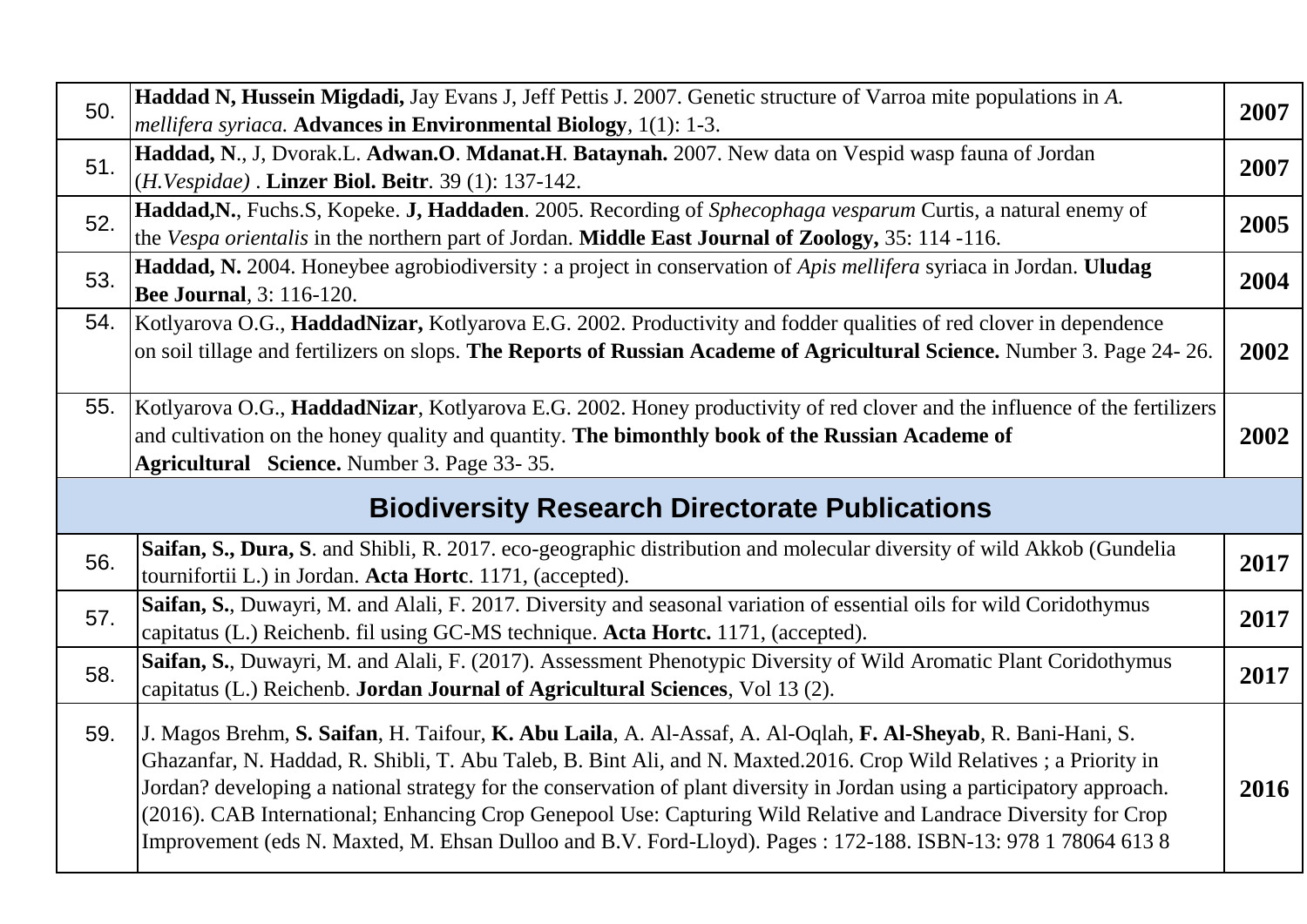| | | |
|---|---|---|
| 50. | **Haddad N, Hussein Migdadi,** Jay Evans J, Jeff Pettis J. 2007. Genetic structure of Varroa mite populations in *A. mellifera syriaca.* **Advances in Environmental Biology**, 1(1): 1-3. | **2007** |
| 51. | **Haddad, N**., J, Dvorak.L. **Adwan.O**. **Mdanat.H**. **Bataynah.** 2007. New data on Vespid wasp fauna of Jordan (*H.Vespidae)* . **Linzer Biol. Beitr**. 39 (1): 137-142. | **2007** |
| 52. | **Haddad,N.**, Fuchs.S, Kopeke. **J, Haddaden**. 2005. Recording of *Sphecophaga vesparum* Curtis, a natural enemy of the *Vespa orientalis* in the northern part of Jordan. **Middle East Journal of Zoology,** 35: 114 -116. | **2005** |
| 53. | **Haddad, N.** 2004. Honeybee agrobiodiversity : a project in conservation of *Apis mellifera* syriaca in Jordan. **Uludag Bee Journal**, 3: 116-120. | **2004** |
| 54. | Kotlyarova O.G., **HaddadNizar,** Kotlyarova E.G. 2002. Productivity and fodder qualities of red clover in dependence on soil tillage and fertilizers on slops. **The Reports of Russian Academe of Agricultural Science.** Number 3. Page 24- 26. | **2002** |
| 55. | Kotlyarova O.G., **HaddadNizar**, Kotlyarova E.G. 2002. Honey productivity of red clover and the influence of the fertilizers and cultivation on the honey quality and quantity. **The bimonthly book of the Russian Academe of Agricultural Science.** Number 3. Page 33- 35. | **2002** |
| **Biodiversity Research Directorate Publications** | | |
| 56. | **Saifan, S., Dura, S**. and Shibli, R. 2017. eco-geographic distribution and molecular diversity of wild Akkob (Gundelia tournifortii L.) in Jordan. **Acta Hortc**. 1171, (accepted). | **2017** |
| 57. | **Saifan, S.**, Duwayri, M. and Alali, F. 2017. Diversity and seasonal variation of essential oils for wild Coridothymus capitatus (L.) Reichenb. fil using GC-MS technique. **Acta Hortc.** 1171, (accepted). | **2017** |
| 58. | **Saifan, S.**, Duwayri, M. and Alali, F. (2017). Assessment Phenotypic Diversity of Wild Aromatic Plant Coridothymus capitatus (L.) Reichenb. **Jordan Journal of Agricultural Sciences**, Vol 13 (2). | **2017** |
| 59. | J. Magos Brehm, **S. Saifan**, H. Taifour, **K. Abu Laila**, A. Al-Assaf, A. Al-Oqlah, **F. Al-Sheyab**, R. Bani-Hani, S. Ghazanfar, N. Haddad, R. Shibli, T. Abu Taleb, B. Bint Ali, and N. Maxted.2016. Crop Wild Relatives ; a Priority in Jordan? developing a national strategy for the conservation of plant diversity in Jordan using a participatory approach. (2016). CAB International; Enhancing Crop Genepool Use: Capturing Wild Relative and Landrace Diversity for Crop Improvement (eds N. Maxted, M. Ehsan Dulloo and B.V. Ford-Lloyd). Pages : 172-188. ISBN-13: 978 1 78064 613 8 | **2016** |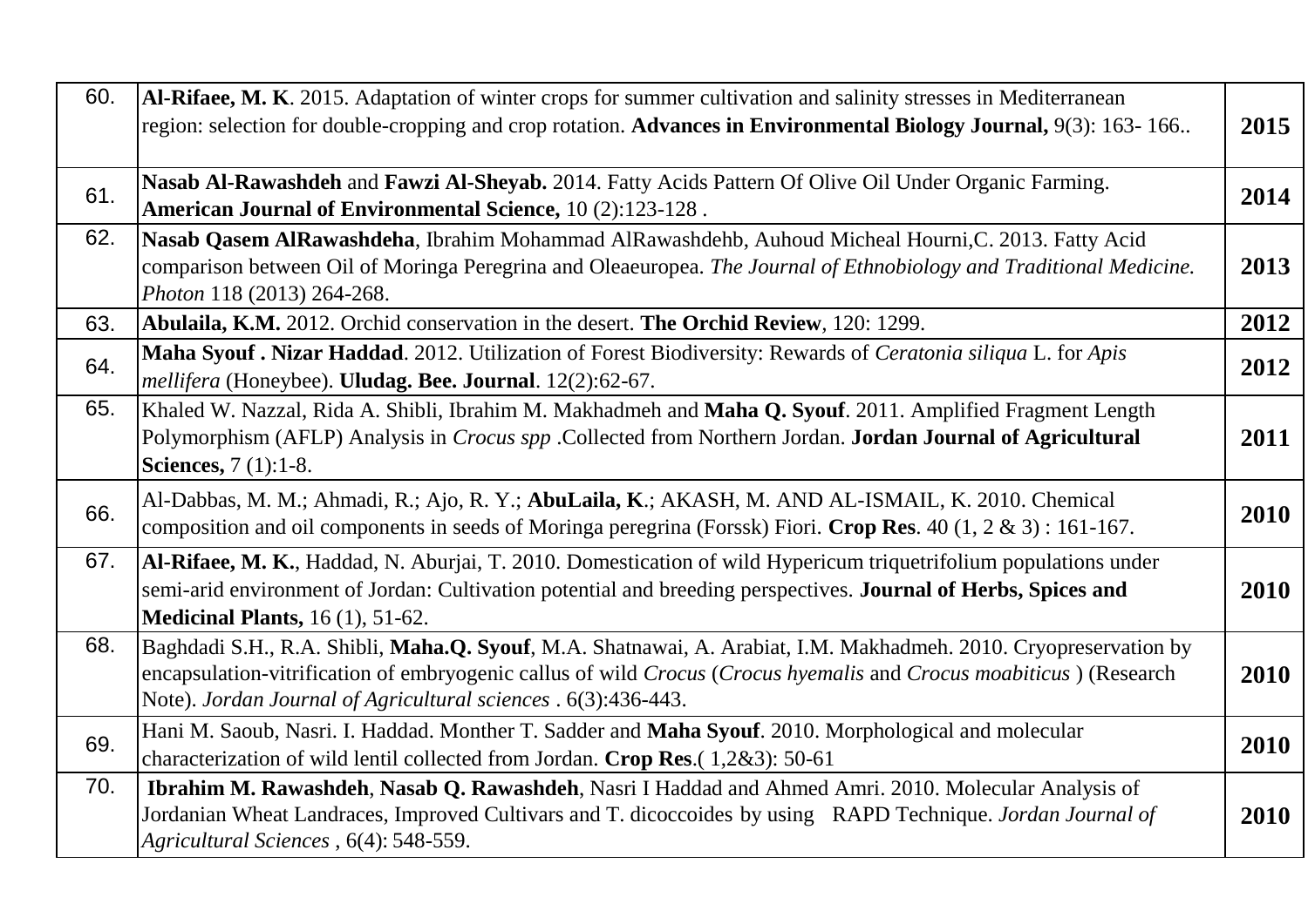| | | |
|---|---|---|
| 60. | **Al-Rifaee, M. K**. 2015. Adaptation of winter crops for summer cultivation and salinity stresses in Mediterranean region: selection for double-cropping and crop rotation. **Advances in Environmental Biology Journal,** 9(3): 163- 166.. | **2015** |
| 61. | **Nasab Al-Rawashdeh** and **Fawzi Al-Sheyab.** 2014. Fatty Acids Pattern Of Olive Oil Under Organic Farming. **American Journal of Environmental Science,** 10 (2):123-128 . | **2014** |
| 62. | **Nasab Qasem AlRawashdeha**, Ibrahim Mohammad AlRawashdehb, Auhoud Micheal Hourni,C. 2013. Fatty Acid comparison between Oil of Moringa Peregrina and Oleaeuropea. *The Journal of Ethnobiology and Traditional Medicine. Photon* 118 (2013) 264-268. | **2013** |
| 63. | **Abulaila, K.M.** 2012. Orchid conservation in the desert. **The Orchid Review**, 120: 1299. | **2012** |
| 64. | **Maha Syouf . Nizar Haddad**. 2012. Utilization of Forest Biodiversity: Rewards of *Ceratonia siliqua* L. for *Apis mellifera* (Honeybee). **Uludag. Bee. Journal**. 12(2):62-67. | **2012** |
| 65. | Khaled W. Nazzal, Rida A. Shibli, Ibrahim M. Makhadmeh and **Maha Q. Syouf**. 2011. Amplified Fragment Length Polymorphism (AFLP) Analysis in *Crocus spp* .Collected from Northern Jordan. **Jordan Journal of Agricultural Sciences,** 7 (1):1-8. | **2011** |
| 66. | Al-Dabbas, M. M.; Ahmadi, R.; Ajo, R. Y.; **AbuLaila, K**.; AKASH, M. AND AL-ISMAIL, K. 2010. Chemical composition and oil components in seeds of Moringa peregrina (Forssk) Fiori. **Crop Res**. 40 (1, 2 & 3) : 161-167. | **2010** |
| 67. | **Al-Rifaee, M. K.**, Haddad, N. Aburjai, T. 2010. Domestication of wild Hypericum triquetrifolium populations under semi-arid environment of Jordan: Cultivation potential and breeding perspectives. **Journal of Herbs, Spices and Medicinal Plants,** 16 (1), 51-62. | **2010** |
| 68. | Baghdadi S.H., R.A. Shibli, **Maha.Q. Syouf**, M.A. Shatnawai, A. Arabiat, I.M. Makhadmeh. 2010. Cryopreservation by encapsulation-vitrification of embryogenic callus of wild *Crocus* (*Crocus hyemalis* and *Crocus moabiticus* ) (Research Note). *Jordan Journal of Agricultural sciences* . 6(3):436-443. | **2010** |
| 69. | Hani M. Saoub, Nasri. I. Haddad. Monther T. Sadder and **Maha Syouf**. 2010. Morphological and molecular characterization of wild lentil collected from Jordan. **Crop Res**.( 1,2&3): 50-61 | **2010** |
| 70. | **Ibrahim M. Rawashdeh**, **Nasab Q. Rawashdeh**, Nasri I Haddad and Ahmed Amri. 2010. Molecular Analysis of Jordanian Wheat Landraces, Improved Cultivars and T. dicoccoides by using RAPD Technique. *Jordan Journal of Agricultural Sciences* , 6(4): 548-559. | **2010** |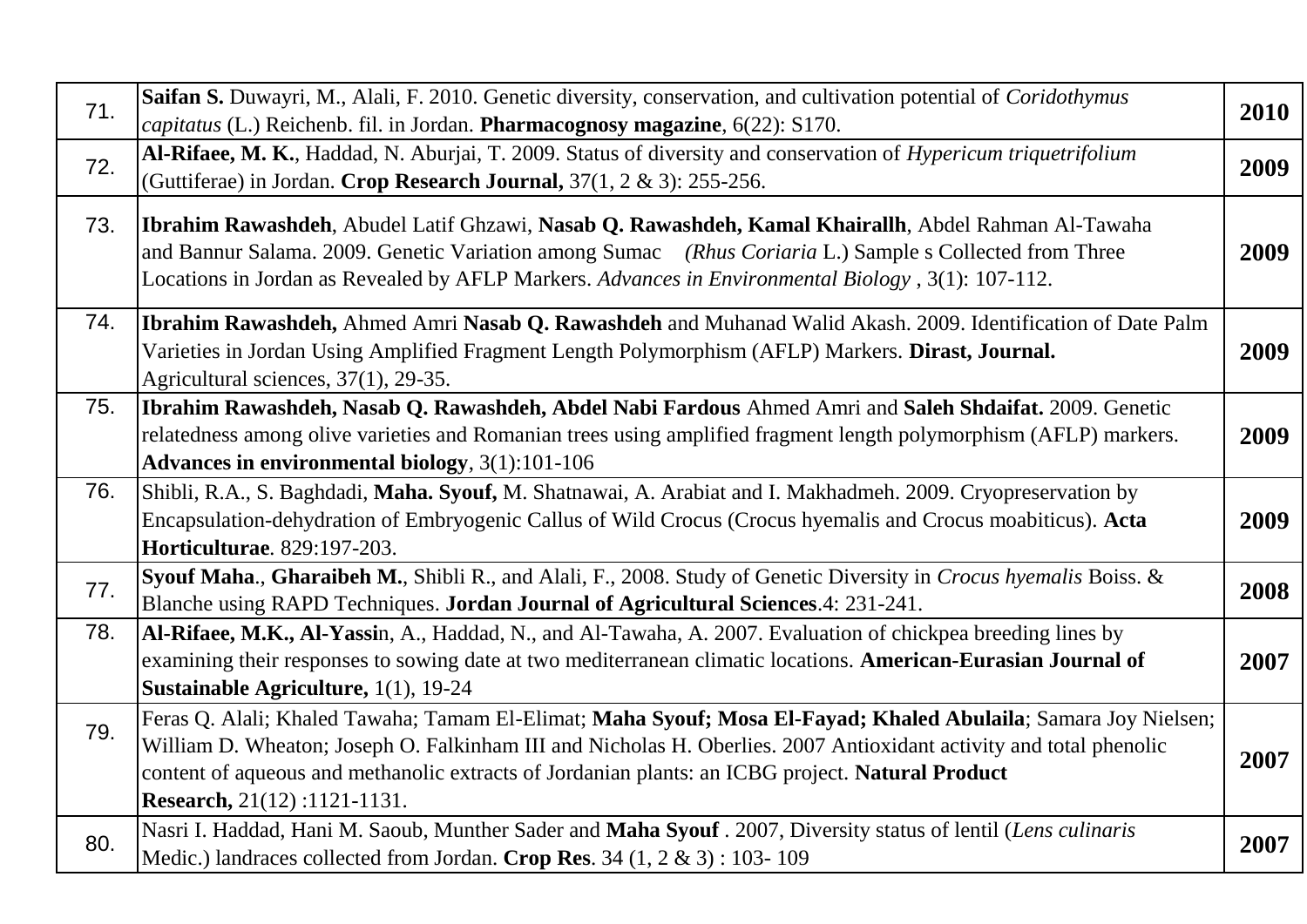| | | |
|---|---|---|
| 71. | **Saifan S.** Duwayri, M., Alali, F. 2010. Genetic diversity, conservation, and cultivation potential of *Coridothymus capitatus* (L.) Reichenb. fil. in Jordan. **Pharmacognosy magazine**, 6(22): S170. | **2010** |
| 72. | **Al-Rifaee, M. K.**, Haddad, N. Aburjai, T. 2009. Status of diversity and conservation of *Hypericum triquetrifolium* (Guttiferae) in Jordan. **Crop Research Journal,** 37(1, 2 & 3): 255-256. | **2009** |
| 73. | **Ibrahim Rawashdeh**, Abudel Latif Ghzawi, **Nasab Q. Rawashdeh, Kamal Khairallh**, Abdel Rahman Al-Tawaha and Bannur Salama. 2009. Genetic Variation among Sumac *(Rhus Coriaria* L.) Sample s Collected from Three Locations in Jordan as Revealed by AFLP Markers. *Advances in Environmental Biology* , 3(1): 107-112. | **2009** |
| 74. | **Ibrahim Rawashdeh,** Ahmed Amri **Nasab Q. Rawashdeh** and Muhanad Walid Akash. 2009. Identification of Date Palm Varieties in Jordan Using Amplified Fragment Length Polymorphism (AFLP) Markers. **Dirast, Journal.** Agricultural sciences, 37(1), 29-35. | **2009** |
| 75. | **Ibrahim Rawashdeh, Nasab Q. Rawashdeh, Abdel Nabi Fardous** Ahmed Amri and **Saleh Shdaifat.** 2009. Genetic relatedness among olive varieties and Romanian trees using amplified fragment length polymorphism (AFLP) markers. **Advances in environmental biology**, 3(1):101-106 | **2009** |
| 76. | Shibli, R.A., S. Baghdadi, **Maha. Syouf,** M. Shatnawai, A. Arabiat and I. Makhadmeh. 2009. Cryopreservation by Encapsulation-dehydration of Embryogenic Callus of Wild Crocus (Crocus hyemalis and Crocus moabiticus). **Acta Horticulturae**. 829:197-203. | **2009** |
| 77. | **Syouf Maha**., **Gharaibeh M.**, Shibli R., and Alali, F., 2008. Study of Genetic Diversity in *Crocus hyemalis* Boiss. & Blanche using RAPD Techniques. **Jordan Journal of Agricultural Sciences**.4: 231-241. | **2008** |
| 78. | **Al-Rifaee, M.K., Al-Yassi**n, A., Haddad, N., and Al-Tawaha, A. 2007. Evaluation of chickpea breeding lines by examining their responses to sowing date at two mediterranean climatic locations. **American-Eurasian Journal of Sustainable Agriculture,** 1(1), 19-24 | **2007** |
| 79. | Feras Q. Alali; Khaled Tawaha; Tamam El-Elimat; **Maha Syouf; Mosa El-Fayad; Khaled Abulaila**; Samara Joy Nielsen; William D. Wheaton; Joseph O. Falkinham III and Nicholas H. Oberlies. 2007 Antioxidant activity and total phenolic content of aqueous and methanolic extracts of Jordanian plants: an ICBG project. **Natural Product Research,** 21(12) :1121-1131. | **2007** |
| 80. | Nasri I. Haddad, Hani M. Saoub, Munther Sader and **Maha Syouf** . 2007, Diversity status of lentil (*Lens culinaris* Medic.) landraces collected from Jordan. **Crop Res**. 34 (1, 2 & 3) : 103- 109 | **2007** |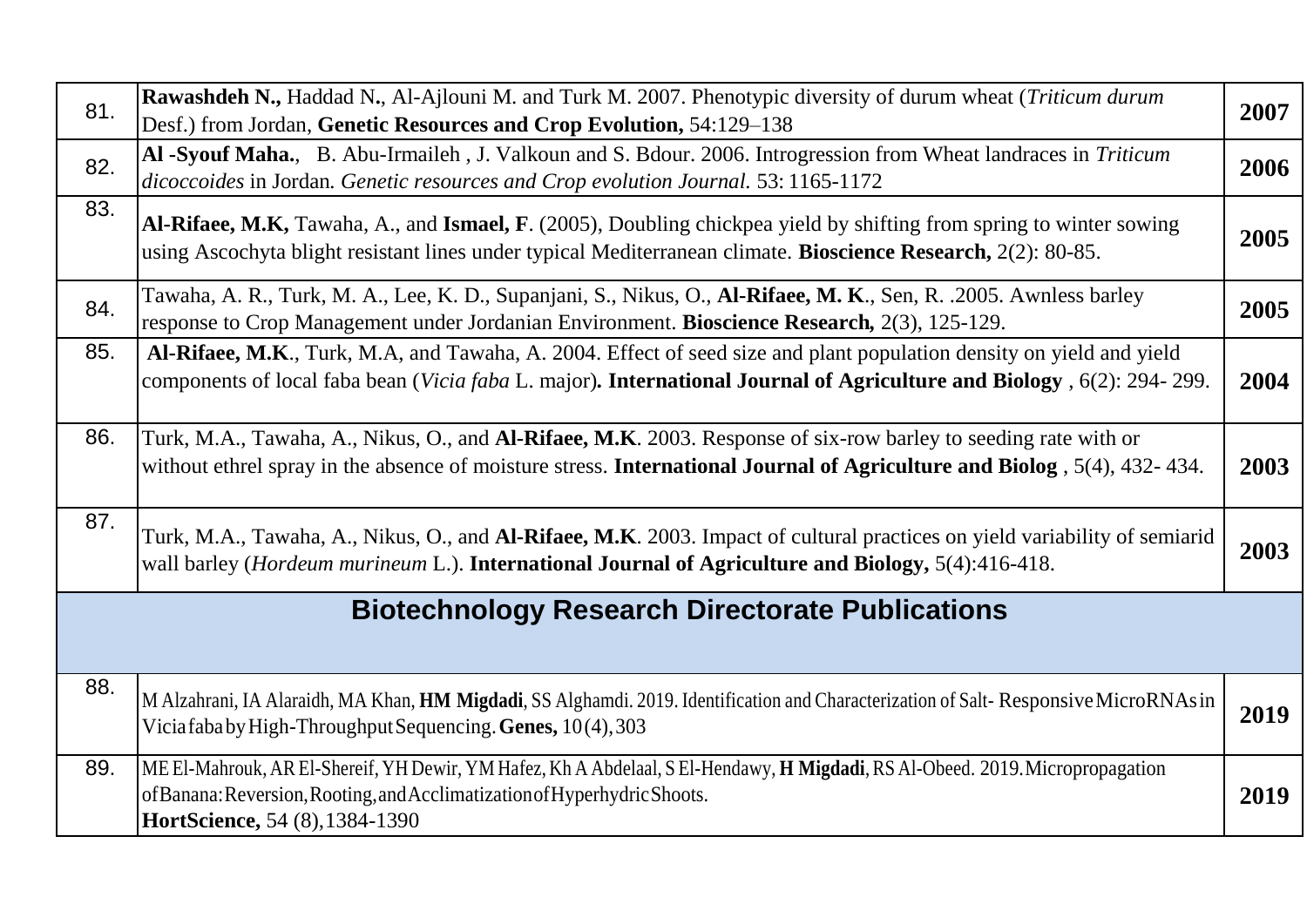| | | |
|---|---|---|
| 81. | **Rawashdeh N.,** Haddad N**.**, Al-Ajlouni M. and Turk M. 2007. Phenotypic diversity of durum wheat (*Triticum durum* Desf.) from Jordan, **Genetic Resources and Crop Evolution,** 54:129–138 | **2007** |
| 82. | **Al -Syouf Maha.**, B. Abu-Irmaileh , J. Valkoun and S. Bdour. 2006. Introgression from Wheat landraces in *Triticum dicoccoides* in Jordan. *Genetic resources and Crop evolution Journal.* 53: 1165-1172 | **2006** |
| 83. | **Al-Rifaee, M.K,** Tawaha, A., and **Ismael, F**. (2005), Doubling chickpea yield by shifting from spring to winter sowing using Ascochyta blight resistant lines under typical Mediterranean climate. **Bioscience Research,** 2(2): 80-85. | **2005** |
| 84. | Tawaha, A. R., Turk, M. A., Lee, K. D., Supanjani, S., Nikus, O., **Al-Rifaee, M. K**., Sen, R. .2005. Awnless barley response to Crop Management under Jordanian Environment. **Bioscience Research,** 2(3), 125-129. | **2005** |
| 85. | **Al-Rifaee, M.K**., Turk, M.A, and Tawaha, A. 2004. Effect of seed size and plant population density on yield and yield components of local faba bean (*Vicia faba* L. major)**. International Journal of Agriculture and Biology** , 6(2): 294- 299. | **2004** |
| 86. | Turk, M.A., Tawaha, A., Nikus, O., and **Al-Rifaee, M.K**. 2003. Response of six-row barley to seeding rate with or without ethrel spray in the absence of moisture stress. **International Journal of Agriculture and Biolog** , 5(4), 432- 434. | **2003** |
| 87. | Turk, M.A., Tawaha, A., Nikus, O., and **Al-Rifaee, M.K**. 2003. Impact of cultural practices on yield variability of semiarid wall barley (*Hordeum murineum* L.). **International Journal of Agriculture and Biology,** 5(4):416-418. | **2003** |
| | **Biotechnology Research Directorate Publications** | |
| 88. | M Alzahrani, IA Alaraidh, MA Khan, **HM Migdadi**, SS Alghamdi. 2019. Identification and Characterization of Salt- Responsive MicroRNAs in Vicia faba by High-Throughput Sequencing. **Genes,** 10(4), 303 | **2019** |
| 89. | ME El-Mahrouk, AR El-Shereif, YH Dewir, YM Hafez, Kh A Abdelaal, S El-Hendawy, **H Migdadi**, RS Al-Obeed. 2019. Micropropagation of Banana: Reversion, Rooting, and Acclimatization of Hyperhydric Shoots. **HortScience,** 54 (8), 1384-1390 | **2019** |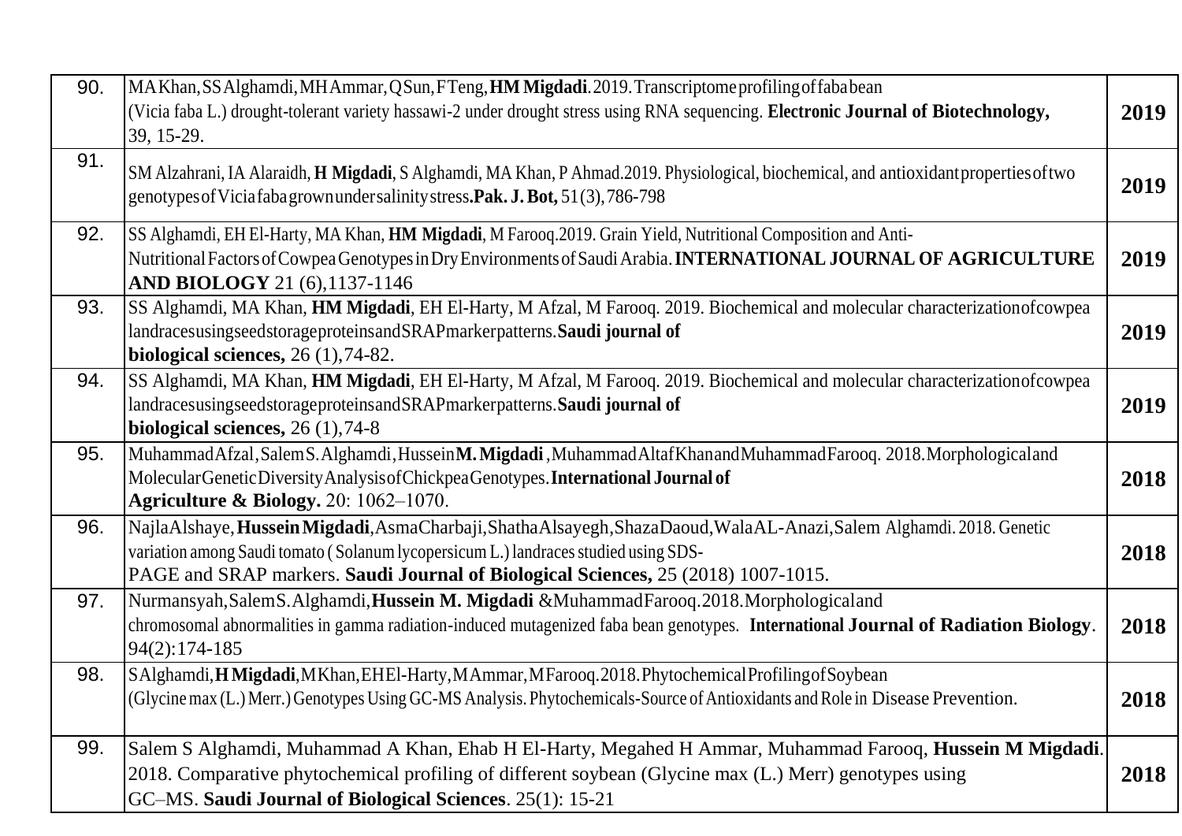| | | |
|---|---|---|
| 90. | MA Khan, SS Alghamdi, MH Ammar, Q Sun, F Teng, **HM Migdadi**. 2019. Transcriptome profiling of faba bean (Vicia faba L.) drought-tolerant variety hassawi-2 under drought stress using RNA sequencing. **Electronic Journal of Biotechnology,** 39, 15-29. | **2019** |
| 91. | SM Alzahrani, IA Alaraidh, **H Migdadi**, S Alghamdi, MA Khan, P Ahmad. 2019. Physiological, biochemical, and antioxidant properties of two genotypes of Vicia faba grown under salinity stress**. Pak. J. Bot,** 51(3), 786-798 | **2019** |
| 92. | SS Alghamdi, EH El-Harty, MA Khan, **HM Migdadi**, M Farooq. 2019. Grain Yield, Nutritional Composition and Anti-Nutritional Factors of Cowpea Genotypes in Dry Environments of Saudi Arabia. **INTERNATIONAL JOURNAL OF AGRICULTURE AND BIOLOGY** 21 (6), 1137-1146 | **2019** |
| 93. | SS Alghamdi, MA Khan, **HM Migdadi**, EH El-Harty, M Afzal, M Farooq. 2019. Biochemical and molecular characterization of cowpea landraces using seed storage proteins and SRAP marker patterns. **Saudi journal of biological sciences,** 26 (1), 74-82. | **2019** |
| 94. | SS Alghamdi, MA Khan, **HM Migdadi**, EH El-Harty, M Afzal, M Farooq. 2019. Biochemical and molecular characterization of cowpea landraces using seed storage proteins and SRAP marker patterns. **Saudi journal of biological sciences,** 26 (1), 74-8 | **2019** |
| 95. | Muhammad Afzal, Salem S. Alghamdi, Hussein **M. Migdadi**, Muhammad Altaf Khan and Muhammad Farooq. 2018. Morphological and Molecular Genetic Diversity Analysis of Chickpea Genotypes. **International Journal of Agriculture & Biology.** 20: 1062–1070. | **2018** |
| 96. | Najla Alshaye, **Hussein Migdadi**, Asma Charbaji, Shatha Alsayegh, Shaza Daoud, Wala AL-Anazi, Salem Alghamdi. 2018. Genetic variation among Saudi tomato ( Solanum lycopersicum L.) landraces studied using SDS-PAGE and SRAP markers. **Saudi Journal of Biological Sciences,** 25 (2018) 1007-1015. | **2018** |
| 97. | Nurmansyah, Salem S. Alghamdi, **Hussein M. Migdadi** & Muhammad Farooq. 2018. Morphological and chromosomal abnormalities in gamma radiation-induced mutagenized faba bean genotypes. **International Journal of Radiation Biology**. 94(2):174-185 | **2018** |
| 98. | S Alghamdi, **H Migdadi**, M Khan, EH El-Harty, M Ammar, M Farooq. 2018. Phytochemical Profiling of Soybean (Glycine max (L.) Merr.) Genotypes Using GC-MS Analysis. Phytochemicals-Source of Antioxidants and Role in Disease Prevention. | **2018** |
| 99. | Salem S Alghamdi, Muhammad A Khan, Ehab H El-Harty, Megahed H Ammar, Muhammad Farooq, **Hussein M Migdadi**. 2018. Comparative phytochemical profiling of different soybean (Glycine max (L.) Merr) genotypes using GC–MS. **Saudi Journal of Biological Sciences**. 25(1): 15-21 | **2018** |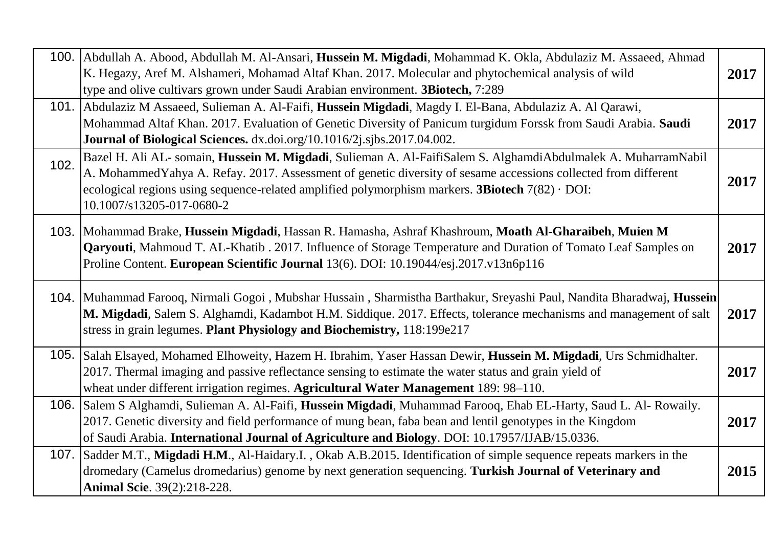| | | |
|---|---|---|
| 100. | Abdullah A. Abood, Abdullah M. Al-Ansari, **Hussein M. Migdadi**, Mohammad K. Okla, Abdulaziz M. Assaeed, Ahmad K. Hegazy, Aref M. Alshameri, Mohamad Altaf Khan. 2017. Molecular and phytochemical analysis of wild type and olive cultivars grown under Saudi Arabian environment. **3Biotech,** 7:289 | **2017** |
| 101. | Abdulaziz M Assaeed, Sulieman A. Al-Faifi, **Hussein Migdadi**, Magdy I. El-Bana, Abdulaziz A. Al Qarawi, Mohammad Altaf Khan. 2017. Evaluation of Genetic Diversity of Panicum turgidum Forssk from Saudi Arabia. **Saudi Journal of Biological Sciences.** dx.doi.org/10.1016/2j.sjbs.2017.04.002. | **2017** |
| 102. | Bazel H. Ali AL- somain, **Hussein M. Migdadi**, Sulieman A. Al-FaifiSalem S. AlghamdiAbdulmalek A. MuharramNabil A. MohammedYahya A. Refay. 2017. Assessment of genetic diversity of sesame accessions collected from different ecological regions using sequence-related amplified polymorphism markers. **3Biotech** 7(82) · DOI: 10.1007/s13205-017-0680-2 | **2017** |
| 103. | Mohammad Brake, **Hussein Migdadi**, Hassan R. Hamasha, Ashraf Khashroum, **Moath Al-Gharaibeh**, **Muien M Qaryouti**, Mahmoud T. AL-Khatib . 2017. Influence of Storage Temperature and Duration of Tomato Leaf Samples on Proline Content. **European Scientific Journal** 13(6). DOI: 10.19044/esj.2017.v13n6p116 | **2017** |
| 104. | Muhammad Farooq, Nirmali Gogoi , Mubshar Hussain , Sharmistha Barthakur, Sreyashi Paul, Nandita Bharadwaj, **Hussein M. Migdadi**, Salem S. Alghamdi, Kadambot H.M. Siddique. 2017. Effects, tolerance mechanisms and management of salt stress in grain legumes. **Plant Physiology and Biochemistry,** 118:199e217 | **2017** |
| 105. | Salah Elsayed, Mohamed Elhoweity, Hazem H. Ibrahim, Yaser Hassan Dewir, **Hussein M. Migdadi**, Urs Schmidhalter. 2017. Thermal imaging and passive reflectance sensing to estimate the water status and grain yield of wheat under different irrigation regimes. **Agricultural Water Management** 189: 98–110. | **2017** |
| 106. | Salem S Alghamdi, Sulieman A. Al-Faifi, **Hussein Migdadi**, Muhammad Farooq, Ehab EL-Harty, Saud L. Al- Rowaily. 2017. Genetic diversity and field performance of mung bean, faba bean and lentil genotypes in the Kingdom of Saudi Arabia. **International Journal of Agriculture and Biology**. DOI: 10.17957/IJAB/15.0336. | **2017** |
| 107. | Sadder M.T., **Migdadi H.M**., Al-Haidary.I. , Okab A.B.2015. Identification of simple sequence repeats markers in the dromedary (Camelus dromedarius) genome by next generation sequencing. **Turkish Journal of Veterinary and Animal Scie**. 39(2):218-228. | **2015** |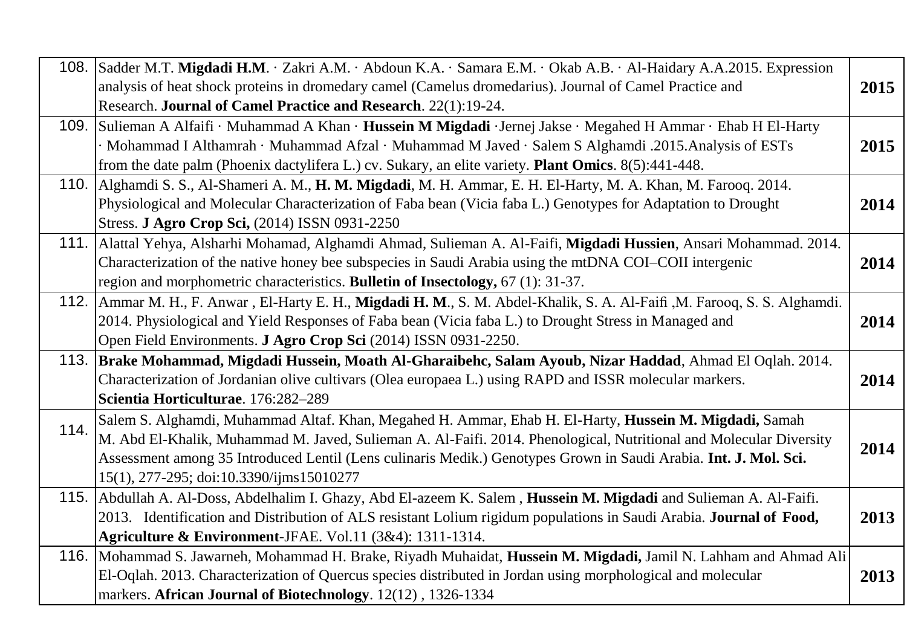| | | |
|---|---|---|
| 108. | Sadder M.T. **Migdadi H.M**. · Zakri A.M. · Abdoun K.A. · Samara E.M. · Okab A.B. · Al-Haidary A.A.2015. Expression analysis of heat shock proteins in dromedary camel (Camelus dromedarius). Journal of Camel Practice and Research. **Journal of Camel Practice and Research**. 22(1):19-24. | **2015** |
| 109. | Sulieman A Alfaifi · Muhammad A Khan · **Hussein M Migdadi** ·Jernej Jakse · Megahed H Ammar · Ehab H El-Harty · Mohammad I Althamrah · Muhammad Afzal · Muhammad M Javed · Salem S Alghamdi .2015.Analysis of ESTs from the date palm (Phoenix dactylifera L.) cv. Sukary, an elite variety. **Plant Omics**. 8(5):441-448. | **2015** |
| 110. | Alghamdi S. S., Al-Shameri A. M., **H. M. Migdadi**, M. H. Ammar, E. H. El-Harty, M. A. Khan, M. Farooq. 2014. Physiological and Molecular Characterization of Faba bean (Vicia faba L.) Genotypes for Adaptation to Drought Stress. **J Agro Crop Sci,** (2014) ISSN 0931-2250 | **2014** |
| 111. | Alattal Yehya, Alsharhi Mohamad, Alghamdi Ahmad, Sulieman A. Al-Faifi, **Migdadi Hussien**, Ansari Mohammad. 2014. Characterization of the native honey bee subspecies in Saudi Arabia using the mtDNA COI–COII intergenic region and morphometric characteristics. **Bulletin of Insectology,** 67 (1): 31-37. | **2014** |
| 112. | Ammar M. H., F. Anwar , El-Harty E. H., **Migdadi H. M**., S. M. Abdel-Khalik, S. A. Al-Faifi ,M. Farooq, S. S. Alghamdi. 2014. Physiological and Yield Responses of Faba bean (Vicia faba L.) to Drought Stress in Managed and Open Field Environments. **J Agro Crop Sci** (2014) ISSN 0931-2250. | **2014** |
| 113. | **Brake Mohammad, Migdadi Hussein, Moath Al-Gharaibehc, Salam Ayoub, Nizar Haddad**, Ahmad El Oqlah. 2014. Characterization of Jordanian olive cultivars (Olea europaea L.) using RAPD and ISSR molecular markers. **Scientia Horticulturae**. 176:282–289 | **2014** |
| 114. | Salem S. Alghamdi, Muhammad Altaf. Khan, Megahed H. Ammar, Ehab H. El-Harty, **Hussein M. Migdadi,** Samah M. Abd El-Khalik, Muhammad M. Javed, Sulieman A. Al-Faifi. 2014. Phenological, Nutritional and Molecular Diversity Assessment among 35 Introduced Lentil (Lens culinaris Medik.) Genotypes Grown in Saudi Arabia. **Int. J. Mol. Sci.** 15(1), 277-295; doi:10.3390/ijms15010277 | **2014** |
| 115. | Abdullah A. Al-Doss, Abdelhalim I. Ghazy, Abd El-azeem K. Salem , **Hussein M. Migdadi** and Sulieman A. Al-Faifi. 2013. Identification and Distribution of ALS resistant Lolium rigidum populations in Saudi Arabia. **Journal of Food, Agriculture & Environment**-JFAE. Vol.11 (3&4): 1311-1314. | **2013** |
| 116. | Mohammad S. Jawarneh, Mohammad H. Brake, Riyadh Muhaidat, **Hussein M. Migdadi,** Jamil N. Lahham and Ahmad Ali El-Oqlah. 2013. Characterization of Quercus species distributed in Jordan using morphological and molecular markers. **African Journal of Biotechnology**. 12(12) , 1326-1334 | **2013** |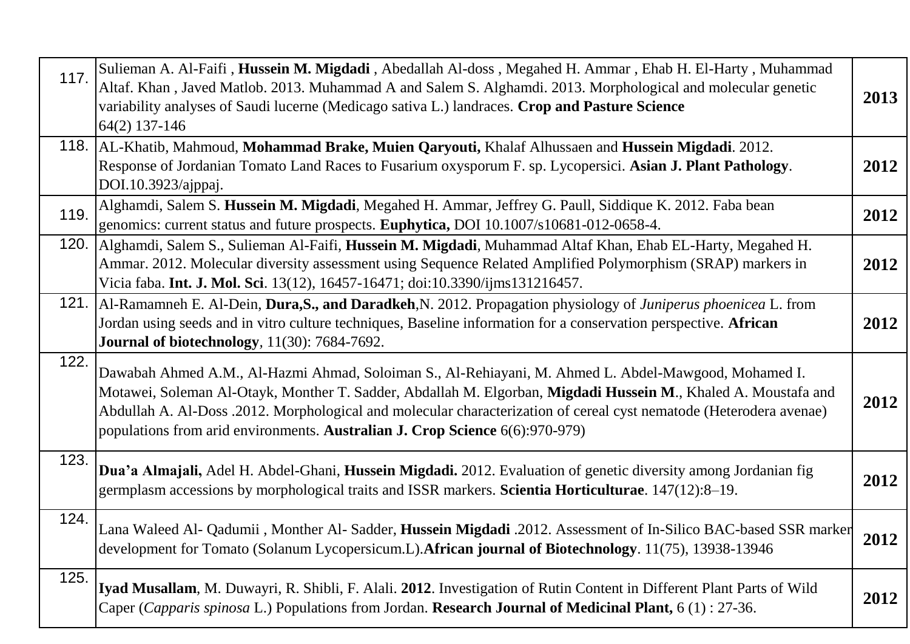| | | |
|---|---|---|
| 117. | Sulieman A. Al-Faifi , **Hussein M. Migdadi** , Abedallah Al-doss , Megahed H. Ammar , Ehab H. El-Harty , Muhammad Altaf. Khan , Javed Matlob. 2013. Muhammad A and Salem S. Alghamdi. 2013. Morphological and molecular genetic variability analyses of Saudi lucerne (Medicago sativa L.) landraces. **Crop and Pasture Science** 64(2) 137-146 | **2013** |
| 118. | AL-Khatib, Mahmoud, **Mohammad Brake, Muien Qaryouti,** Khalaf Alhussaen and **Hussein Migdadi**. 2012. Response of Jordanian Tomato Land Races to Fusarium oxysporum F. sp. Lycopersici. **Asian J. Plant Pathology**. DOI.10.3923/ajppaj. | **2012** |
| 119. | Alghamdi, Salem S. **Hussein M. Migdadi**, Megahed H. Ammar, Jeffrey G. Paull, Siddique K. 2012. Faba bean genomics: current status and future prospects. **Euphytica,** DOI 10.1007/s10681-012-0658-4. | **2012** |
| 120. | Alghamdi, Salem S., Sulieman Al-Faifi, **Hussein M. Migdadi**, Muhammad Altaf Khan, Ehab EL-Harty, Megahed H. Ammar. 2012. Molecular diversity assessment using Sequence Related Amplified Polymorphism (SRAP) markers in Vicia faba. **Int. J. Mol. Sci**. 13(12), 16457-16471; doi:10.3390/ijms131216457. | **2012** |
| 121. | Al-Ramamneh E. Al-Dein, **Dura,S., and Daradkeh**,N. 2012. Propagation physiology of *Juniperus phoenicea* L. from Jordan using seeds and in vitro culture techniques, Baseline information for a conservation perspective. **African Journal of biotechnology**, 11(30): 7684-7692. | **2012** |
| 122. | Dawabah Ahmed A.M., Al-Hazmi Ahmad, Soloiman S., Al-Rehiayani, M. Ahmed L. Abdel-Mawgood, Mohamed I. Motawei, Soleman Al-Otayk, Monther T. Sadder, Abdallah M. Elgorban, **Migdadi Hussein M**., Khaled A. Moustafa and Abdullah A. Al-Doss .2012. Morphological and molecular characterization of cereal cyst nematode (Heterodera avenae) populations from arid environments. **Australian J. Crop Science** 6(6):970-979) | **2012** |
| 123. | **Dua'a Almajali,** Adel H. Abdel-Ghani, **Hussein Migdadi.** 2012. Evaluation of genetic diversity among Jordanian fig germplasm accessions by morphological traits and ISSR markers. **Scientia Horticulturae**. 147(12):8–19. | **2012** |
| 124. | Lana Waleed Al- Qadumii , Monther Al- Sadder, **Hussein Migdadi** .2012. Assessment of In-Silico BAC-based SSR marker development for Tomato (Solanum Lycopersicum.L).**African journal of Biotechnology**. 11(75), 13938-13946 | **2012** |
| 125. | **Iyad Musallam**, M. Duwayri, R. Shibli, F. Alali. **2012**. Investigation of Rutin Content in Different Plant Parts of Wild Caper (*Capparis spinosa* L.) Populations from Jordan. **Research Journal of Medicinal Plant,** 6 (1) : 27-36. | **2012** |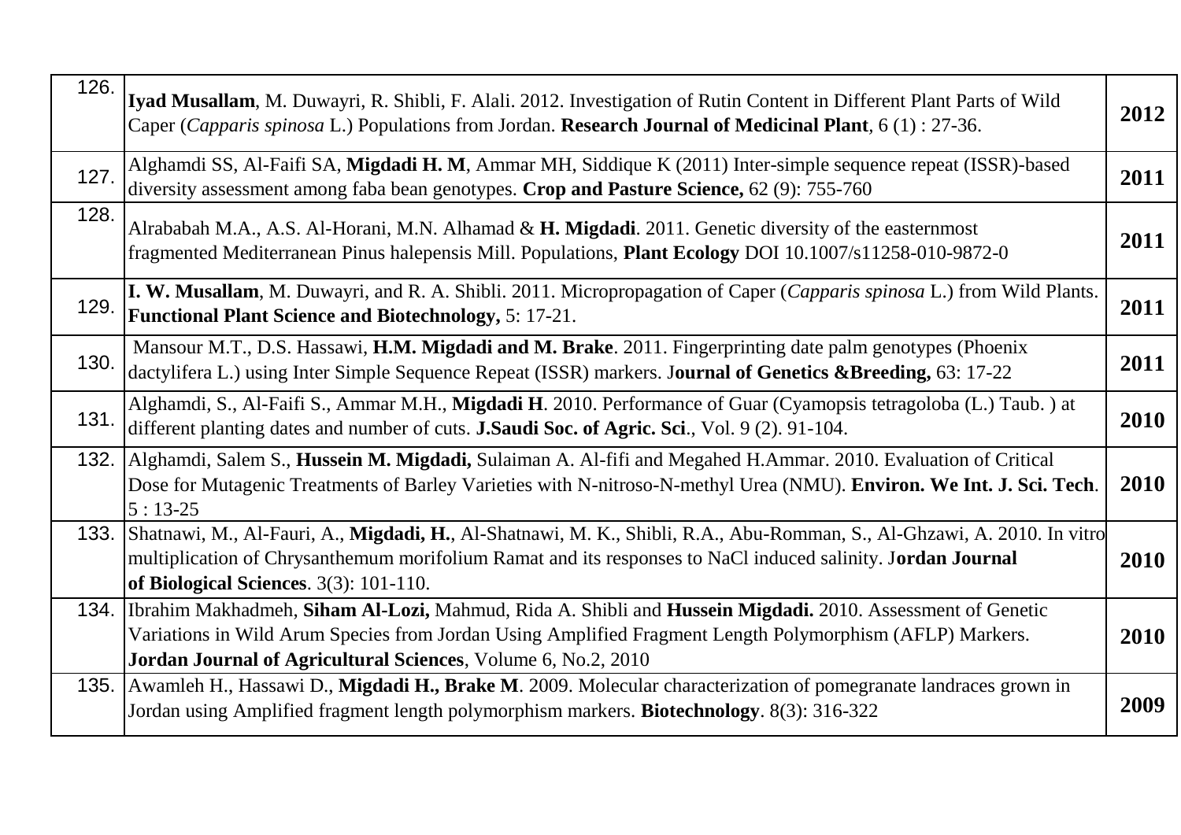| | | |
|---|---|---|
| 126. | **Iyad Musallam**, M. Duwayri, R. Shibli, F. Alali. 2012. Investigation of Rutin Content in Different Plant Parts of Wild Caper (*Capparis spinosa* L.) Populations from Jordan. **Research Journal of Medicinal Plant**, 6 (1) : 27-36. | **2012** |
| 127. | Alghamdi SS, Al-Faifi SA, **Migdadi H. M**, Ammar MH, Siddique K (2011) Inter-simple sequence repeat (ISSR)-based diversity assessment among faba bean genotypes. **Crop and Pasture Science,** 62 (9): 755-760 | **2011** |
| 128. | Alrababah M.A., A.S. Al-Horani, M.N. Alhamad & **H. Migdadi**. 2011. Genetic diversity of the easternmost fragmented Mediterranean Pinus halepensis Mill. Populations, **Plant Ecology** DOI 10.1007/s11258-010-9872-0 | **2011** |
| 129. | **I. W. Musallam**, M. Duwayri, and R. A. Shibli. 2011. Micropropagation of Caper (*Capparis spinosa* L.) from Wild Plants. **Functional Plant Science and Biotechnology,** 5: 17-21. | **2011** |
| 130. | Mansour M.T., D.S. Hassawi, **H.M. Migdadi and M. Brake**. 2011. Fingerprinting date palm genotypes (Phoenix dactylifera L.) using Inter Simple Sequence Repeat (ISSR) markers. J**ournal of Genetics &Breeding,** 63: 17-22 | **2011** |
| 131. | Alghamdi, S., Al-Faifi S., Ammar M.H., **Migdadi H**. 2010. Performance of Guar (Cyamopsis tetragoloba (L.) Taub. ) at different planting dates and number of cuts. **J.Saudi Soc. of Agric. Sci**., Vol. 9 (2). 91-104. | **2010** |
| 132. | Alghamdi, Salem S., **Hussein M. Migdadi,** Sulaiman A. Al-fifi and Megahed H.Ammar. 2010. Evaluation of Critical Dose for Mutagenic Treatments of Barley Varieties with N-nitroso-N-methyl Urea (NMU). **Environ. We Int. J. Sci. Tech**. 5 : 13-25 | **2010** |
| 133. | Shatnawi, M., Al-Fauri, A., **Migdadi, H.**, Al-Shatnawi, M. K., Shibli, R.A., Abu-Romman, S., Al-Ghzawi, A. 2010. In vitro multiplication of Chrysanthemum morifolium Ramat and its responses to NaCl induced salinity. J**ordan Journal of Biological Sciences**. 3(3): 101-110. | **2010** |
| 134. | Ibrahim Makhadmeh, **Siham Al-Lozi,** Mahmud, Rida A. Shibli and **Hussein Migdadi.** 2010. Assessment of Genetic Variations in Wild Arum Species from Jordan Using Amplified Fragment Length Polymorphism (AFLP) Markers. **Jordan Journal of Agricultural Sciences**, Volume 6, No.2, 2010 | **2010** |
| 135. | Awamleh H., Hassawi D., **Migdadi H., Brake M**. 2009. Molecular characterization of pomegranate landraces grown in Jordan using Amplified fragment length polymorphism markers. **Biotechnology**. 8(3): 316-322 | **2009** |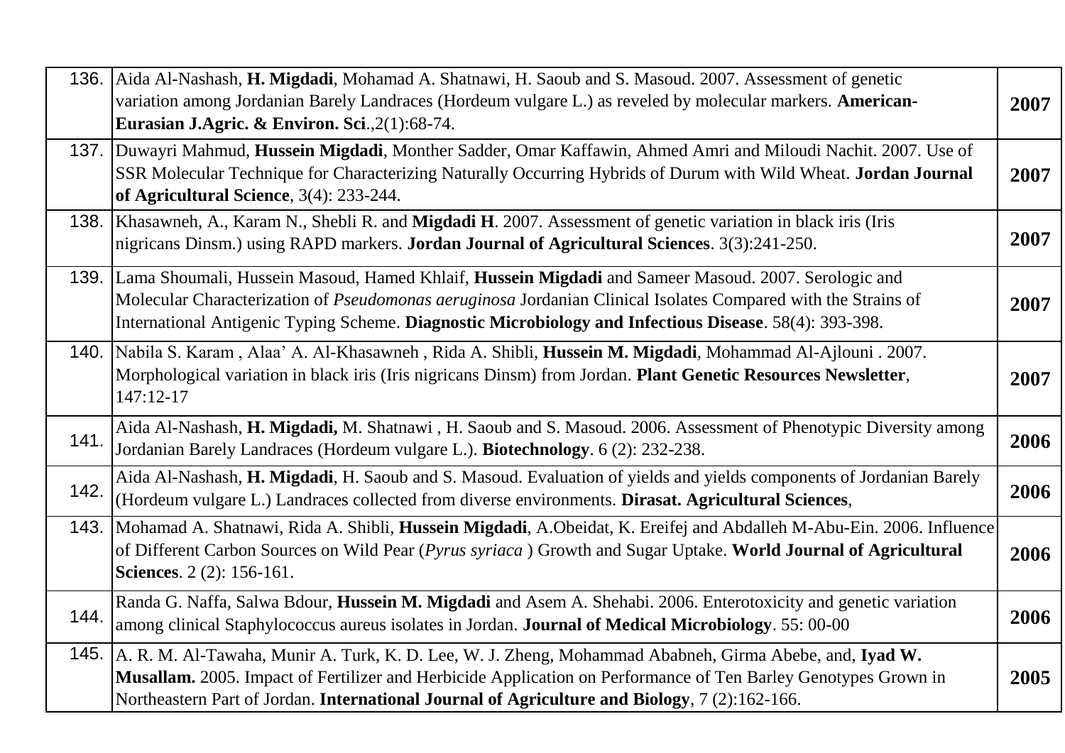| | | |
|---|---|---|
| 136. | Aida Al-Nashash, **H. Migdadi**, Mohamad A. Shatnawi, H. Saoub and S. Masoud. 2007. Assessment of genetic variation among Jordanian Barely Landraces (Hordeum vulgare L.) as reveled by molecular markers. **American-Eurasian J.Agric. & Environ. Sci**.,2(1):68-74. | **2007** |
| 137. | Duwayri Mahmud, **Hussein Migdadi**, Monther Sadder, Omar Kaffawin, Ahmed Amri and Miloudi Nachit. 2007. Use of SSR Molecular Technique for Characterizing Naturally Occurring Hybrids of Durum with Wild Wheat. **Jordan Journal of Agricultural Science**, 3(4): 233-244. | **2007** |
| 138. | Khasawneh, A., Karam N., Shebli R. and **Migdadi H**. 2007. Assessment of genetic variation in black iris (Iris nigricans Dinsm.) using RAPD markers. **Jordan Journal of Agricultural Sciences**. 3(3):241-250. | **2007** |
| 139. | Lama Shoumali, Hussein Masoud, Hamed Khlaif, **Hussein Migdadi** and Sameer Masoud. 2007. Serologic and Molecular Characterization of *Pseudomonas aeruginosa* Jordanian Clinical Isolates Compared with the Strains of International Antigenic Typing Scheme. **Diagnostic Microbiology and Infectious Disease**. 58(4): 393-398. | **2007** |
| 140. | Nabila S. Karam , Alaa' A. Al-Khasawneh , Rida A. Shibli, **Hussein M. Migdadi**, Mohammad Al-Ajlouni . 2007. Morphological variation in black iris (Iris nigricans Dinsm) from Jordan. **Plant Genetic Resources Newsletter**, 147:12-17 | **2007** |
| 141. | Aida Al-Nashash, **H. Migdadi,** M. Shatnawi , H. Saoub and S. Masoud. 2006. Assessment of Phenotypic Diversity among Jordanian Barely Landraces (Hordeum vulgare L.). **Biotechnology**. 6 (2): 232-238. | **2006** |
| 142. | Aida Al-Nashash, **H. Migdadi**, H. Saoub and S. Masoud. Evaluation of yields and yields components of Jordanian Barely (Hordeum vulgare L.) Landraces collected from diverse environments. **Dirasat. Agricultural Sciences**, | **2006** |
| 143. | Mohamad A. Shatnawi, Rida A. Shibli, **Hussein Migdadi**, A.Obeidat, K. Ereifej and Abdalleh M-Abu-Ein. 2006. Influence of Different Carbon Sources on Wild Pear (*Pyrus syriaca* ) Growth and Sugar Uptake. **World Journal of Agricultural Sciences**. 2 (2): 156-161. | **2006** |
| 144. | Randa G. Naffa, Salwa Bdour, **Hussein M. Migdadi** and Asem A. Shehabi. 2006. Enterotoxicity and genetic variation among clinical Staphylococcus aureus isolates in Jordan. **Journal of Medical Microbiology**. 55: 00-00 | **2006** |
| 145. | A. R. M. Al-Tawaha, Munir A. Turk, K. D. Lee, W. J. Zheng, Mohammad Ababneh, Girma Abebe, and, **Iyad W. Musallam.** 2005. Impact of Fertilizer and Herbicide Application on Performance of Ten Barley Genotypes Grown in Northeastern Part of Jordan. **International Journal of Agriculture and Biology**, 7 (2):162-166. | **2005** |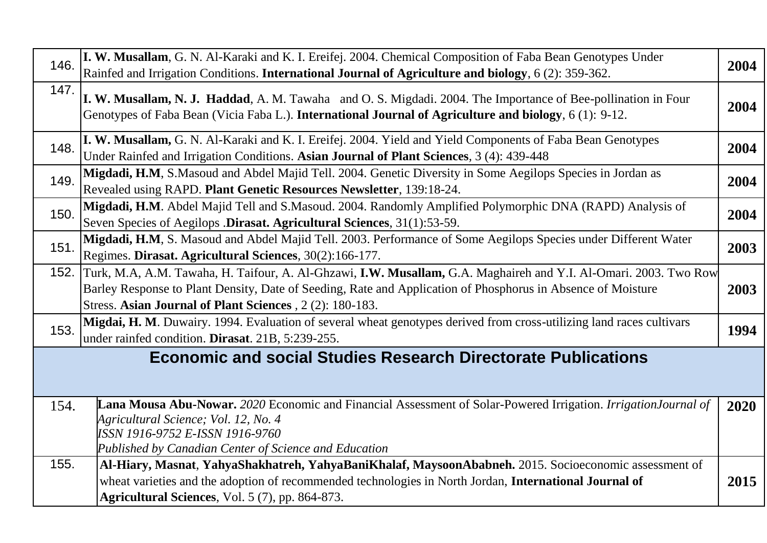| | | |
|---|---|---|
| 146. | **I. W. Musallam**, G. N. Al-Karaki and K. I. Ereifej. 2004. Chemical Composition of Faba Bean Genotypes Under Rainfed and Irrigation Conditions. **International Journal of Agriculture and biology**, 6 (2): 359-362. | **2004** |
| 147. | **I. W. Musallam, N. J. Haddad**, A. M. Tawaha and O. S. Migdadi. 2004. The Importance of Bee-pollination in Four Genotypes of Faba Bean (Vicia Faba L.). **International Journal of Agriculture and biology**, 6 (1): 9-12. | **2004** |
| 148. | **I. W. Musallam,** G. N. Al-Karaki and K. I. Ereifej. 2004. Yield and Yield Components of Faba Bean Genotypes Under Rainfed and Irrigation Conditions. **Asian Journal of Plant Sciences**, 3 (4): 439-448 | **2004** |
| 149. | **Migdadi, H.M**, S.Masoud and Abdel Majid Tell. 2004. Genetic Diversity in Some Aegilops Species in Jordan as Revealed using RAPD. **Plant Genetic Resources Newsletter**, 139:18-24. | **2004** |
| 150. | **Migdadi, H.M**. Abdel Majid Tell and S.Masoud. 2004. Randomly Amplified Polymorphic DNA (RAPD) Analysis of Seven Species of Aegilops .**Dirasat. Agricultural Sciences**, 31(1):53-59. | **2004** |
| 151. | **Migdadi, H.M**, S. Masoud and Abdel Majid Tell. 2003. Performance of Some Aegilops Species under Different Water Regimes. **Dirasat. Agricultural Sciences**, 30(2):166-177. | **2003** |
| 152. | Turk, M.A, A.M. Tawaha, H. Taifour, A. Al-Ghzawi, **I.W. Musallam,** G.A. Maghaireh and Y.I. Al-Omari. 2003. Two Row Barley Response to Plant Density, Date of Seeding, Rate and Application of Phosphorus in Absence of Moisture Stress. **Asian Journal of Plant Sciences** , 2 (2): 180-183. | **2003** |
| 153. | **Migdai, H. M**. Duwairy. 1994. Evaluation of several wheat genotypes derived from cross-utilizing land races cultivars under rainfed condition. **Dirasat**. 21B, 5:239-255. | **1994** |
| **Economic and social Studies Research Directorate Publications** | | |
| 154. | **Lana Mousa Abu-Nowar.** *2020* Economic and Financial Assessment of Solar-Powered Irrigation. *IrrigationJournal of Agricultural Science; Vol. 12, No. 4*<br>*ISSN 1916-9752 E-ISSN 1916-9760*<br>*Published by Canadian Center of Science and Education* | **2020** |
| 155. | **Al-Hiary, Masnat**, **YahyaShakhatreh, YahyaBaniKhalaf, MaysoonAbabneh.** 2015. Socioeconomic assessment of wheat varieties and the adoption of recommended technologies in North Jordan, **International Journal of Agricultural Sciences**, Vol. 5 (7), pp. 864-873. | **2015** |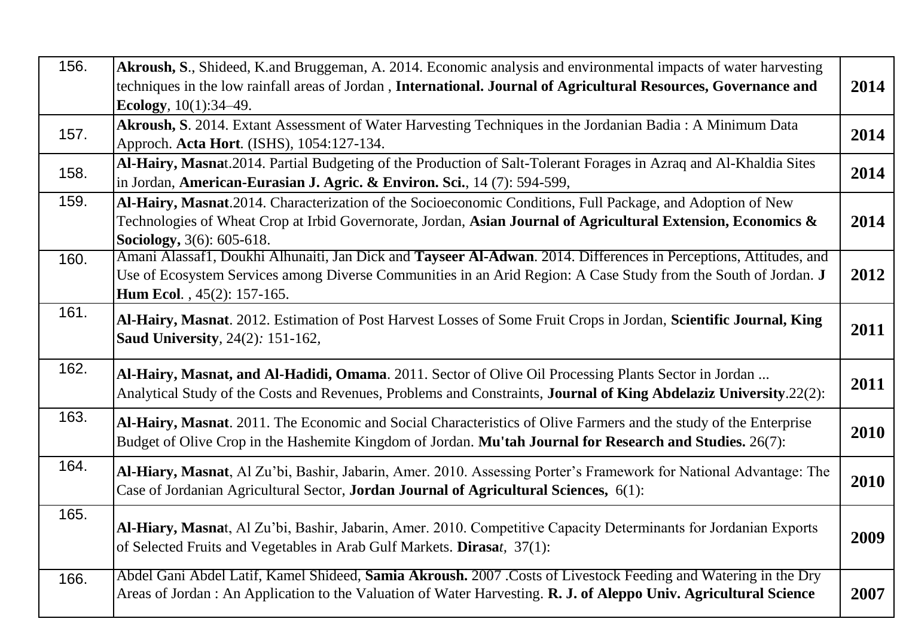| | | |
|---|---|---|
| 156. | **Akroush, S**., Shideed, K.and Bruggeman, A. 2014. Economic analysis and environmental impacts of water harvesting techniques in the low rainfall areas of Jordan , **International. Journal of Agricultural Resources, Governance and Ecology**, 10(1):34–49. | **2014** |
| 157. | **Akroush, S**. 2014. Extant Assessment of Water Harvesting Techniques in the Jordanian Badia : A Minimum Data Approch. **Acta Hort**. (ISHS), 1054:127-134. | **2014** |
| 158. | **Al-Hairy, Masna**t.2014. Partial Budgeting of the Production of Salt-Tolerant Forages in Azraq and Al-Khaldia Sites in Jordan, **American-Eurasian J. Agric. & Environ. Sci.**, 14 (7): 594-599, | **2014** |
| 159. | **Al-Hairy, Masnat**.2014. Characterization of the Socioeconomic Conditions, Full Package, and Adoption of New Technologies of Wheat Crop at Irbid Governorate, Jordan, **Asian Journal of Agricultural Extension, Economics & Sociology,** 3(6): 605-618. | **2014** |
| 160. | Amani Alassaf1, Doukhi Alhunaiti, Jan Dick and **Tayseer Al-Adwan**. 2014. Differences in Perceptions, Attitudes, and Use of Ecosystem Services among Diverse Communities in an Arid Region: A Case Study from the South of Jordan. **J Hum Ecol**. , 45(2): 157-165. | **2012** |
| 161. | **Al-Hairy, Masnat**. 2012. Estimation of Post Harvest Losses of Some Fruit Crops in Jordan, **Scientific Journal, King Saud University**, 24(2)*:* 151-162, | **2011** |
| 162. | **Al-Hairy, Masnat, and Al-Hadidi, Omama**. 2011. Sector of Olive Oil Processing Plants Sector in Jordan ... Analytical Study of the Costs and Revenues, Problems and Constraints, **Journal of King Abdelaziz University**.22(2): | **2011** |
| 163. | **Al-Hairy, Masnat**. 2011. The Economic and Social Characteristics of Olive Farmers and the study of the Enterprise Budget of Olive Crop in the Hashemite Kingdom of Jordan. **Mu'tah Journal for Research and Studies.** 26(7): | **2010** |
| 164. | **Al-Hiary, Masnat**, Al Zu'bi, Bashir, Jabarin, Amer. 2010. Assessing Porter's Framework for National Advantage: The Case of Jordanian Agricultural Sector, **Jordan Journal of Agricultural Sciences,** 6(1): | **2010** |
| 165. | **Al-Hiary, Masna**t, Al Zu'bi, Bashir, Jabarin, Amer. 2010. Competitive Capacity Determinants for Jordanian Exports of Selected Fruits and Vegetables in Arab Gulf Markets. **Dirasa***t*, 37(1): | **2009** |
| 166. | Abdel Gani Abdel Latif, Kamel Shideed, **Samia Akroush.** 2007 .Costs of Livestock Feeding and Watering in the Dry Areas of Jordan : An Application to the Valuation of Water Harvesting. **R. J. of Aleppo Univ. Agricultural Science** | **2007** |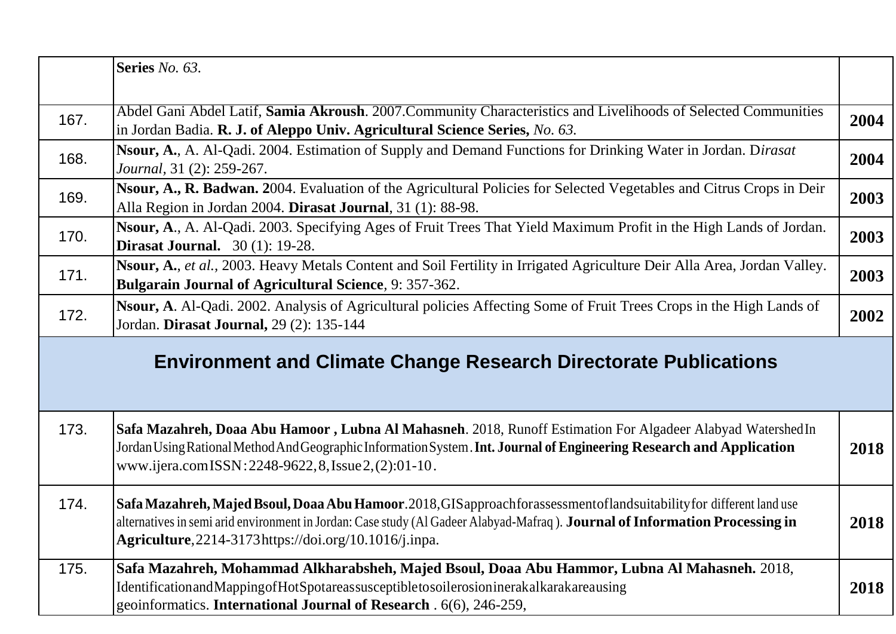| | | |
|---|---|---|
| | **Series** *No. 63.* | |
| 167. | Abdel Gani Abdel Latif, **Samia Akroush**. 2007.Community Characteristics and Livelihoods of Selected Communities in Jordan Badia. **R. J. of Aleppo Univ. Agricultural Science Series,** *No. 63.* | **2004** |
| 168. | **Nsour, A.**, A. Al-Qadi. 2004. Estimation of Supply and Demand Functions for Drinking Water in Jordan. D*irasat Journal,* 31 (2): 259-267. | **2004** |
| 169. | **Nsour, A., R. Badwan. 2**004. Evaluation of the Agricultural Policies for Selected Vegetables and Citrus Crops in Deir Alla Region in Jordan 2004. **Dirasat Journal**, 31 (1): 88-98. | **2003** |
| 170. | **Nsour, A**., A. Al-Qadi. 2003. Specifying Ages of Fruit Trees That Yield Maximum Profit in the High Lands of Jordan. **Dirasat Journal.** 30 (1): 19-28. | **2003** |
| 171. | **Nsour, A.**, *et al.*, 2003. Heavy Metals Content and Soil Fertility in Irrigated Agriculture Deir Alla Area, Jordan Valley. **Bulgarain Journal of Agricultural Science**, 9: 357-362. | **2003** |
| 172. | **Nsour, A**. Al-Qadi. 2002. Analysis of Agricultural policies Affecting Some of Fruit Trees Crops in the High Lands of Jordan. **Dirasat Journal,** 29 (2): 135-144 | **2002** |
| | **Environment and Climate Change Research Directorate Publications** | |
| 173. | **Safa Mazahreh, Doaa Abu Hamoor , Lubna Al Mahasneh**. 2018, Runoff Estimation For Algadeer Alabyad Watershed In Jordan Using Rational Method And Geographic Information System. **Int. Journal of Engineering Research and Application** www.ijera.com ISSN: 2248-9622, 8, Issue 2, (2): 01-10. | **2018** |
| 174. | **Safa Mazahreh, Majed Bsoul, Doaa Abu Hamoor**.2018, GIS approach for assessment of land suitability for different land use alternatives in semi arid environment in Jordan: Case study (Al Gadeer Alabyad-Mafraq ). **Journal of Information Processing in Agriculture**, 2214-3173 https://doi.org/10.1016/j.inpa. | **2018** |
| 175. | **Safa Mazahreh, Mohammad Alkharabsheh, Majed Bsoul, Doaa Abu Hammor, Lubna Al Mahasneh.** 2018, Identification and Mapping of Hot Spot areas susceptible to soil erosion in erak alkarak area using geoinformatics. **International Journal of Research** . 6(6), 246-259, | **2018** |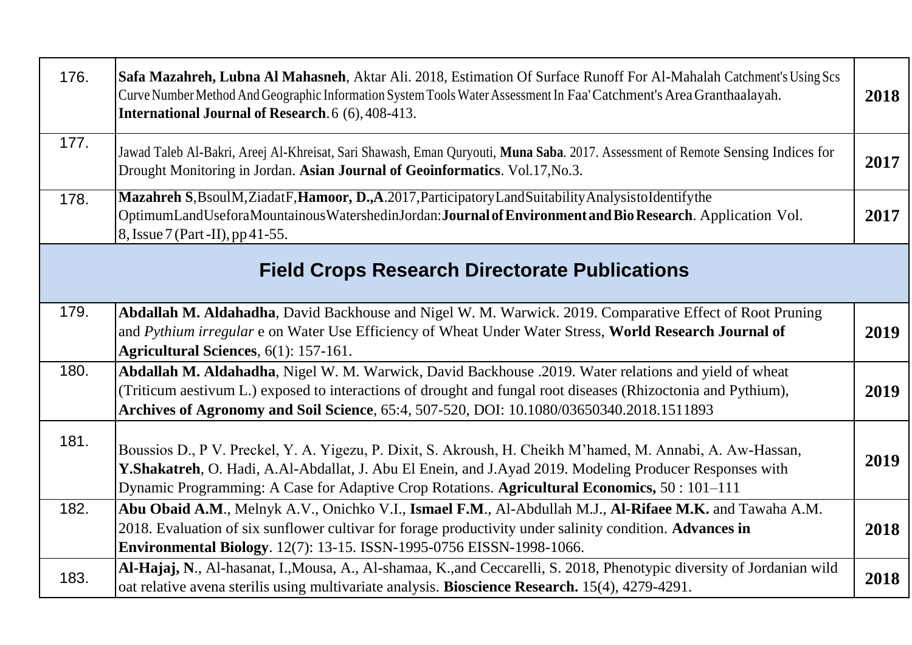| | | |
|---|---|---|
| 176. | **Safa Mazahreh, Lubna Al Mahasneh**, Aktar Ali. 2018, Estimation Of Surface Runoff For Al-Mahalah Catchment's Using Scs Curve Number Method And Geographic Information System Tools Water Assessment In Faa' Catchment's Area Granthaalayah. **International Journal of Research**. 6 (6), 408-413. | **2018** |
| 177. | Jawad Taleb Al-Bakri, Areej Al-Khreisat, Sari Shawash, Eman Quryouti, **Muna Saba**. 2017. Assessment of Remote Sensing Indices for Drought Monitoring in Jordan. **Asian Journal of Geoinformatics**. Vol.17,No.3. | **2017** |
| 178. | **Mazahreh S**,BsoulM,ZiadatF,**Hamoor, D.,A**.2017,ParticipatoryLandSuitabilityAnalysistoIdentifythe OptimumLandUseforaMountainousWatershedinJordan:**Journal of Environment and Bio Research**. Application Vol. 8, Issue 7 (Part -II), pp 41-55. | **2017** |

## Field Crops Research Directorate Publications

| | | |
|---|---|---|
| 179. | **Abdallah M. Aldahadha**, David Backhouse and Nigel W. M. Warwick. 2019. Comparative Effect of Root Pruning and *Pythium irregular* e on Water Use Efficiency of Wheat Under Water Stress, **World Research Journal of Agricultural Sciences**, 6(1): 157-161. | **2019** |
| 180. | **Abdallah M. Aldahadha**, Nigel W. M. Warwick, David Backhouse .2019. Water relations and yield of wheat (Triticum aestivum L.) exposed to interactions of drought and fungal root diseases (Rhizoctonia and Pythium), **Archives of Agronomy and Soil Science**, 65:4, 507-520, DOI: 10.1080/03650340.2018.1511893 | **2019** |
| 181. | Boussios D., P V. Preckel, Y. A. Yigezu, P. Dixit, S. Akroush, H. Cheikh M'hamed, M. Annabi, A. Aw-Hassan, **Y.Shakatreh**, O. Hadi, A.Al-Abdallat, J. Abu El Enein, and J.Ayad 2019. Modeling Producer Responses with Dynamic Programming: A Case for Adaptive Crop Rotations. **Agricultural Economics,** 50 : 101–111 | **2019** |
| 182. | **Abu Obaid A.M**., Melnyk A.V., Onichko V.I., **Ismael F.M**., Al-Abdullah M.J., **Al-Rifaee M.K.** and Tawaha A.M. 2018. Evaluation of six sunflower cultivar for forage productivity under salinity condition. **Advances in Environmental Biology**. 12(7): 13-15. ISSN-1995-0756 EISSN-1998-1066. | **2018** |
| 183. | **Al-Hajaj, N**., Al-hasanat, I.,Mousa, A., Al-shamaa, K.,and Ceccarelli, S. 2018, Phenotypic diversity of Jordanian wild oat relative avena sterilis using multivariate analysis. **Bioscience Research.** 15(4), 4279-4291. | **2018** |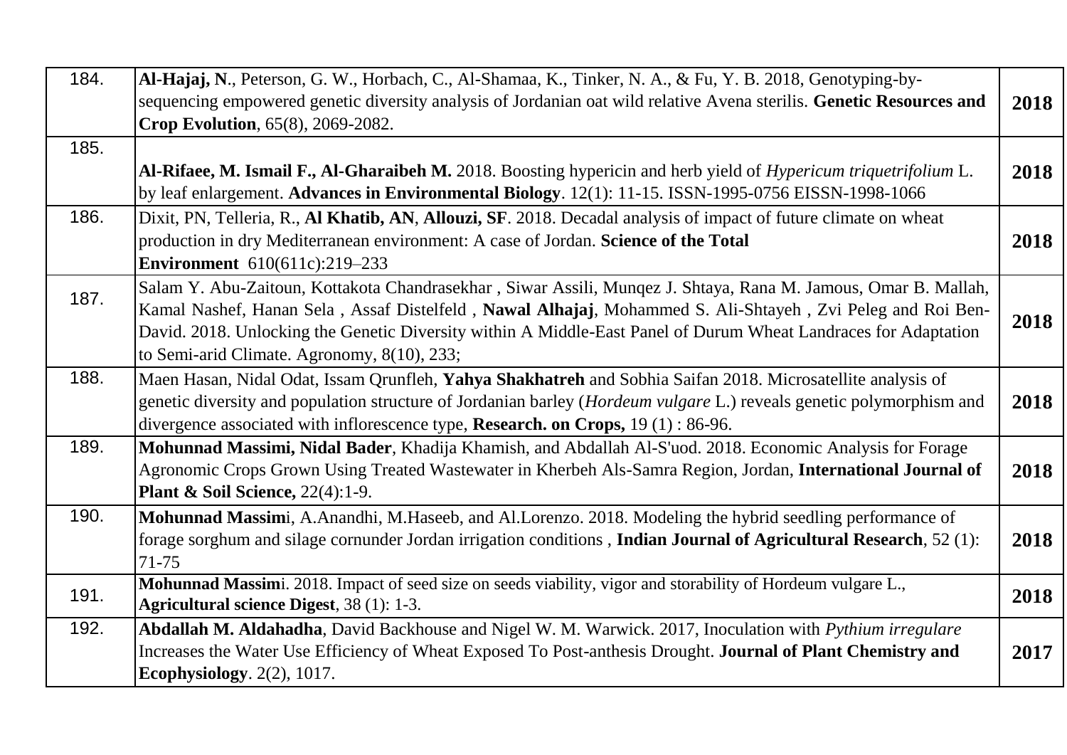| | | |
|---|---|---|
| 184. | **Al-Hajaj, N**., Peterson, G. W., Horbach, C., Al-Shamaa, K., Tinker, N. A., & Fu, Y. B. 2018, Genotyping-by-sequencing empowered genetic diversity analysis of Jordanian oat wild relative Avena sterilis. **Genetic Resources and Crop Evolution**, 65(8), 2069-2082. | **2018** |
| 185. | **Al-Rifaee, M. Ismail F., Al-Gharaibeh M.** 2018. Boosting hypericin and herb yield of *Hypericum triquetrifolium* L. by leaf enlargement. **Advances in Environmental Biology**. 12(1): 11-15. ISSN-1995-0756 EISSN-1998-1066 | **2018** |
| 186. | Dixit, PN, Telleria, R., **Al Khatib, AN**, **Allouzi, SF**. 2018. Decadal analysis of impact of future climate on wheat production in dry Mediterranean environment: A case of Jordan. **Science of the Total Environment** 610(611c):219–233 | **2018** |
| 187. | Salam Y. Abu-Zaitoun, Kottakota Chandrasekhar , Siwar Assili, Munqez J. Shtaya, Rana M. Jamous, Omar B. Mallah, Kamal Nashef, Hanan Sela , Assaf Distelfeld , **Nawal Alhajaj**, Mohammed S. Ali-Shtayeh , Zvi Peleg and Roi Ben-David. 2018. Unlocking the Genetic Diversity within A Middle-East Panel of Durum Wheat Landraces for Adaptation to Semi-arid Climate. Agronomy, 8(10), 233; | **2018** |
| 188. | Maen Hasan, Nidal Odat, Issam Qrunfleh, **Yahya Shakhatreh** and Sobhia Saifan 2018. Microsatellite analysis of genetic diversity and population structure of Jordanian barley (*Hordeum vulgare* L.) reveals genetic polymorphism and divergence associated with inflorescence type, **Research. on Crops,** 19 (1) : 86-96. | **2018** |
| 189. | **Mohunnad Massimi, Nidal Bader**, Khadija Khamish, and Abdallah Al-S'uod. 2018. Economic Analysis for Forage Agronomic Crops Grown Using Treated Wastewater in Kherbeh Als-Samra Region, Jordan, **International Journal of Plant & Soil Science,** 22(4):1-9. | **2018** |
| 190. | **Mohunnad Massim**i, A.Anandhi, M.Haseeb, and Al.Lorenzo. 2018. Modeling the hybrid seedling performance of forage sorghum and silage cornunder Jordan irrigation conditions , **Indian Journal of Agricultural Research**, 52 (1): 71-75 | **2018** |
| 191. | **Mohunnad Massim**i. 2018. Impact of seed size on seeds viability, vigor and storability of Hordeum vulgare L., **Agricultural science Digest**, 38 (1): 1-3. | **2018** |
| 192. | **Abdallah M. Aldahadha**, David Backhouse and Nigel W. M. Warwick. 2017, Inoculation with *Pythium irregulare* Increases the Water Use Efficiency of Wheat Exposed To Post-anthesis Drought. **Journal of Plant Chemistry and Ecophysiology**. 2(2), 1017. | **2017** |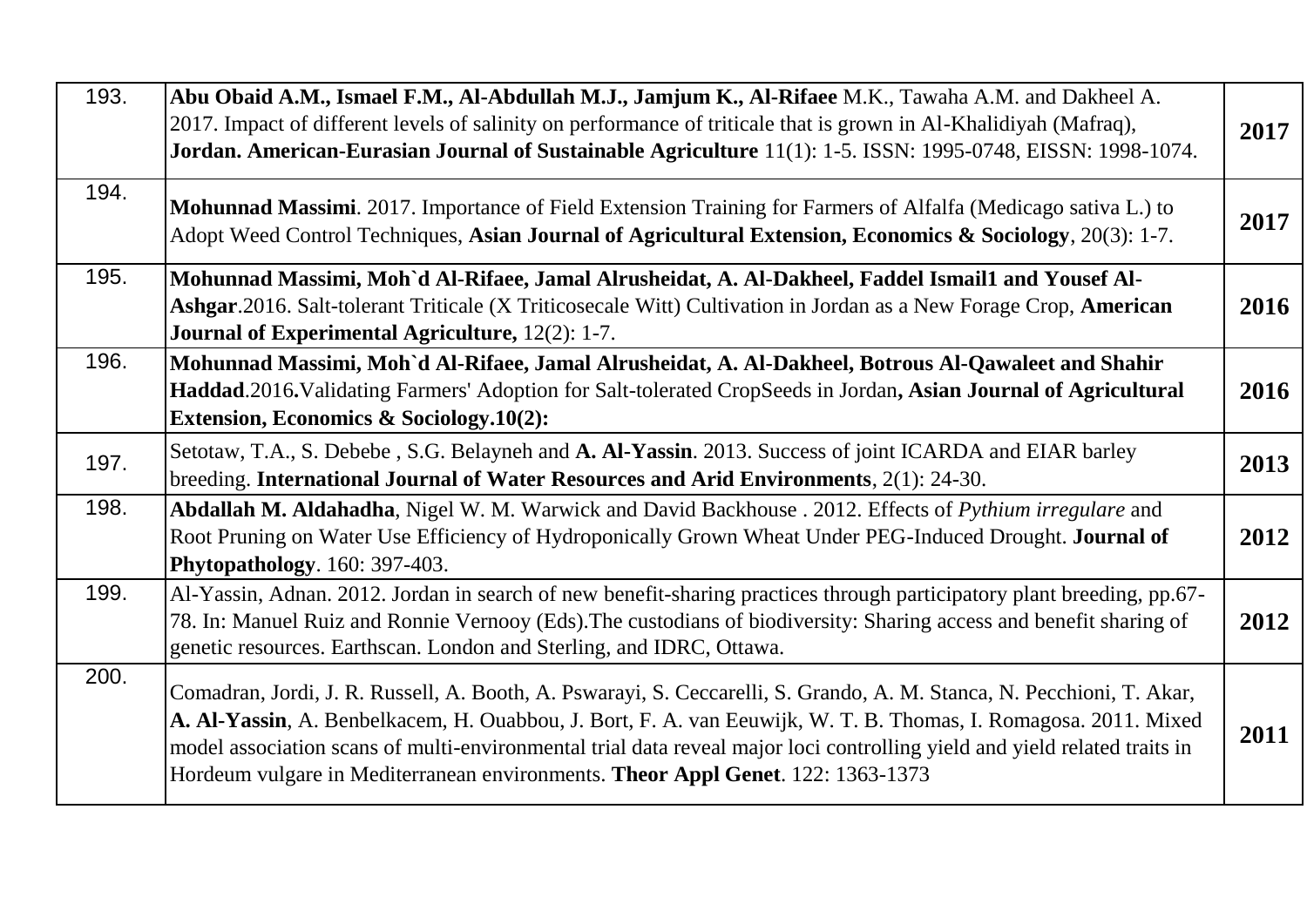| | | |
|---|---|---|
| 193. | **Abu Obaid A.M., Ismael F.M., Al-Abdullah M.J., Jamjum K., Al-Rifaee** M.K., Tawaha A.M. and Dakheel A. 2017. Impact of different levels of salinity on performance of triticale that is grown in Al-Khalidiyah (Mafraq), **Jordan. American-Eurasian Journal of Sustainable Agriculture** 11(1): 1-5. ISSN: 1995-0748, EISSN: 1998-1074. | **2017** |
| 194. | **Mohunnad Massimi**. 2017. Importance of Field Extension Training for Farmers of Alfalfa (Medicago sativa L.) to Adopt Weed Control Techniques, **Asian Journal of Agricultural Extension, Economics & Sociology**, 20(3): 1-7. | **2017** |
| 195. | **Mohunnad Massimi, Moh`d Al-Rifaee, Jamal Alrusheidat, A. Al-Dakheel, Faddel Ismail1 and Yousef Al-Ashgar**.2016. Salt-tolerant Triticale (X Triticosecale Witt) Cultivation in Jordan as a New Forage Crop, **American Journal of Experimental Agriculture,** 12(2): 1-7. | **2016** |
| 196. | **Mohunnad Massimi, Moh`d Al-Rifaee, Jamal Alrusheidat, A. Al-Dakheel, Botrous Al-Qawaleet and Shahir Haddad**.2016**.**Validating Farmers' Adoption for Salt-tolerated CropSeeds in Jordan**, Asian Journal of Agricultural Extension, Economics & Sociology.10(2):** | **2016** |
| 197. | Setotaw, T.A., S. Debebe , S.G. Belayneh and **A. Al-Yassin**. 2013. Success of joint ICARDA and EIAR barley breeding. **International Journal of Water Resources and Arid Environments**, 2(1): 24-30. | **2013** |
| 198. | **Abdallah M. Aldahadha**, Nigel W. M. Warwick and David Backhouse . 2012. Effects of *Pythium irregulare* and Root Pruning on Water Use Efficiency of Hydroponically Grown Wheat Under PEG-Induced Drought. **Journal of Phytopathology**. 160: 397-403. | **2012** |
| 199. | Al-Yassin, Adnan. 2012. Jordan in search of new benefit-sharing practices through participatory plant breeding, pp.67-78. In: Manuel Ruiz and Ronnie Vernooy (Eds).The custodians of biodiversity: Sharing access and benefit sharing of genetic resources. Earthscan. London and Sterling, and IDRC, Ottawa. | **2012** |
| 200. | Comadran, Jordi, J. R. Russell, A. Booth, A. Pswarayi, S. Ceccarelli, S. Grando, A. M. Stanca, N. Pecchioni, T. Akar, **A. Al-Yassin**, A. Benbelkacem, H. Ouabbou, J. Bort, F. A. van Eeuwijk, W. T. B. Thomas, I. Romagosa. 2011. Mixed model association scans of multi-environmental trial data reveal major loci controlling yield and yield related traits in Hordeum vulgare in Mediterranean environments. **Theor Appl Genet**. 122: 1363-1373 | **2011** |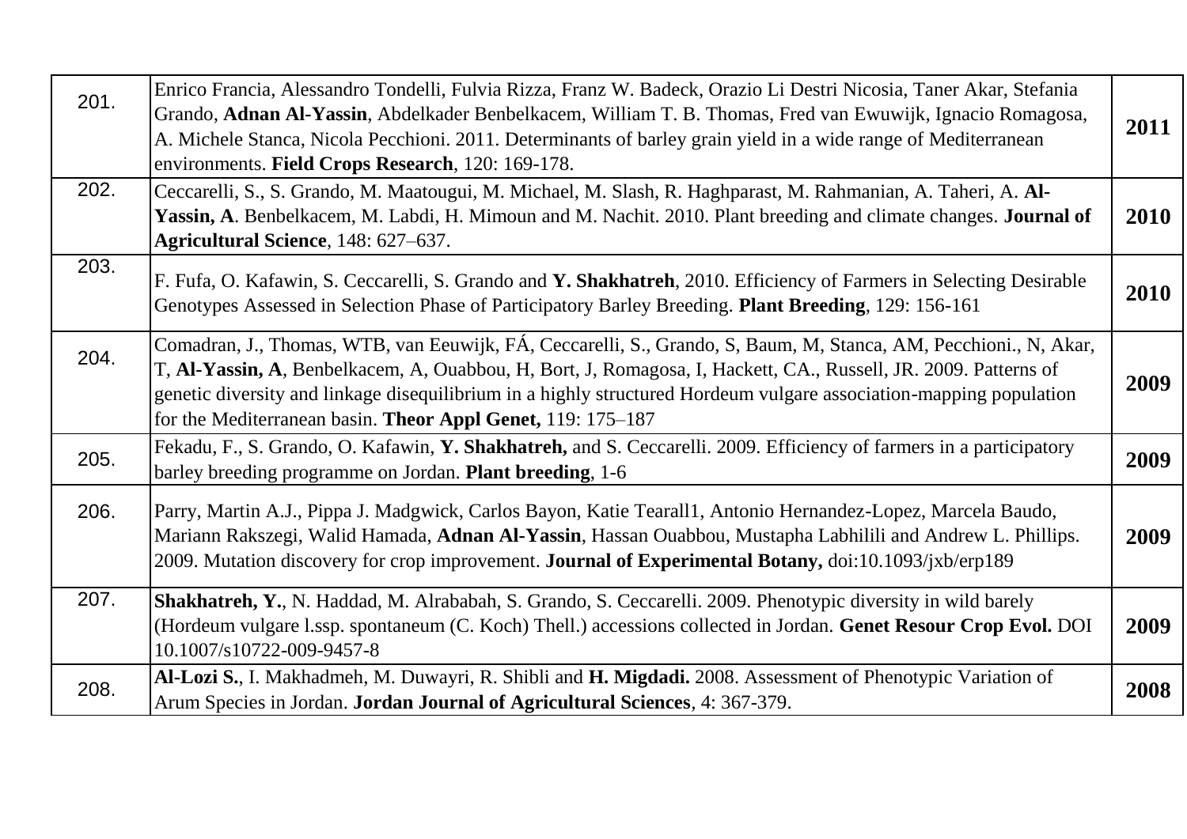| | | |
|---|---|---|
| 201. | Enrico Francia, Alessandro Tondelli, Fulvia Rizza, Franz W. Badeck, Orazio Li Destri Nicosia, Taner Akar, Stefania Grando, **Adnan Al-Yassin**, Abdelkader Benbelkacem, William T. B. Thomas, Fred van Ewuwijk, Ignacio Romagosa, A. Michele Stanca, Nicola Pecchioni. 2011. Determinants of barley grain yield in a wide range of Mediterranean environments. **Field Crops Research**, 120: 169-178. | **2011** |
| 202. | Ceccarelli, S., S. Grando, M. Maatougui, M. Michael, M. Slash, R. Haghparast, M. Rahmanian, A. Taheri, A. **Al-Yassin, A**. Benbelkacem, M. Labdi, H. Mimoun and M. Nachit. 2010. Plant breeding and climate changes. **Journal of Agricultural Science**, 148: 627–637. | **2010** |
| 203. | F. Fufa, O. Kafawin, S. Ceccarelli, S. Grando and **Y. Shakhatreh**, 2010. Efficiency of Farmers in Selecting Desirable Genotypes Assessed in Selection Phase of Participatory Barley Breeding. **Plant Breeding**, 129: 156-161 | **2010** |
| 204. | Comadran, J., Thomas, WTB, van Eeuwijk, FÁ, Ceccarelli, S., Grando, S, Baum, M, Stanca, AM, Pecchioni., N, Akar, T, **Al-Yassin, A**, Benbelkacem, A, Ouabbou, H, Bort, J, Romagosa, I, Hackett, CA., Russell, JR. 2009. Patterns of genetic diversity and linkage disequilibrium in a highly structured Hordeum vulgare association-mapping population for the Mediterranean basin. **Theor Appl Genet,** 119: 175–187 | **2009** |
| 205. | Fekadu, F., S. Grando, O. Kafawin, **Y. Shakhatreh,** and S. Ceccarelli. 2009. Efficiency of farmers in a participatory barley breeding programme on Jordan. **Plant breeding**, 1-6 | **2009** |
| 206. | Parry, Martin A.J., Pippa J. Madgwick, Carlos Bayon, Katie Tearall1, Antonio Hernandez-Lopez, Marcela Baudo, Mariann Rakszegi, Walid Hamada, **Adnan Al-Yassin**, Hassan Ouabbou, Mustapha Labhilili and Andrew L. Phillips. 2009. Mutation discovery for crop improvement. **Journal of Experimental Botany,** doi:10.1093/jxb/erp189 | **2009** |
| 207. | **Shakhatreh, Y.**, N. Haddad, M. Alrababah, S. Grando, S. Ceccarelli. 2009. Phenotypic diversity in wild barely (Hordeum vulgare l.ssp. spontaneum (C. Koch) Thell.) accessions collected in Jordan. **Genet Resour Crop Evol.** DOI 10.1007/s10722-009-9457-8 | **2009** |
| 208. | **Al-Lozi S.**, I. Makhadmeh, M. Duwayri, R. Shibli and **H. Migdadi.** 2008. Assessment of Phenotypic Variation of Arum Species in Jordan. **Jordan Journal of Agricultural Sciences**, 4: 367-379. | **2008** |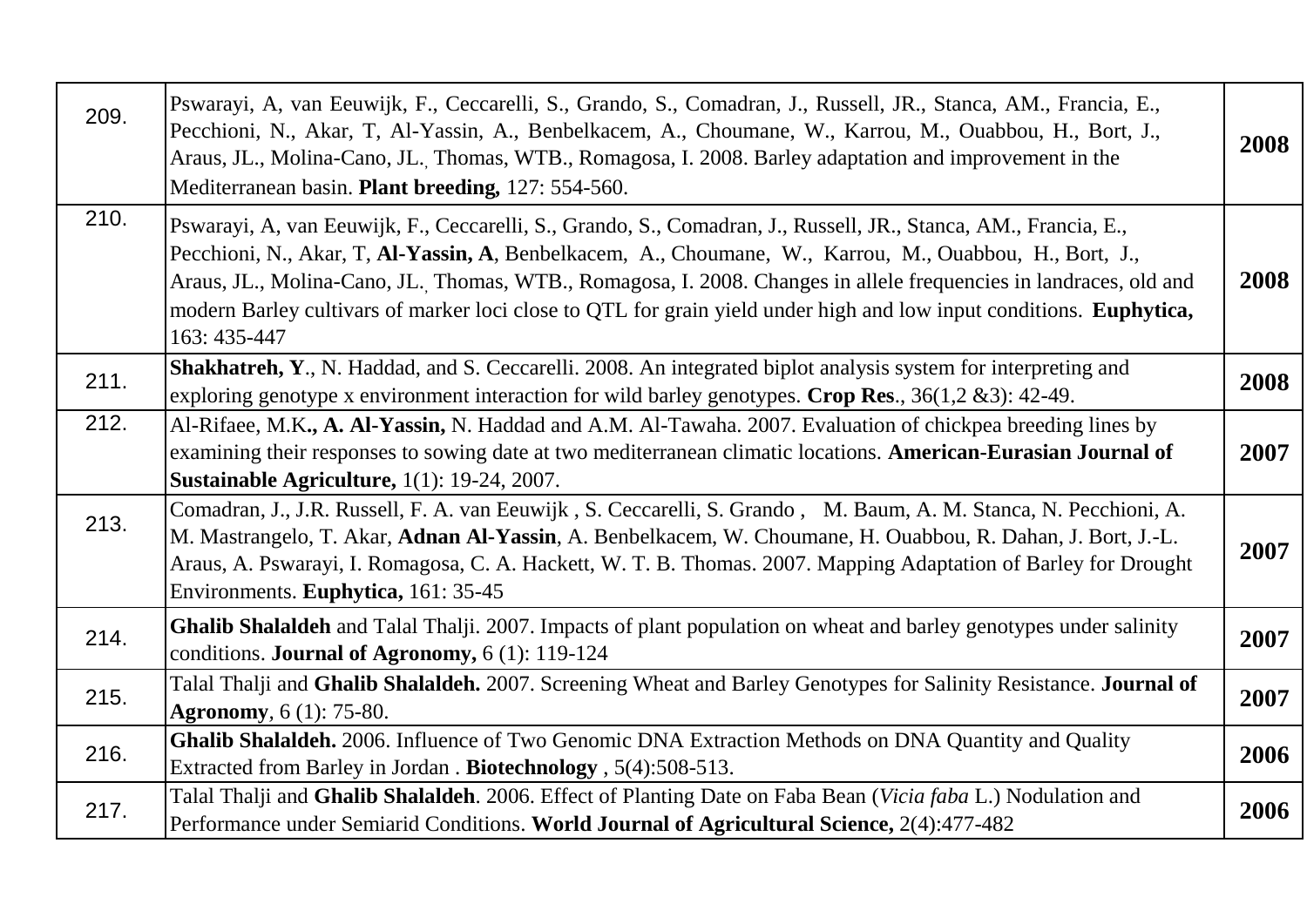| | | |
|---|---|---|
| 209. | Pswarayi, A, van Eeuwijk, F., Ceccarelli, S., Grando, S., Comadran, J., Russell, JR., Stanca, AM., Francia, E., Pecchioni, N., Akar, T, Al-Yassin, A., Benbelkacem, A., Choumane, W., Karrou, M., Ouabbou, H., Bort, J., Araus, JL., Molina-Cano, JL., Thomas, WTB., Romagosa, I. 2008. Barley adaptation and improvement in the Mediterranean basin. **Plant breeding,** 127: 554-560. | **2008** |
| 210. | Pswarayi, A, van Eeuwijk, F., Ceccarelli, S., Grando, S., Comadran, J., Russell, JR., Stanca, AM., Francia, E., Pecchioni, N., Akar, T, **Al-Yassin, A**, Benbelkacem, A., Choumane, W., Karrou, M., Ouabbou, H., Bort, J., Araus, JL., Molina-Cano, JL., Thomas, WTB., Romagosa, I. 2008. Changes in allele frequencies in landraces, old and modern Barley cultivars of marker loci close to QTL for grain yield under high and low input conditions. **Euphytica,** 163: 435-447 | **2008** |
| 211. | **Shakhatreh, Y**., N. Haddad, and S. Ceccarelli. 2008. An integrated biplot analysis system for interpreting and exploring genotype x environment interaction for wild barley genotypes. **Crop Res**., 36(1,2 &3): 42-49. | **2008** |
| 212. | Al-Rifaee, M.K**., A. Al-Yassin,** N. Haddad and A.M. Al-Tawaha. 2007. Evaluation of chickpea breeding lines by examining their responses to sowing date at two mediterranean climatic locations. **American-Eurasian Journal of Sustainable Agriculture,** 1(1): 19-24, 2007. | **2007** |
| 213. | Comadran, J., J.R. Russell, F. A. van Eeuwijk , S. Ceccarelli, S. Grando , M. Baum, A. M. Stanca, N. Pecchioni, A. M. Mastrangelo, T. Akar, **Adnan Al-Yassin**, A. Benbelkacem, W. Choumane, H. Ouabbou, R. Dahan, J. Bort, J.-L. Araus, A. Pswarayi, I. Romagosa, C. A. Hackett, W. T. B. Thomas. 2007. Mapping Adaptation of Barley for Drought Environments. **Euphytica,** 161: 35-45 | **2007** |
| 214. | **Ghalib Shalaldeh** and Talal Thalji. 2007. Impacts of plant population on wheat and barley genotypes under salinity conditions. **Journal of Agronomy,** 6 (1): 119-124 | **2007** |
| 215. | Talal Thalji and **Ghalib Shalaldeh.** 2007. Screening Wheat and Barley Genotypes for Salinity Resistance. **Journal of Agronomy**, 6 (1): 75-80. | **2007** |
| 216. | **Ghalib Shalaldeh.** 2006. Influence of Two Genomic DNA Extraction Methods on DNA Quantity and Quality Extracted from Barley in Jordan . **Biotechnology** , 5(4):508-513. | **2006** |
| 217. | Talal Thalji and **Ghalib Shalaldeh**. 2006. Effect of Planting Date on Faba Bean (*Vicia faba* L.) Nodulation and Performance under Semiarid Conditions. **World Journal of Agricultural Science,** 2(4):477-482 | **2006** |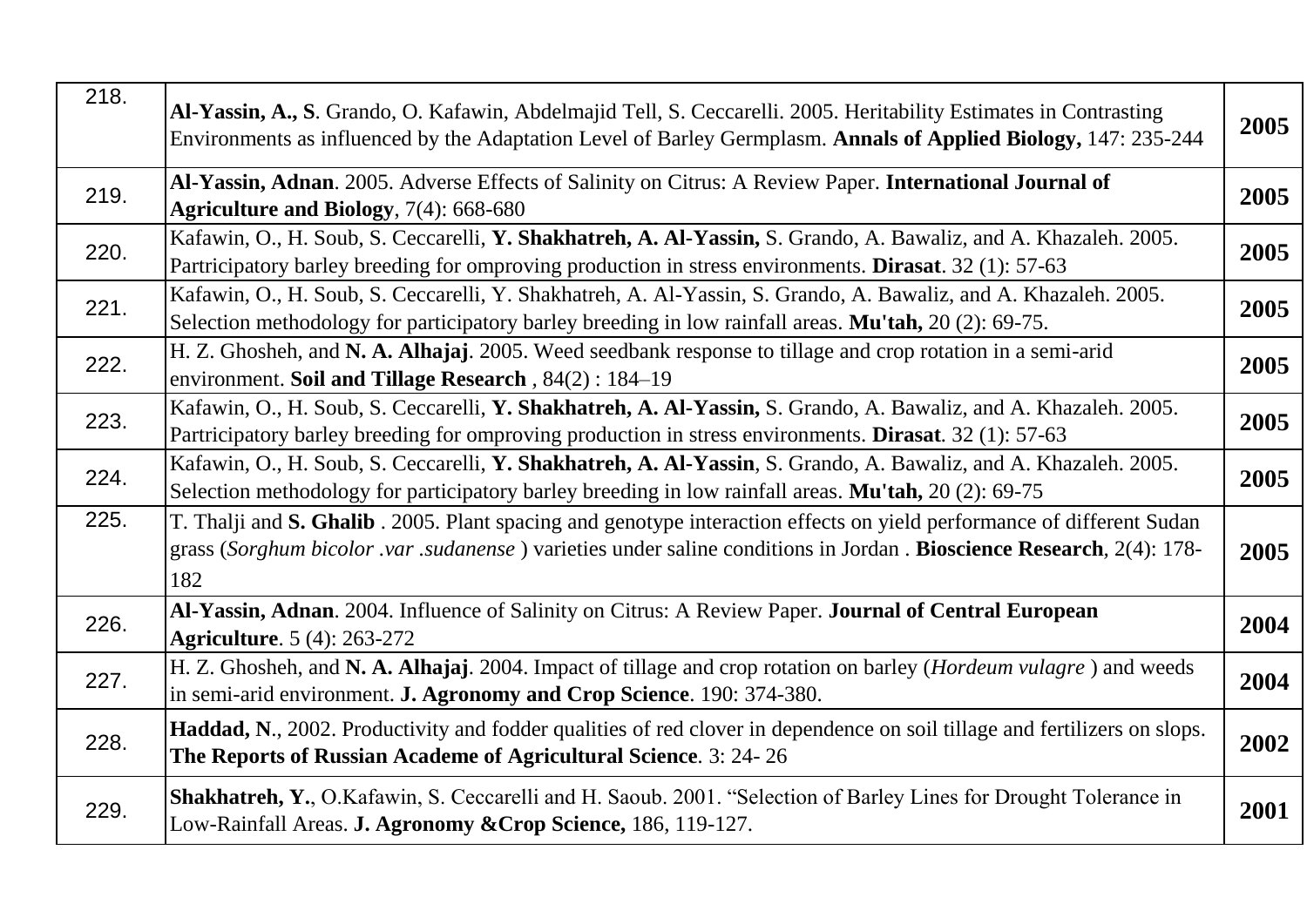| | | |
|---|---|---|
| 218. | **Al-Yassin, A., S**. Grando, O. Kafawin, Abdelmajid Tell, S. Ceccarelli. 2005. Heritability Estimates in Contrasting Environments as influenced by the Adaptation Level of Barley Germplasm. **Annals of Applied Biology,** 147: 235-244 | **2005** |
| 219. | **Al-Yassin, Adnan**. 2005. Adverse Effects of Salinity on Citrus: A Review Paper. **International Journal of Agriculture and Biology**, 7(4): 668-680 | **2005** |
| 220. | Kafawin, O., H. Soub, S. Ceccarelli, **Y. Shakhatreh, A. Al-Yassin,** S. Grando, A. Bawaliz, and A. Khazaleh. 2005. Partricipatory barley breeding for omproving production in stress environments. **Dirasat**. 32 (1): 57-63 | **2005** |
| 221. | Kafawin, O., H. Soub, S. Ceccarelli, Y. Shakhatreh, A. Al-Yassin, S. Grando, A. Bawaliz, and A. Khazaleh. 2005. Selection methodology for participatory barley breeding in low rainfall areas. **Mu'tah,** 20 (2): 69-75. | **2005** |
| 222. | H. Z. Ghosheh, and **N. A. Alhajaj**. 2005. Weed seedbank response to tillage and crop rotation in a semi-arid environment. **Soil and Tillage Research** , 84(2) : 184–19 | **2005** |
| 223. | Kafawin, O., H. Soub, S. Ceccarelli, **Y. Shakhatreh, A. Al-Yassin,** S. Grando, A. Bawaliz, and A. Khazaleh. 2005. Partricipatory barley breeding for omproving production in stress environments. **Dirasat**. 32 (1): 57-63 | **2005** |
| 224. | Kafawin, O., H. Soub, S. Ceccarelli, **Y. Shakhatreh, A. Al-Yassin**, S. Grando, A. Bawaliz, and A. Khazaleh. 2005. Selection methodology for participatory barley breeding in low rainfall areas. **Mu'tah,** 20 (2): 69-75 | **2005** |
| 225. | T. Thalji and **S. Ghalib** . 2005. Plant spacing and genotype interaction effects on yield performance of different Sudan grass (*Sorghum bicolor .var .sudanense* ) varieties under saline conditions in Jordan . **Bioscience Research**, 2(4): 178-182 | **2005** |
| 226. | **Al-Yassin, Adnan**. 2004. Influence of Salinity on Citrus: A Review Paper. **Journal of Central European Agriculture**. 5 (4): 263-272 | **2004** |
| 227. | H. Z. Ghosheh, and **N. A. Alhajaj**. 2004. Impact of tillage and crop rotation on barley (*Hordeum vulagre* ) and weeds in semi-arid environment. **J. Agronomy and Crop Science**. 190: 374-380. | **2004** |
| 228. | **Haddad, N**., 2002. Productivity and fodder qualities of red clover in dependence on soil tillage and fertilizers on slops. **The Reports of Russian Academe of Agricultural Science**. 3: 24- 26 | **2002** |
| 229. | **Shakhatreh, Y.**, O.Kafawin, S. Ceccarelli and H. Saoub. 2001. "Selection of Barley Lines for Drought Tolerance in Low-Rainfall Areas. **J. Agronomy &Crop Science,** 186, 119-127. | **2001** |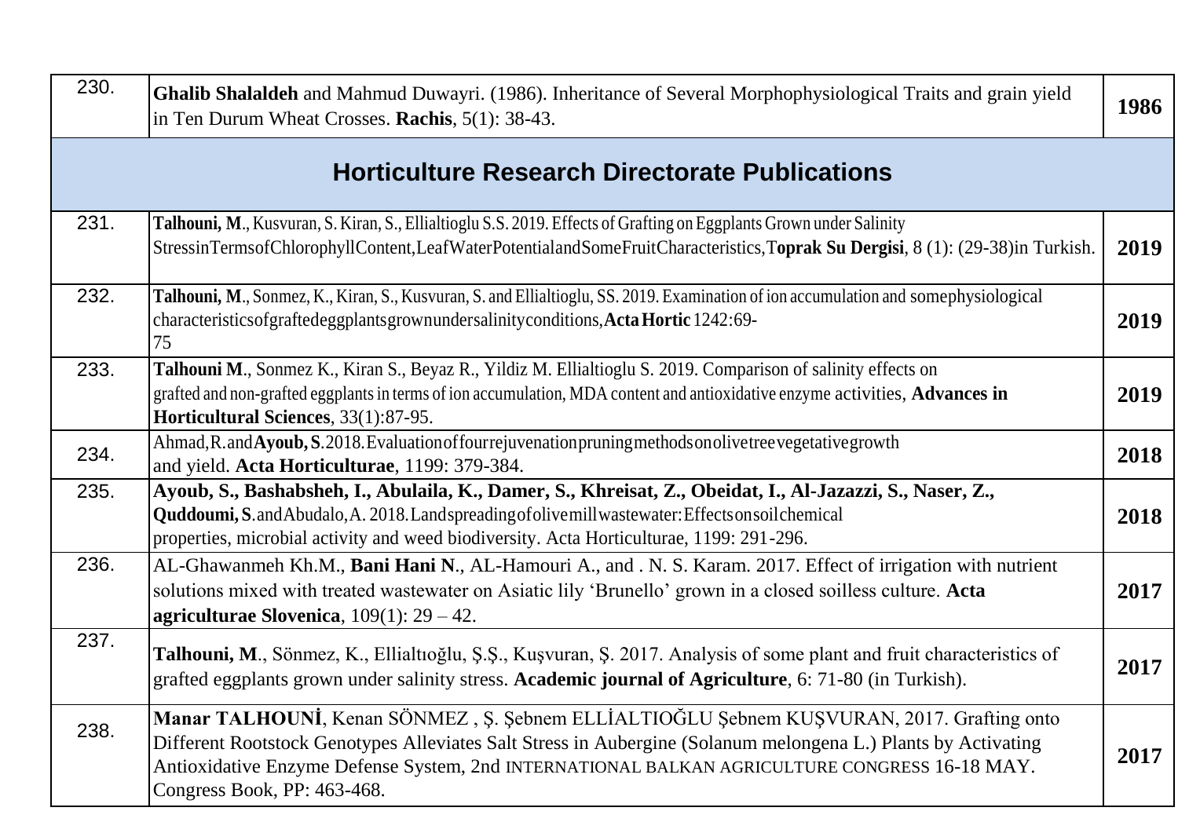| | | |
|---|---|---|
| 230. | **Ghalib Shalaldeh** and Mahmud Duwayri. (1986). Inheritance of Several Morphophysiological Traits and grain yield in Ten Durum Wheat Crosses. **Rachis**, 5(1): 38-43. | **1986** |
| | **Horticulture Research Directorate Publications** | |
| 231. | **Talhouni, M**., Kusvuran, S. Kiran, S., Ellialtioglu S.S. 2019. Effects of Grafting on Eggplants Grown under Salinity StressinTermsofChlorophyllContent,LeafWaterPotentialandSomeFruitCharacteristics,T**oprak Su Dergisi**, 8 (1): (29-38)in Turkish. | **2019** |
| 232. | **Talhouni, M**., Sonmez, K., Kiran, S., Kusvuran, S. and Ellialtioglu, SS. 2019. Examination of ion accumulation and somephysiological characteristicsofgraftedeggplantsgrownundersalinityconditions,**Acta Hortic** 1242:69-75 | **2019** |
| 233. | **Talhouni M**., Sonmez K., Kiran S., Beyaz R., Yildiz M. Ellialtioglu S. 2019. Comparison of salinity effects on grafted and non-grafted eggplants in terms of ion accumulation, MDA content and antioxidative enzyme activities, **Advances in Horticultural Sciences**, 33(1):87-95. | **2019** |
| 234. | Ahmad,R.and**Ayoub,S**.2018.Evaluationoffourrejuvenationpruningmethodsonolivetreevegetativegrowth and yield. **Acta Horticulturae**, 1199: 379-384. | **2018** |
| 235. | **Ayoub, S., Bashabsheh, I., Abulaila, K., Damer, S., Khreisat, Z., Obeidat, I., Al-Jazazzi, S., Naser, Z., Quddoumi, S**.andAbudalo,A. 2018.Landspreadingofolivemillwastewater:Effectsonsoilchemical properties, microbial activity and weed biodiversity. Acta Horticulturae, 1199: 291-296. | **2018** |
| 236. | AL-Ghawanmeh Kh.M., **Bani Hani N**., AL-Hamouri A., and . N. S. Karam. 2017. Effect of irrigation with nutrient solutions mixed with treated wastewater on Asiatic lily 'Brunello' grown in a closed soilless culture. **Acta agriculturae Slovenica**, 109(1): 29 – 42. | **2017** |
| 237. | **Talhouni, M**., Sönmez, K., Ellialtıoğlu, Ş.Ş., Kuşvuran, Ş. 2017. Analysis of some plant and fruit characteristics of grafted eggplants grown under salinity stress. **Academic journal of Agriculture**, 6: 71-80 (in Turkish). | **2017** |
| 238. | **Manar TALHOUNİ**, Kenan SÖNMEZ , Ş. Şebnem ELLİALTIOĞLU Şebnem KUŞVURAN, 2017. Grafting onto Different Rootstock Genotypes Alleviates Salt Stress in Aubergine (Solanum melongena L.) Plants by Activating Antioxidative Enzyme Defense System, 2nd INTERNATIONAL BALKAN AGRICULTURE CONGRESS 16-18 MAY. Congress Book, PP: 463-468. | **2017** |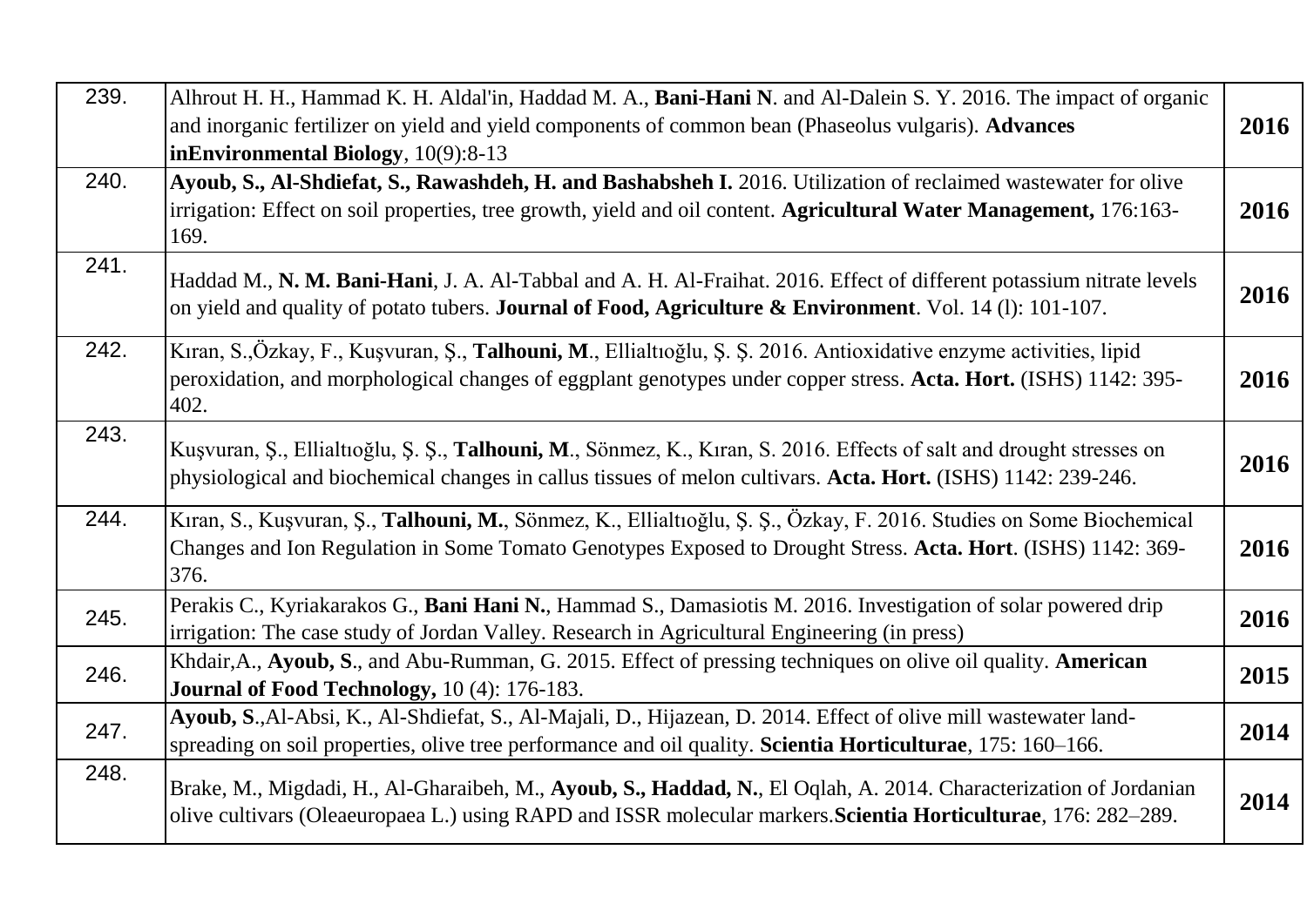| | | |
|---|---|---|
| 239. | Alhrout H. H., Hammad K. H. Aldal'in, Haddad M. A., **Bani-Hani N**. and Al-Dalein S. Y. 2016. The impact of organic and inorganic fertilizer on yield and yield components of common bean (Phaseolus vulgaris). **Advances inEnvironmental Biology**, 10(9):8-13 | **2016** |
| 240. | **Ayoub, S., Al-Shdiefat, S., Rawashdeh, H. and Bashabsheh I.** 2016. Utilization of reclaimed wastewater for olive irrigation: Effect on soil properties, tree growth, yield and oil content. **Agricultural Water Management,** 176:163-169. | **2016** |
| 241. | Haddad M., **N. M. Bani-Hani**, J. A. Al-Tabbal and A. H. Al-Fraihat. 2016. Effect of different potassium nitrate levels on yield and quality of potato tubers. **Journal of Food, Agriculture & Environment**. Vol. 14 (l): 101-107. | **2016** |
| 242. | Kıran, S.,Özkay, F., Kuşvuran, Ş., **Talhouni, M**., Ellialtıoğlu, Ş. Ş. 2016. Antioxidative enzyme activities, lipid peroxidation, and morphological changes of eggplant genotypes under copper stress. **Acta. Hort.** (ISHS) 1142: 395-402. | **2016** |
| 243. | Kuşvuran, Ş., Ellialtıoğlu, Ş. Ş., **Talhouni, M**., Sönmez, K., Kıran, S. 2016. Effects of salt and drought stresses on physiological and biochemical changes in callus tissues of melon cultivars. **Acta. Hort.** (ISHS) 1142: 239-246. | **2016** |
| 244. | Kıran, S., Kuşvuran, Ş., **Talhouni, M.**, Sönmez, K., Ellialtıoğlu, Ş. Ş., Özkay, F. 2016. Studies on Some Biochemical Changes and Ion Regulation in Some Tomato Genotypes Exposed to Drought Stress. **Acta. Hort**. (ISHS) 1142: 369-376. | **2016** |
| 245. | Perakis C., Kyriakarakos G., **Bani Hani N.**, Hammad S., Damasiotis M. 2016. Investigation of solar powered drip irrigation: The case study of Jordan Valley. Research in Agricultural Engineering (in press) | **2016** |
| 246. | Khdair,A., **Ayoub, S**., and Abu-Rumman, G. 2015. Effect of pressing techniques on olive oil quality. **American Journal of Food Technology,** 10 (4): 176-183. | **2015** |
| 247. | **Ayoub, S**.,Al-Absi, K., Al-Shdiefat, S., Al-Majali, D., Hijazean, D. 2014. Effect of olive mill wastewater land-spreading on soil properties, olive tree performance and oil quality. **Scientia Horticulturae**, 175: 160–166. | **2014** |
| 248. | Brake, M., Migdadi, H., Al-Gharaibeh, M., **Ayoub, S., Haddad, N.**, El Oqlah, A. 2014. Characterization of Jordanian olive cultivars (Oleaeuropaea L.) using RAPD and ISSR molecular markers.**Scientia Horticulturae**, 176: 282–289. | **2014** |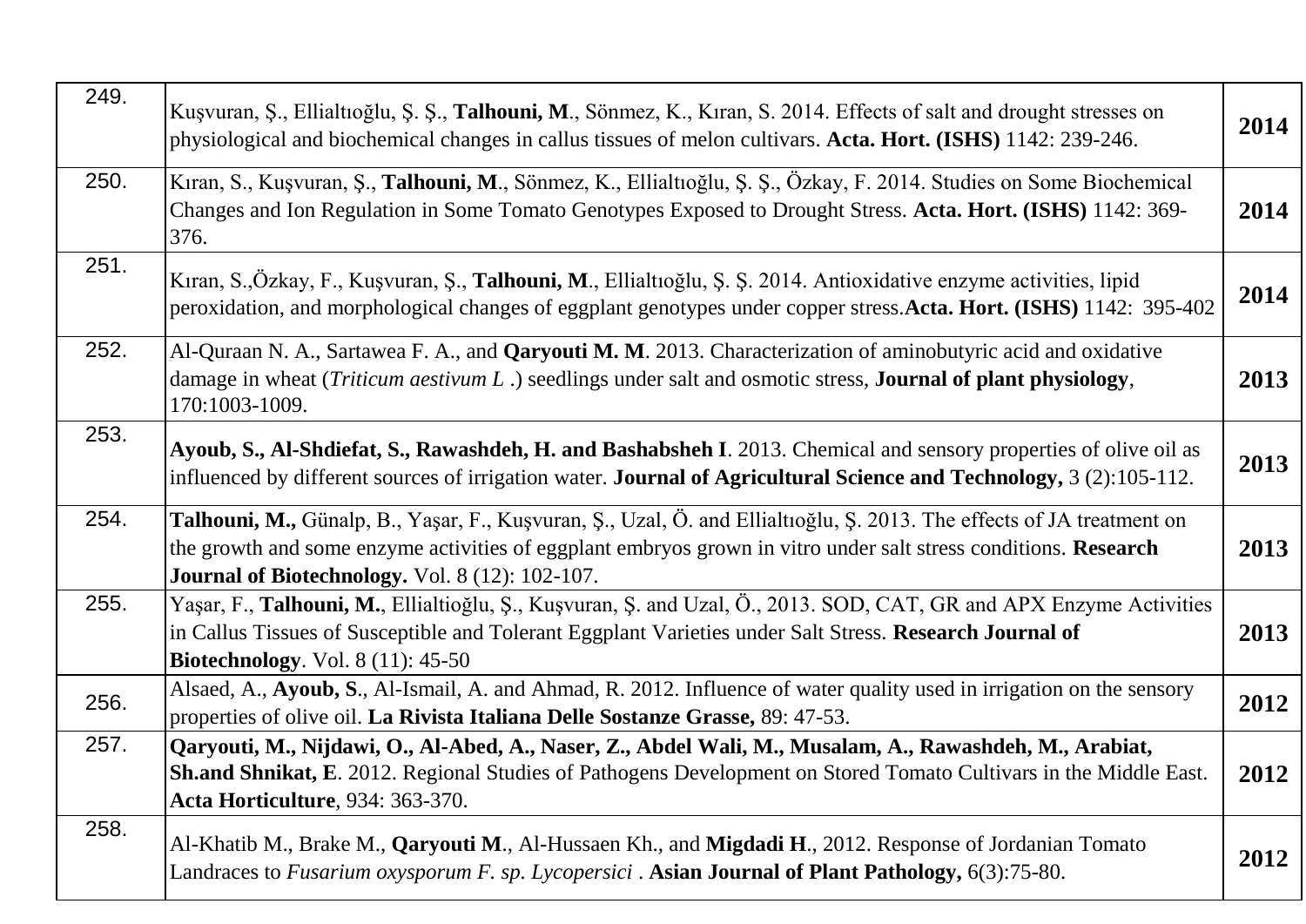| | | |
|---|---|---|
| 249. | Kuşvuran, Ş., Ellialtıoğlu, Ş. Ş., **Talhouni, M**., Sönmez, K., Kıran, S. 2014. Effects of salt and drought stresses on physiological and biochemical changes in callus tissues of melon cultivars. **Acta. Hort. (ISHS)** 1142: 239-246. | **2014** |
| 250. | Kıran, S., Kuşvuran, Ş., **Talhouni, M**., Sönmez, K., Ellialtıoğlu, Ş. Ş., Özkay, F. 2014. Studies on Some Biochemical Changes and Ion Regulation in Some Tomato Genotypes Exposed to Drought Stress. **Acta. Hort. (ISHS)** 1142: 369-376. | **2014** |
| 251. | Kıran, S.,Özkay, F., Kuşvuran, Ş., **Talhouni, M**., Ellialtıoğlu, Ş. Ş. 2014. Antioxidative enzyme activities, lipid peroxidation, and morphological changes of eggplant genotypes under copper stress.**Acta. Hort. (ISHS)** 1142: 395-402 | **2014** |
| 252. | Al-Quraan N. A., Sartawea F. A., and **Qaryouti M. M**. 2013. Characterization of aminobutyric acid and oxidative damage in wheat (*Triticum aestivum L* .) seedlings under salt and osmotic stress, **Journal of plant physiology**, 170:1003-1009. | **2013** |
| 253. | **Ayoub, S., Al-Shdiefat, S., Rawashdeh, H. and Bashabsheh I**. 2013. Chemical and sensory properties of olive oil as influenced by different sources of irrigation water. **Journal of Agricultural Science and Technology,** 3 (2):105-112. | **2013** |
| 254. | **Talhouni, M.,** Günalp, B., Yaşar, F., Kuşvuran, Ş., Uzal, Ö. and Ellialtıoğlu, Ş. 2013. The effects of JA treatment on the growth and some enzyme activities of eggplant embryos grown in vitro under salt stress conditions. **Research Journal of Biotechnology.** Vol. 8 (12): 102-107. | **2013** |
| 255. | Yaşar, F., **Talhouni, M.**, Ellialtioğlu, Ş., Kuşvuran, Ş. and Uzal, Ö., 2013. SOD, CAT, GR and APX Enzyme Activities in Callus Tissues of Susceptible and Tolerant Eggplant Varieties under Salt Stress. **Research Journal of Biotechnology**. Vol. 8 (11): 45-50 | **2013** |
| 256. | Alsaed, A., **Ayoub, S**., Al-Ismail, A. and Ahmad, R. 2012. Influence of water quality used in irrigation on the sensory properties of olive oil. **La Rivista Italiana Delle Sostanze Grasse,** 89: 47-53. | **2012** |
| 257. | **Qaryouti, M., Nijdawi, O., Al-Abed, A., Naser, Z., Abdel Wali, M., Musalam, A., Rawashdeh, M., Arabiat, Sh.and Shnikat, E**. 2012. Regional Studies of Pathogens Development on Stored Tomato Cultivars in the Middle East. **Acta Horticulture**, 934: 363-370. | **2012** |
| 258. | Al-Khatib M., Brake M., **Qaryouti M**., Al-Hussaen Kh., and **Migdadi H**., 2012. Response of Jordanian Tomato Landraces to *Fusarium oxysporum F. sp. Lycopersici* . **Asian Journal of Plant Pathology,** 6(3):75-80. | **2012** |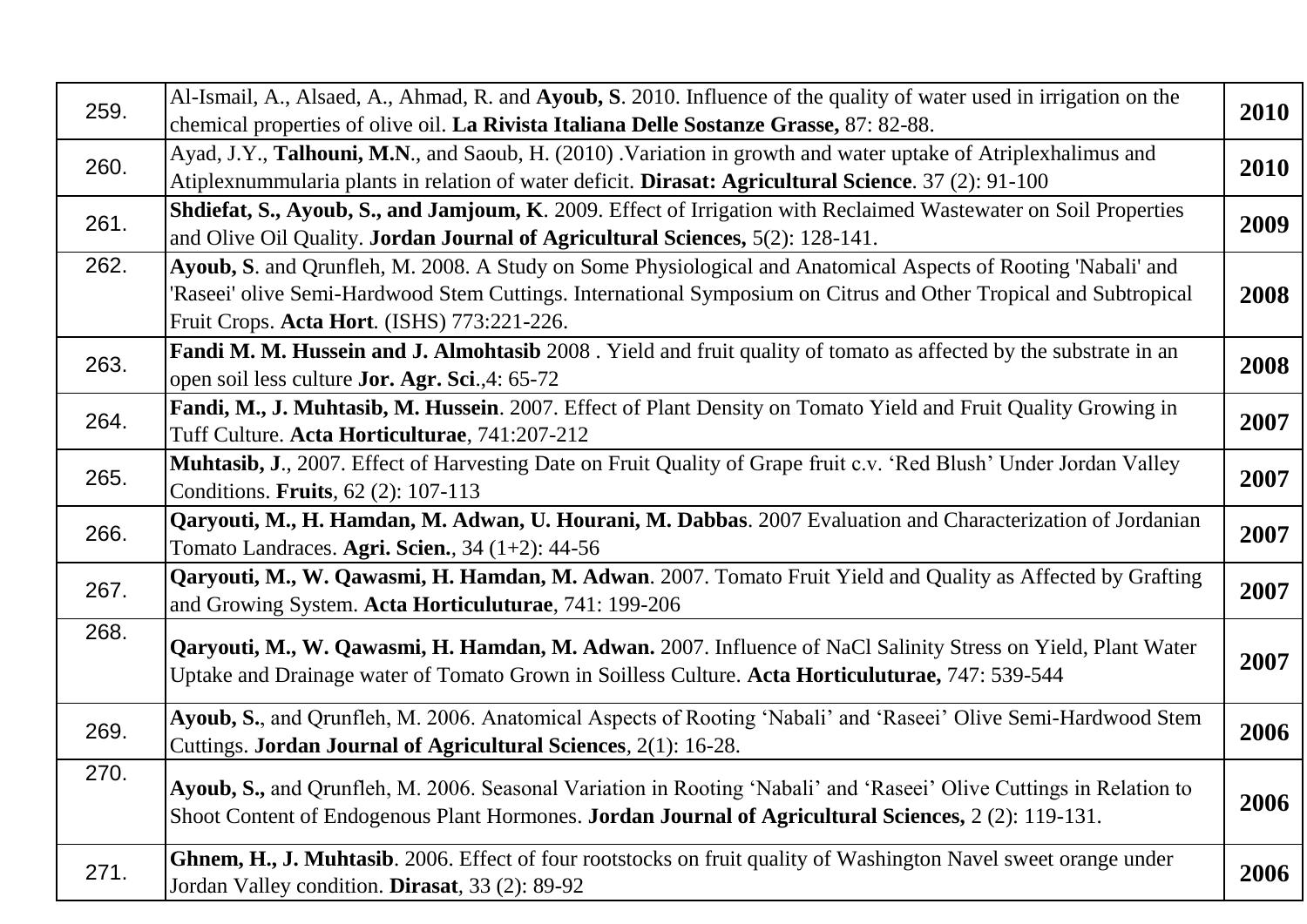| | | |
|---|---|---|
| 259. | Al-Ismail, A., Alsaed, A., Ahmad, R. and **Ayoub, S**. 2010. Influence of the quality of water used in irrigation on the chemical properties of olive oil. **La Rivista Italiana Delle Sostanze Grasse,** 87: 82-88. | **2010** |
| 260. | Ayad, J.Y., **Talhouni, M.N**., and Saoub, H. (2010) .Variation in growth and water uptake of Atriplexhalimus and Atiplexnummularia plants in relation of water deficit. **Dirasat: Agricultural Science**. 37 (2): 91-100 | **2010** |
| 261. | **Shdiefat, S., Ayoub, S., and Jamjoum, K**. 2009. Effect of Irrigation with Reclaimed Wastewater on Soil Properties and Olive Oil Quality. **Jordan Journal of Agricultural Sciences,** 5(2): 128-141. | **2009** |
| 262. | **Ayoub, S**. and Qrunfleh, M. 2008. A Study on Some Physiological and Anatomical Aspects of Rooting 'Nabali' and 'Raseei' olive Semi-Hardwood Stem Cuttings. International Symposium on Citrus and Other Tropical and Subtropical Fruit Crops. **Acta Hort**. (ISHS) 773:221-226. | **2008** |
| 263. | **Fandi M. M. Hussein and J. Almohtasib** 2008 . Yield and fruit quality of tomato as affected by the substrate in an open soil less culture **Jor. Agr. Sci**.,4: 65-72 | **2008** |
| 264. | **Fandi, M., J. Muhtasib, M. Hussein**. 2007. Effect of Plant Density on Tomato Yield and Fruit Quality Growing in Tuff Culture. **Acta Horticulturae**, 741:207-212 | **2007** |
| 265. | **Muhtasib, J**., 2007. Effect of Harvesting Date on Fruit Quality of Grape fruit c.v. 'Red Blush' Under Jordan Valley Conditions. **Fruits**, 62 (2): 107-113 | **2007** |
| 266. | **Qaryouti, M., H. Hamdan, M. Adwan, U. Hourani, M. Dabbas**. 2007 Evaluation and Characterization of Jordanian Tomato Landraces. **Agri. Scien.**, 34 (1+2): 44-56 | **2007** |
| 267. | **Qaryouti, M., W. Qawasmi, H. Hamdan, M. Adwan**. 2007. Tomato Fruit Yield and Quality as Affected by Grafting and Growing System. **Acta Horticuluturae**, 741: 199-206 | **2007** |
| 268. | **Qaryouti, M., W. Qawasmi, H. Hamdan, M. Adwan.** 2007. Influence of NaCl Salinity Stress on Yield, Plant Water Uptake and Drainage water of Tomato Grown in Soilless Culture. **Acta Horticuluturae,** 747: 539-544 | **2007** |
| 269. | **Ayoub, S.**, and Qrunfleh, M. 2006. Anatomical Aspects of Rooting 'Nabali' and 'Raseei' Olive Semi-Hardwood Stem Cuttings. **Jordan Journal of Agricultural Sciences**, 2(1): 16-28. | **2006** |
| 270. | **Ayoub, S.,** and Qrunfleh, M. 2006. Seasonal Variation in Rooting 'Nabali' and 'Raseei' Olive Cuttings in Relation to Shoot Content of Endogenous Plant Hormones. **Jordan Journal of Agricultural Sciences,** 2 (2): 119-131. | **2006** |
| 271. | **Ghnem, H., J. Muhtasib**. 2006. Effect of four rootstocks on fruit quality of Washington Navel sweet orange under Jordan Valley condition. **Dirasat**, 33 (2): 89-92 | **2006** |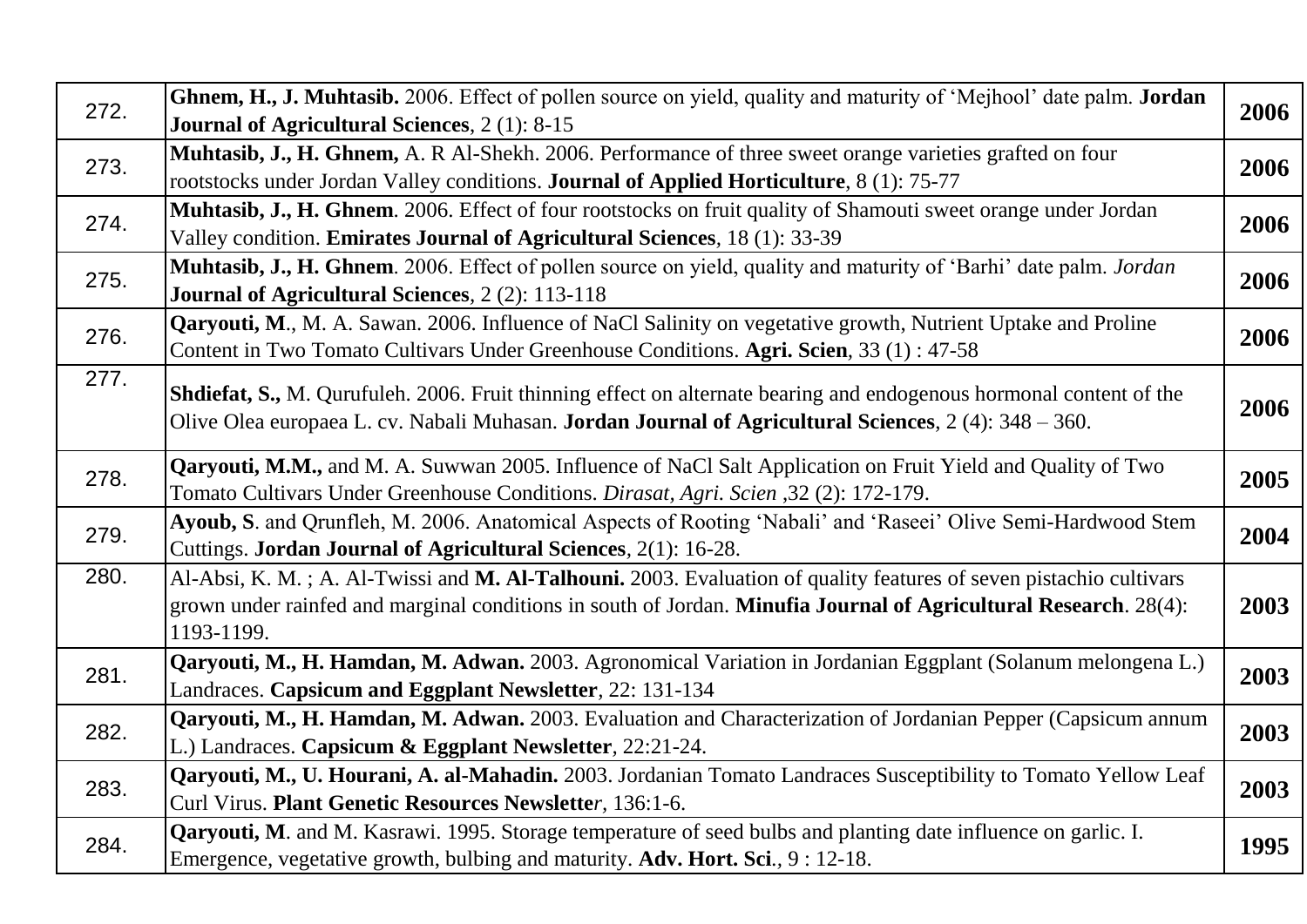| | | |
|---|---|---|
| 272. | **Ghnem, H., J. Muhtasib.** 2006. Effect of pollen source on yield, quality and maturity of 'Mejhool' date palm. **Jordan Journal of Agricultural Sciences**, 2 (1): 8-15 | **2006** |
| 273. | **Muhtasib, J., H. Ghnem,** A. R Al-Shekh. 2006. Performance of three sweet orange varieties grafted on four rootstocks under Jordan Valley conditions. **Journal of Applied Horticulture**, 8 (1): 75-77 | **2006** |
| 274. | **Muhtasib, J., H. Ghnem**. 2006. Effect of four rootstocks on fruit quality of Shamouti sweet orange under Jordan Valley condition. **Emirates Journal of Agricultural Sciences**, 18 (1): 33-39 | **2006** |
| 275. | **Muhtasib, J., H. Ghnem**. 2006. Effect of pollen source on yield, quality and maturity of 'Barhi' date palm. *Jordan* **Journal of Agricultural Sciences**, 2 (2): 113-118 | **2006** |
| 276. | **Qaryouti, M**., M. A. Sawan. 2006. Influence of NaCl Salinity on vegetative growth, Nutrient Uptake and Proline Content in Two Tomato Cultivars Under Greenhouse Conditions. **Agri. Scien**, 33 (1) : 47-58 | **2006** |
| 277. | **Shdiefat, S.,** M. Qurufuleh. 2006. Fruit thinning effect on alternate bearing and endogenous hormonal content of the Olive Olea europaea L. cv. Nabali Muhasan. **Jordan Journal of Agricultural Sciences**, 2 (4): 348 – 360. | **2006** |
| 278. | **Qaryouti, M.M.,** and M. A. Suwwan 2005. Influence of NaCl Salt Application on Fruit Yield and Quality of Two Tomato Cultivars Under Greenhouse Conditions. *Dirasat, Agri. Scien* ,32 (2): 172-179. | **2005** |
| 279. | **Ayoub, S**. and Qrunfleh, M. 2006. Anatomical Aspects of Rooting 'Nabali' and 'Raseei' Olive Semi-Hardwood Stem Cuttings. **Jordan Journal of Agricultural Sciences**, 2(1): 16-28. | **2004** |
| 280. | Al-Absi, K. M. ; A. Al-Twissi and **M. Al-Talhouni.** 2003. Evaluation of quality features of seven pistachio cultivars grown under rainfed and marginal conditions in south of Jordan. **Minufia Journal of Agricultural Research**. 28(4): 1193-1199. | **2003** |
| 281. | **Qaryouti, M., H. Hamdan, M. Adwan.** 2003. Agronomical Variation in Jordanian Eggplant (Solanum melongena L.) Landraces. **Capsicum and Eggplant Newsletter**, 22: 131-134 | **2003** |
| 282. | **Qaryouti, M., H. Hamdan, M. Adwan.** 2003. Evaluation and Characterization of Jordanian Pepper (Capsicum annum L.) Landraces. **Capsicum & Eggplant Newsletter**, 22:21-24. | **2003** |
| 283. | **Qaryouti, M., U. Hourani, A. al-Mahadin.** 2003. Jordanian Tomato Landraces Susceptibility to Tomato Yellow Leaf Curl Virus. **Plant Genetic Resources Newslette***r*, 136:1-6. | **2003** |
| 284. | **Qaryouti, M**. and M. Kasrawi. 1995. Storage temperature of seed bulbs and planting date influence on garlic. I. Emergence, vegetative growth, bulbing and maturity. **Adv. Hort. Sci**., 9 : 12-18. | **1995** |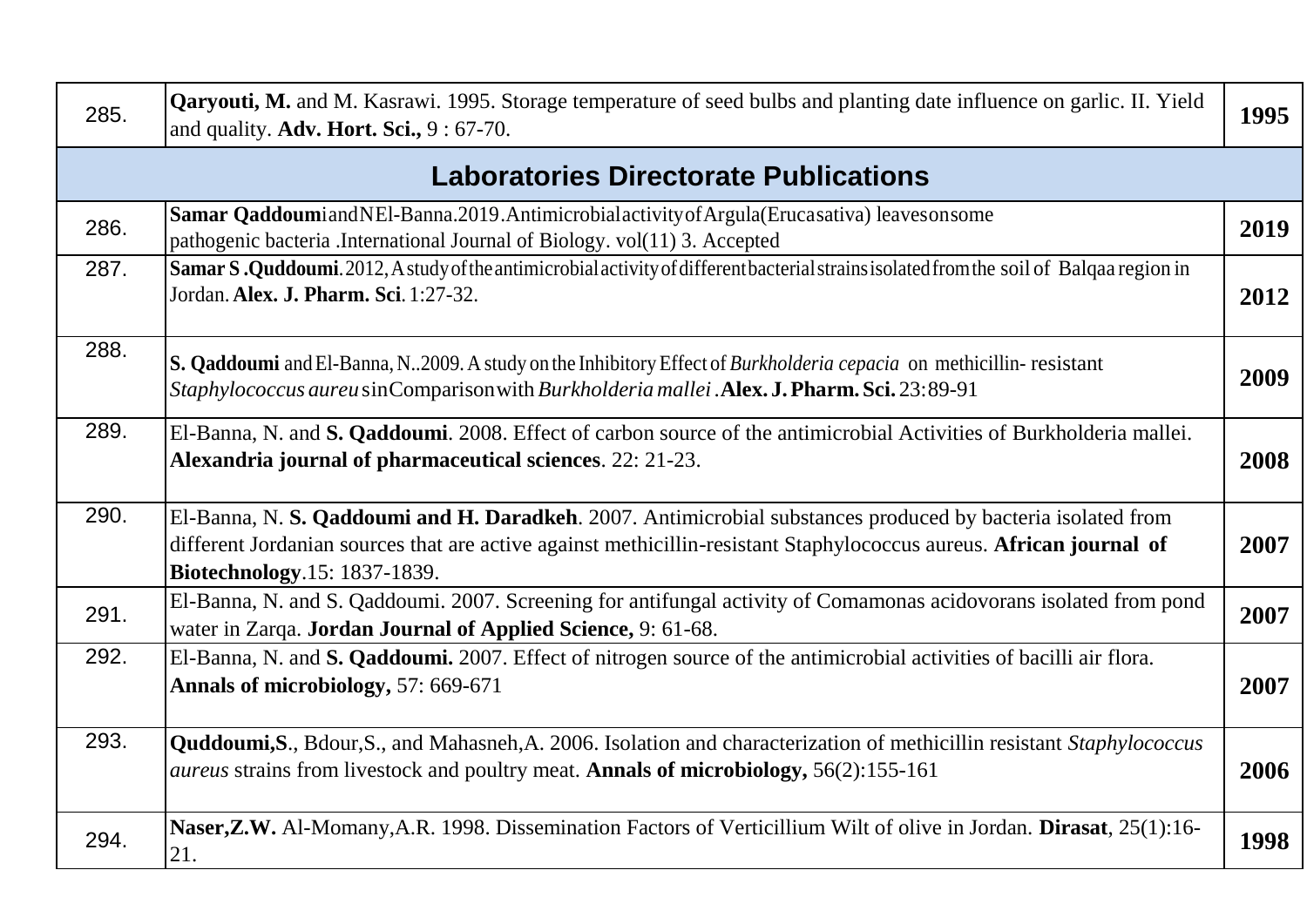| | | |
|---|---|---|
| 285. | **Qaryouti, M.** and M. Kasrawi. 1995. Storage temperature of seed bulbs and planting date influence on garlic. II. Yield and quality. **Adv. Hort. Sci.,** 9 : 67-70. | **1995** |
| **Laboratories Directorate Publications** | | |
| 286. | **Samar Qaddoumi** and N El-Banna. 2019. Antimicrobial activity of Argula (Erucasativa) leaves on some pathogenic bacteria. International Journal of Biology. vol(11) 3. Accepted | **2019** |
| 287. | **Samar S .Quddoumi**. 2012, A study of the antimicrobial activity of different bacterial strains isolated from the soil of Balqaa region in Jordan. **Alex. J. Pharm. Sci**. 1:27-32. | **2012** |
| 288. | **S. Qaddoumi** and El-Banna, N..2009. A study on the Inhibitory Effect of *Burkholderia cepacia* on methicillin- resistant *Staphylococcus aureus* in Comparison with *Burkholderia mallei* .**Alex. J. Pharm. Sci.** 23:89-91 | **2009** |
| 289. | El-Banna, N. and **S. Qaddoumi**. 2008. Effect of carbon source of the antimicrobial Activities of Burkholderia mallei. **Alexandria journal of pharmaceutical sciences**. 22: 21-23. | **2008** |
| 290. | El-Banna, N. **S. Qaddoumi and H. Daradkeh**. 2007. Antimicrobial substances produced by bacteria isolated from different Jordanian sources that are active against methicillin-resistant Staphylococcus aureus. **African journal of Biotechnology**.15: 1837-1839. | **2007** |
| 291. | El-Banna, N. and S. Qaddoumi. 2007. Screening for antifungal activity of Comamonas acidovorans isolated from pond water in Zarqa. **Jordan Journal of Applied Science,** 9: 61-68. | **2007** |
| 292. | El-Banna, N. and **S. Qaddoumi.** 2007. Effect of nitrogen source of the antimicrobial activities of bacilli air flora. **Annals of microbiology,** 57: 669-671 | **2007** |
| 293. | **Quddoumi,S**., Bdour,S., and Mahasneh,A. 2006. Isolation and characterization of methicillin resistant *Staphylococcus aureus* strains from livestock and poultry meat. **Annals of microbiology,** 56(2):155-161 | **2006** |
| 294. | **Naser,Z.W.** Al-Momany,A.R. 1998. Dissemination Factors of Verticillium Wilt of olive in Jordan. **Dirasat**, 25(1):16-21. | **1998** |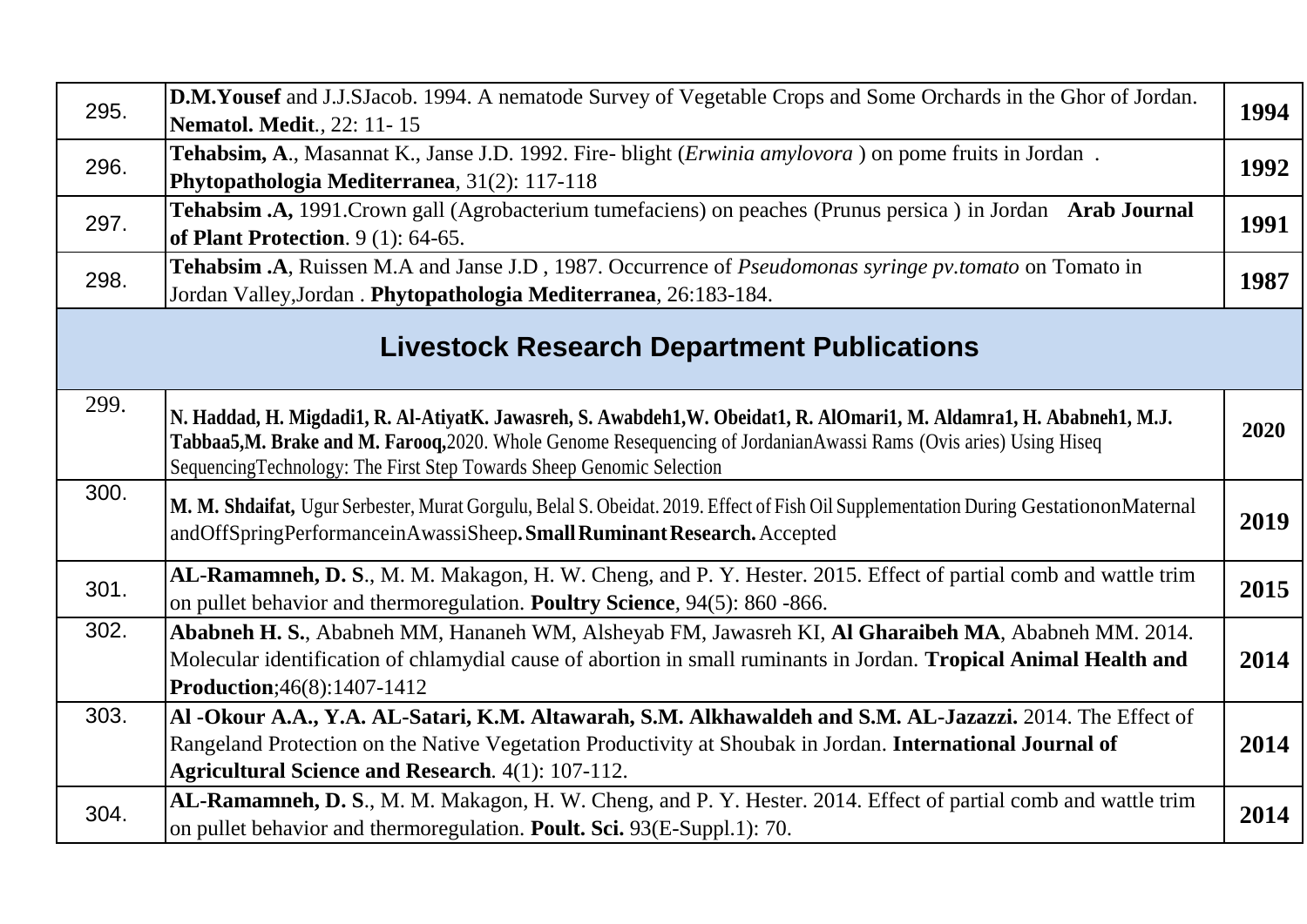| | | |
|---|---|---|
| 295. | **D.M.Yousef** and J.J.SJacob. 1994. A nematode Survey of Vegetable Crops and Some Orchards in the Ghor of Jordan. **Nematol. Medit**., 22: 11- 15 | **1994** |
| 296. | **Tehabsim, A**., Masannat K., Janse J.D. 1992. Fire- blight (*Erwinia amylovora* ) on pome fruits in Jordan . **Phytopathologia Mediterranea**, 31(2): 117-118 | **1992** |
| 297. | **Tehabsim .A,** 1991.Crown gall (Agrobacterium tumefaciens) on peaches (Prunus persica ) in Jordan **Arab Journal of Plant Protection**. 9 (1): 64-65. | **1991** |
| 298. | **Tehabsim .A**, Ruissen M.A and Janse J.D , 1987. Occurrence of *Pseudomonas syringe pv.tomato* on Tomato in Jordan Valley,Jordan . **Phytopathologia Mediterranea**, 26:183-184. | **1987** |
| **Livestock Research Department Publications** | | |
| 299. | **N. Haddad, H. Migdadi1, R. Al-AtiyatK. Jawasreh, S. Awabdeh1,W. Obeidat1, R. AlOmari1, M. Aldamra1, H. Ababneh1, M.J. Tabbaa5,M. Brake and M. Farooq,**2020. Whole Genome Resequencing of JordanianAwassi Rams (Ovis aries) Using Hiseq SequencingTechnology: The First Step Towards Sheep Genomic Selection | **2020** |
| 300. | **M. M. Shdaifat,** Ugur Serbester, Murat Gorgulu, Belal S. Obeidat. 2019. Effect of Fish Oil Supplementation During GestationonMaternal andOffSpringPerformanceinAwassiSheep**. Small Ruminant Research.** Accepted | **2019** |
| 301. | **AL-Ramamneh, D. S**., M. M. Makagon, H. W. Cheng, and P. Y. Hester. 2015. Effect of partial comb and wattle trim on pullet behavior and thermoregulation. **Poultry Science**, 94(5): 860 -866. | **2015** |
| 302. | **Ababneh H. S.**, Ababneh MM, Hananeh WM, Alsheyab FM, Jawasreh KI, **Al Gharaibeh MA**, Ababneh MM. 2014. Molecular identification of chlamydial cause of abortion in small ruminants in Jordan. **Tropical Animal Health and Production**;46(8):1407-1412 | **2014** |
| 303. | **Al -Okour A.A., Y.A. AL-Satari, K.M. Altawarah, S.M. Alkhawaldeh and S.M. AL-Jazazzi.** 2014. The Effect of Rangeland Protection on the Native Vegetation Productivity at Shoubak in Jordan. **International Journal of Agricultural Science and Research**. 4(1): 107-112. | **2014** |
| 304. | **AL-Ramamneh, D. S**., M. M. Makagon, H. W. Cheng, and P. Y. Hester. 2014. Effect of partial comb and wattle trim on pullet behavior and thermoregulation. **Poult. Sci.** 93(E-Suppl.1): 70. | **2014** |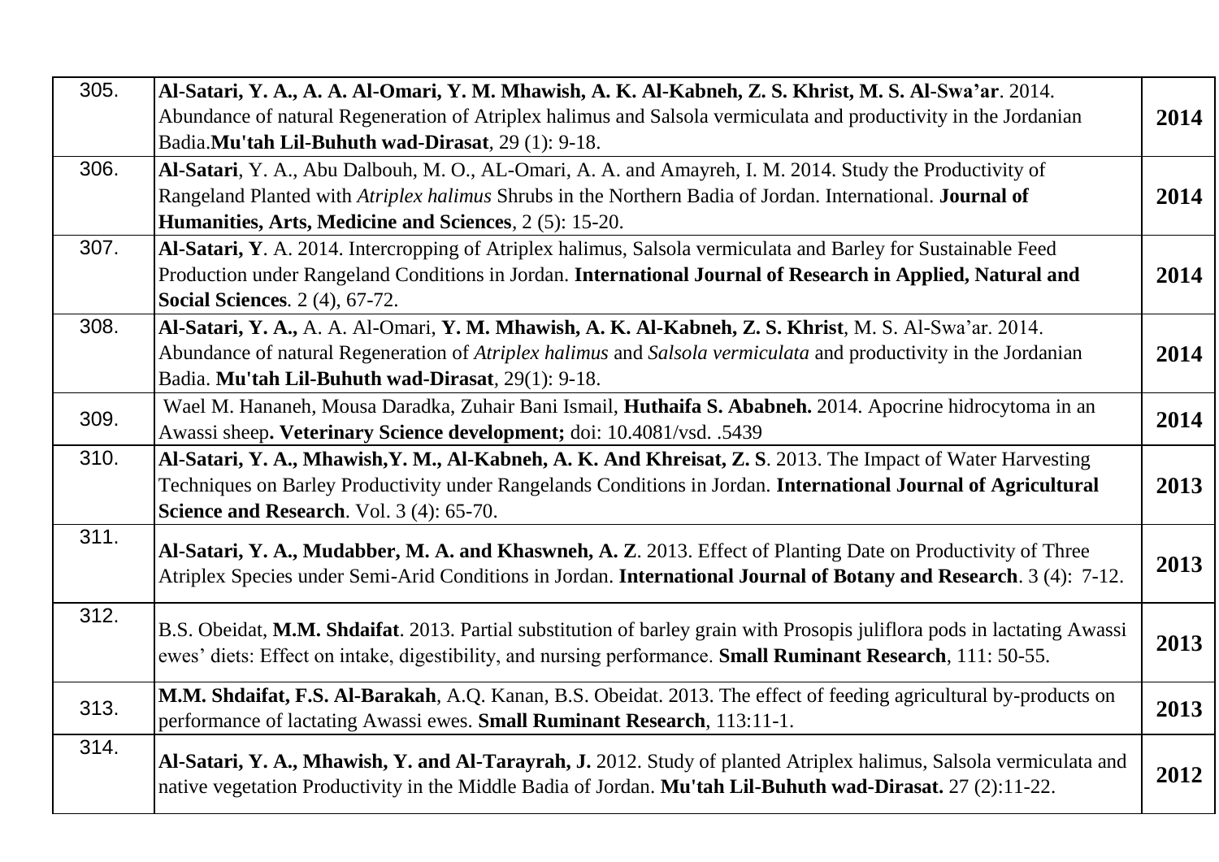| | | |
|---|---|---|
| 305. | **Al-Satari, Y. A., A. A. Al-Omari, Y. M. Mhawish, A. K. Al-Kabneh, Z. S. Khrist, M. S. Al-Swa'ar**. 2014. Abundance of natural Regeneration of Atriplex halimus and Salsola vermiculata and productivity in the Jordanian Badia.**Mu'tah Lil-Buhuth wad-Dirasat**, 29 (1): 9-18. | **2014** |
| 306. | **Al-Satari**, Y. A., Abu Dalbouh, M. O., AL-Omari, A. A. and Amayreh, I. M. 2014. Study the Productivity of Rangeland Planted with *Atriplex halimus* Shrubs in the Northern Badia of Jordan. International. **Journal of Humanities, Arts, Medicine and Sciences**, 2 (5): 15-20. | **2014** |
| 307. | **Al-Satari, Y**. A. 2014. Intercropping of Atriplex halimus, Salsola vermiculata and Barley for Sustainable Feed Production under Rangeland Conditions in Jordan. **International Journal of Research in Applied, Natural and Social Sciences**. 2 (4), 67-72. | **2014** |
| 308. | **Al-Satari, Y. A.,** A. A. Al-Omari, **Y. M. Mhawish, A. K. Al-Kabneh, Z. S. Khrist**, M. S. Al-Swa'ar. 2014. Abundance of natural Regeneration of *Atriplex halimus* and *Salsola vermiculata* and productivity in the Jordanian Badia. **Mu'tah Lil-Buhuth wad-Dirasat**, 29(1): 9-18. | **2014** |
| 309. | Wael M. Hananeh, Mousa Daradka, Zuhair Bani Ismail, **Huthaifa S. Ababneh.** 2014. Apocrine hidrocytoma in an Awassi sheep**. Veterinary Science development;** doi: 10.4081/vsd. .5439 | **2014** |
| 310. | **Al-Satari, Y. A., Mhawish,Y. M., Al-Kabneh, A. K. And Khreisat, Z. S**. 2013. The Impact of Water Harvesting Techniques on Barley Productivity under Rangelands Conditions in Jordan. **International Journal of Agricultural Science and Research**. Vol. 3 (4): 65-70. | **2013** |
| 311. | **Al-Satari, Y. A., Mudabber, M. A. and Khaswneh, A. Z**. 2013. Effect of Planting Date on Productivity of Three Atriplex Species under Semi-Arid Conditions in Jordan. **International Journal of Botany and Research**. 3 (4): 7-12. | **2013** |
| 312. | B.S. Obeidat, **M.M. Shdaifat**. 2013. Partial substitution of barley grain with Prosopis juliflora pods in lactating Awassi ewes' diets: Effect on intake, digestibility, and nursing performance. **Small Ruminant Research**, 111: 50-55. | **2013** |
| 313. | **M.M. Shdaifat, F.S. Al-Barakah**, A.Q. Kanan, B.S. Obeidat. 2013. The effect of feeding agricultural by-products on performance of lactating Awassi ewes. **Small Ruminant Research**, 113:11-1. | **2013** |
| 314. | **Al-Satari, Y. A., Mhawish, Y. and Al-Tarayrah, J.** 2012. Study of planted Atriplex halimus, Salsola vermiculata and native vegetation Productivity in the Middle Badia of Jordan. **Mu'tah Lil-Buhuth wad-Dirasat.** 27 (2):11-22. | **2012** |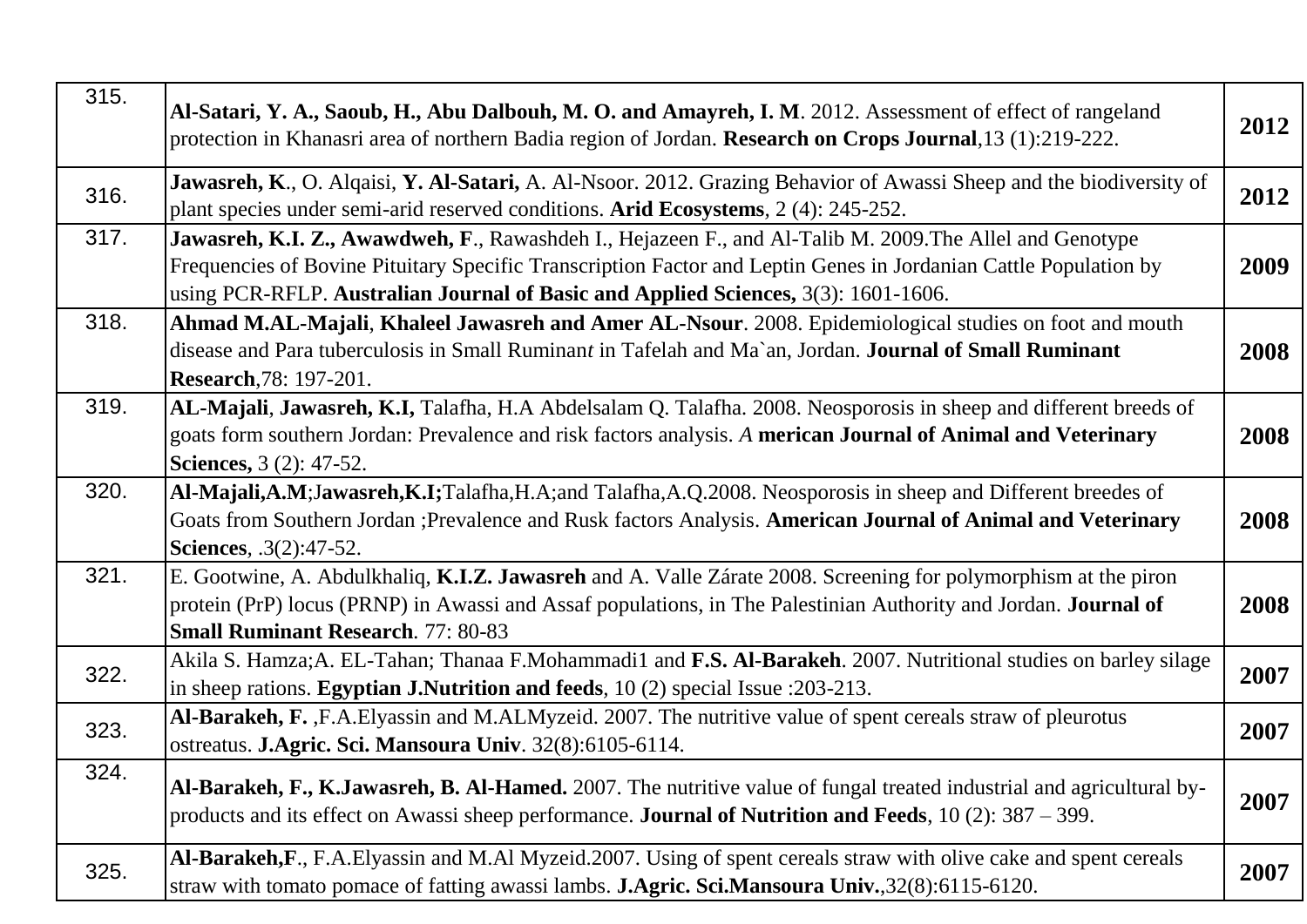| | | |
|---|---|---|
| 315. | **Al-Satari, Y. A., Saoub, H., Abu Dalbouh, M. O. and Amayreh, I. M**. 2012. Assessment of effect of rangeland protection in Khanasri area of northern Badia region of Jordan. **Research on Crops Journal**,13 (1):219-222. | **2012** |
| 316. | **Jawasreh, K**., O. Alqaisi, **Y. Al-Satari,** A. Al-Nsoor. 2012. Grazing Behavior of Awassi Sheep and the biodiversity of plant species under semi-arid reserved conditions. **Arid Ecosystems**, 2 (4): 245-252. | **2012** |
| 317. | **Jawasreh, K.I. Z., Awawdweh, F**., Rawashdeh I., Hejazeen F., and Al-Talib M. 2009.The Allel and Genotype Frequencies of Bovine Pituitary Specific Transcription Factor and Leptin Genes in Jordanian Cattle Population by using PCR-RFLP. **Australian Journal of Basic and Applied Sciences,** 3(3): 1601-1606. | **2009** |
| 318. | **Ahmad M.AL-Majali**, **Khaleel Jawasreh and Amer AL-Nsour**. 2008. Epidemiological studies on foot and mouth disease and Para tuberculosis in Small Ruminan*t* in Tafelah and Ma`an, Jordan. **Journal of Small Ruminant Research**,78: 197-201. | **2008** |
| 319. | **AL-Majali**, **Jawasreh, K.I,** Talafha, H.A Abdelsalam Q. Talafha. 2008. Neosporosis in sheep and different breeds of goats form southern Jordan: Prevalence and risk factors analysis. *A* **merican Journal of Animal and Veterinary Sciences,** 3 (2): 47-52. | **2008** |
| 320. | **Al-Majali,A.M**;J**awasreh,K.I;**Talafha,H.A;and Talafha,A.Q.2008. Neosporosis in sheep and Different breedes of Goats from Southern Jordan ;Prevalence and Rusk factors Analysis. **American Journal of Animal and Veterinary Sciences**, .3(2):47-52. | **2008** |
| 321. | E. Gootwine, A. Abdulkhaliq, **K.I.Z. Jawasreh** and A. Valle Zárate 2008. Screening for polymorphism at the piron protein (PrP) locus (PRNP) in Awassi and Assaf populations, in The Palestinian Authority and Jordan. **Journal of Small Ruminant Research**. 77: 80-83 | **2008** |
| 322. | Akila S. Hamza;A. EL-Tahan; Thanaa F.Mohammadi1 and **F.S. Al-Barakeh**. 2007. Nutritional studies on barley silage in sheep rations. **Egyptian J.Nutrition and feeds**, 10 (2) special Issue :203-213. | **2007** |
| 323. | **Al-Barakeh, F.** ,F.A.Elyassin and M.ALMyzeid. 2007. The nutritive value of spent cereals straw of pleurotus ostreatus. **J.Agric. Sci. Mansoura Univ**. 32(8):6105-6114. | **2007** |
| 324. | **Al-Barakeh, F., K.Jawasreh, B. Al-Hamed.** 2007. The nutritive value of fungal treated industrial and agricultural by-products and its effect on Awassi sheep performance. **Journal of Nutrition and Feeds**, 10 (2): 387 – 399. | **2007** |
| 325. | **Al-Barakeh,F**., F.A.Elyassin and M.Al Myzeid.2007. Using of spent cereals straw with olive cake and spent cereals straw with tomato pomace of fatting awassi lambs. **J.Agric. Sci.Mansoura Univ.**,32(8):6115-6120. | **2007** |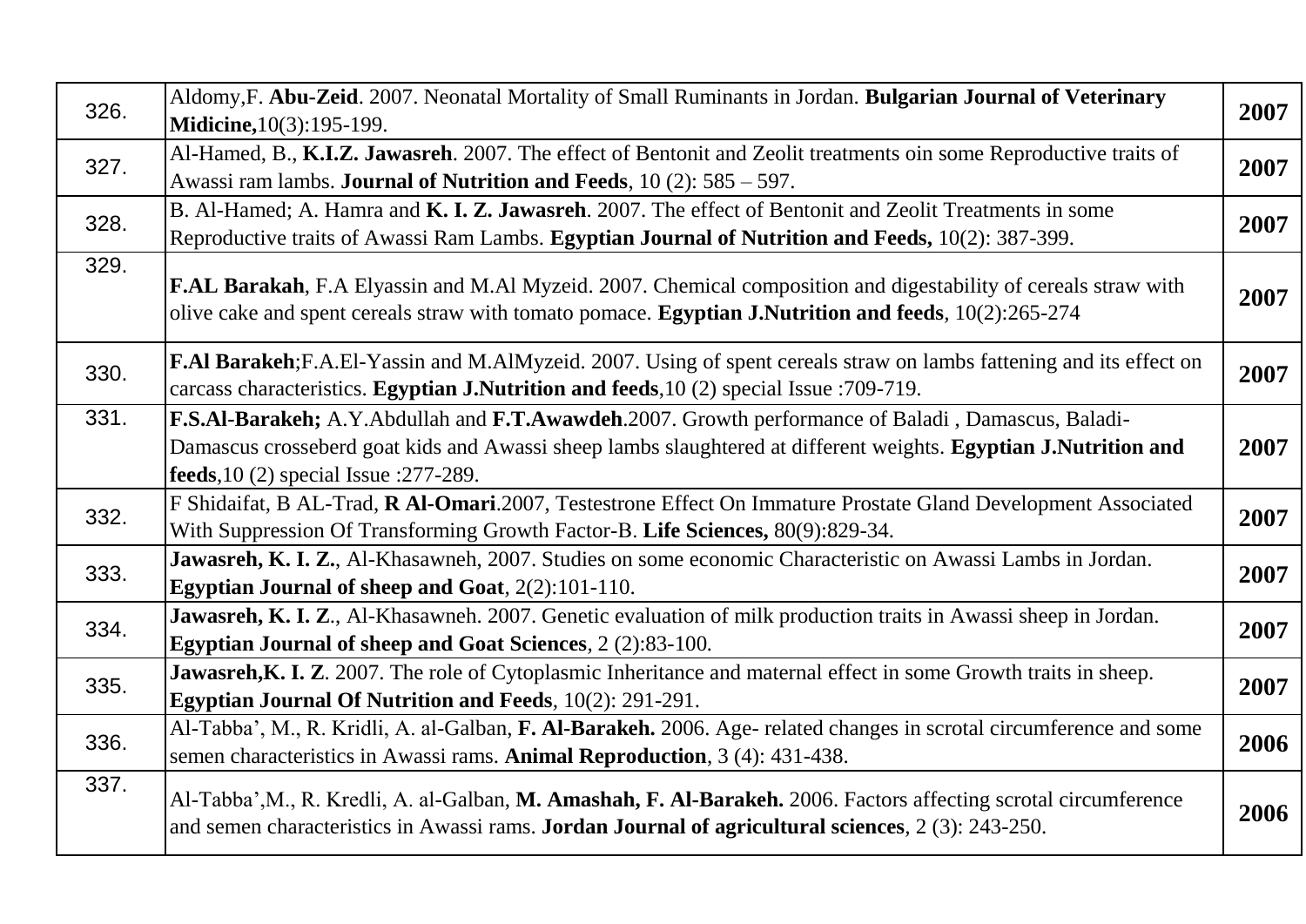| | | |
|---|---|---|
| 326. | Aldomy,F. **Abu-Zeid**. 2007. Neonatal Mortality of Small Ruminants in Jordan. **Bulgarian Journal of Veterinary Midicine,**10(3):195-199. | **2007** |
| 327. | Al-Hamed, B., **K.I.Z. Jawasreh**. 2007. The effect of Bentonit and Zeolit treatments oin some Reproductive traits of Awassi ram lambs. **Journal of Nutrition and Feeds**, 10 (2): 585 – 597. | **2007** |
| 328. | B. Al-Hamed; A. Hamra and **K. I. Z. Jawasreh**. 2007. The effect of Bentonit and Zeolit Treatments in some Reproductive traits of Awassi Ram Lambs. **Egyptian Journal of Nutrition and Feeds,** 10(2): 387-399. | **2007** |
| 329. | **F.AL Barakah**, F.A Elyassin and M.Al Myzeid. 2007. Chemical composition and digestability of cereals straw with olive cake and spent cereals straw with tomato pomace. **Egyptian J.Nutrition and feeds**, 10(2):265-274 | **2007** |
| 330. | **F.Al Barakeh**;F.A.El-Yassin and M.AlMyzeid. 2007. Using of spent cereals straw on lambs fattening and its effect on carcass characteristics. **Egyptian J.Nutrition and feeds**,10 (2) special Issue :709-719. | **2007** |
| 331. | **F.S.Al-Barakeh;** A.Y.Abdullah and **F.T.Awawdeh**.2007. Growth performance of Baladi , Damascus, Baladi-Damascus crosseberd goat kids and Awassi sheep lambs slaughtered at different weights. **Egyptian J.Nutrition and feeds**,10 (2) special Issue :277-289. | **2007** |
| 332. | F Shidaifat, B AL-Trad, **R Al-Omari**.2007, Testestrone Effect On Immature Prostate Gland Development Associated With Suppression Of Transforming Growth Factor-Β. **Life Sciences,** 80(9):829-34. | **2007** |
| 333. | **Jawasreh, K. I. Z.**, Al-Khasawneh, 2007. Studies on some economic Characteristic on Awassi Lambs in Jordan. **Egyptian Journal of sheep and Goat**, 2(2):101-110. | **2007** |
| 334. | **Jawasreh, K. I. Z.**, Al-Khasawneh. 2007. Genetic evaluation of milk production traits in Awassi sheep in Jordan. **Egyptian Journal of sheep and Goat Sciences**, 2 (2):83-100. | **2007** |
| 335. | **Jawasreh,K. I. Z**. 2007. The role of Cytoplasmic Inheritance and maternal effect in some Growth traits in sheep. **Egyptian Journal Of Nutrition and Feeds**, 10(2): 291-291. | **2007** |
| 336. | Al-Tabba', M., R. Kridli, A. al-Galban, **F. Al-Barakeh.** 2006. Age- related changes in scrotal circumference and some semen characteristics in Awassi rams. **Animal Reproduction**, 3 (4): 431-438. | **2006** |
| 337. | Al-Tabba',M., R. Kredli, A. al-Galban, **M. Amashah, F. Al-Barakeh.** 2006. Factors affecting scrotal circumference and semen characteristics in Awassi rams. **Jordan Journal of agricultural sciences**, 2 (3): 243-250. | **2006** |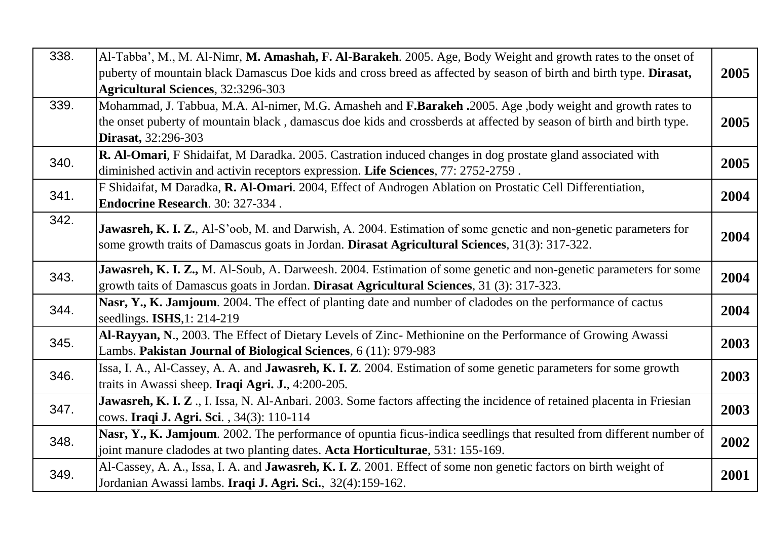| | | |
|---|---|---|
| 338. | Al-Tabba', M., M. Al-Nimr, **M. Amashah, F. Al-Barakeh**. 2005. Age, Body Weight and growth rates to the onset of puberty of mountain black Damascus Doe kids and cross breed as affected by season of birth and birth type. **Dirasat, Agricultural Sciences**, 32:3296-303 | **2005** |
| 339. | Mohammad, J. Tabbua, M.A. Al-nimer, M.G. Amasheh and **F.Barakeh .**2005. Age ,body weight and growth rates to the onset puberty of mountain black , damascus doe kids and crossberds at affected by season of birth and birth type. **Dirasat,** 32:296-303 | **2005** |
| 340. | **R. Al-Omari**, F Shidaifat, M Daradka. 2005. Castration induced changes in dog prostate gland associated with diminished activin and activin receptors expression. **Life Sciences**, 77: 2752-2759 . | **2005** |
| 341. | F Shidaifat, M Daradka, **R. Al-Omari**. 2004, Effect of Androgen Ablation on Prostatic Cell Differentiation, **Endocrine Research**. 30: 327-334 . | **2004** |
| 342. | **Jawasreh, K. I. Z.**, Al-S'oob, M. and Darwish, A. 2004. Estimation of some genetic and non-genetic parameters for some growth traits of Damascus goats in Jordan. **Dirasat Agricultural Sciences**, 31(3): 317-322. | **2004** |
| 343. | **Jawasreh, K. I. Z.,** M. Al-Soub, A. Darweesh. 2004. Estimation of some genetic and non-genetic parameters for some growth taits of Damascus goats in Jordan. **Dirasat Agricultural Sciences**, 31 (3): 317-323. | **2004** |
| 344. | **Nasr, Y., K. Jamjoum**. 2004. The effect of planting date and number of cladodes on the performance of cactus seedlings. **ISHS**,1: 214-219 | **2004** |
| 345. | **Al-Rayyan, N**., 2003. The Effect of Dietary Levels of Zinc- Methionine on the Performance of Growing Awassi Lambs. **Pakistan Journal of Biological Sciences**, 6 (11): 979-983 | **2003** |
| 346. | Issa, I. A., Al-Cassey, A. A. and **Jawasreh, K. I. Z**. 2004. Estimation of some genetic parameters for some growth traits in Awassi sheep. **Iraqi Agri. J.**, 4:200-205. | **2003** |
| 347. | **Jawasreh, K. I. Z** ., I. Issa, N. Al-Anbari. 2003. Some factors affecting the incidence of retained placenta in Friesian cows. **Iraqi J. Agri. Sci**. , 34(3): 110-114 | **2003** |
| 348. | **Nasr, Y., K. Jamjoum**. 2002. The performance of opuntia ficus-indica seedlings that resulted from different number of joint manure cladodes at two planting dates. **Acta Horticulturae**, 531: 155-169. | **2002** |
| 349. | Al-Cassey, A. A., Issa, I. A. and **Jawasreh, K. I. Z**. 2001. Effect of some non genetic factors on birth weight of Jordanian Awassi lambs. **Iraqi J. Agri. Sci.**, 32(4):159-162. | **2001** |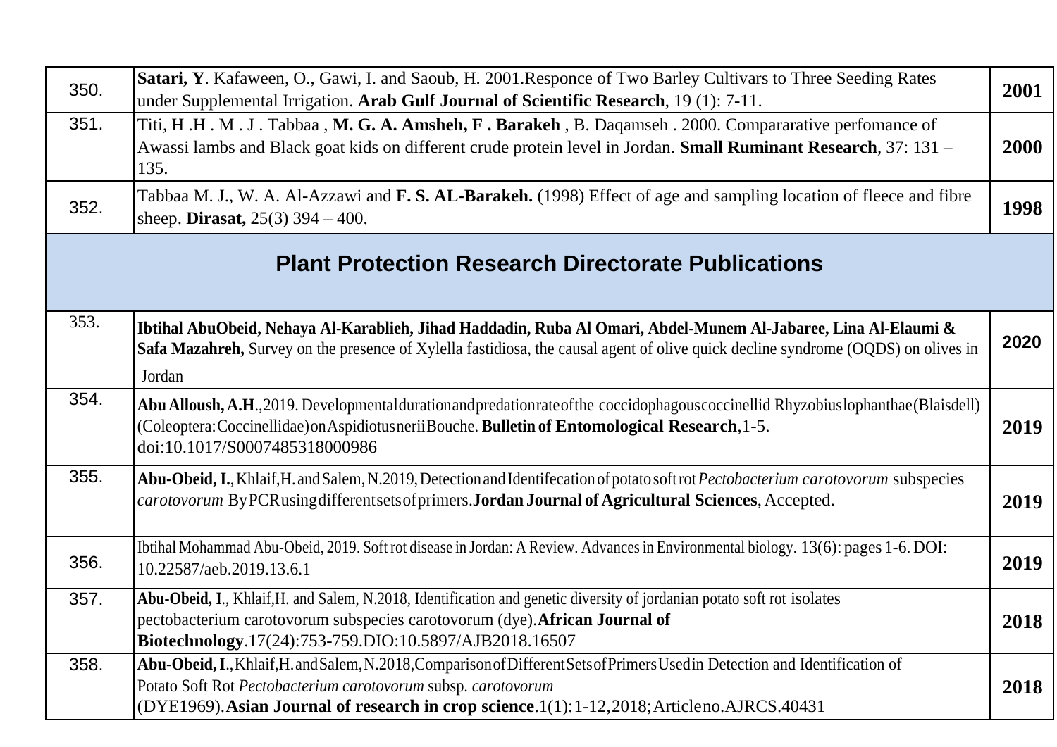| | | |
|---|---|---|
| 350. | **Satari, Y**. Kafaween, O., Gawi, I. and Saoub, H. 2001.Responce of Two Barley Cultivars to Three Seeding Rates under Supplemental Irrigation. **Arab Gulf Journal of Scientific Research**, 19 (1): 7-11. | **2001** |
| 351. | Titi, H .H . M . J . Tabbaa , **M. G. A. Amsheh, F . Barakeh** , B. Daqamseh . 2000. Compararative perfomance of Awassi lambs and Black goat kids on different crude protein level in Jordan. **Small Ruminant Research**, 37: 131 – 135. | **2000** |
| 352. | Tabbaa M. J., W. A. Al-Azzawi and **F. S. AL-Barakeh.** (1998) Effect of age and sampling location of fleece and fibre sheep. **Dirasat,** 25(3) 394 – 400. | **1998** |
| **Plant Protection Research Directorate Publications** | | |
| 353. | **Ibtihal AbuObeid, Nehaya Al-Karablieh, Jihad Haddadin, Ruba Al Omari, Abdel-Munem Al-Jabaree, Lina Al-Elaumi & Safa Mazahreh,** Survey on the presence of Xylella fastidiosa, the causal agent of olive quick decline syndrome (OQDS) on olives in Jordan | **2020** |
| 354. | **Abu Alloush, A.H**.,2019. Developmentaldurationandpredationrateofthe coccidophagouscoccinellid Rhyzobiuslophanthae(Blaisdell) (Coleoptera:Coccinellidae)onAspidiotusneriiBouche. **Bulletin of Entomological Research**,1-5. doi:10.1017/S0007485318000986 | **2019** |
| 355. | **Abu-Obeid, I.**, Khlaif,H. and Salem, N.2019, Detection and Identifecation of potato soft rot *Pectobacterium carotovorum* subspecies *carotovorum* ByPCRusingdifferentsetsofprimers.**Jordan Journal of Agricultural Sciences**, Accepted. | **2019** |
| 356. | Ibtihal Mohammad Abu-Obeid, 2019. Soft rot disease in Jordan: A Review. Advances in Environmental biology. 13(6): pages 1-6. DOI: 10.22587/aeb.2019.13.6.1 | **2019** |
| 357. | **Abu-Obeid, I**., Khlaif,H. and Salem, N.2018, Identification and genetic diversity of jordanian potato soft rot isolates pectobacterium carotovorum subspecies carotovorum (dye).**African Journal of Biotechnology**.17(24):753-759.DIO:10.5897/AJB2018.16507 | **2018** |
| 358. | **Abu-Obeid, I**.,Khlaif,H.andSalem,N.2018,ComparisonofDifferentSetsofPrimersUsedin Detection and Identification of Potato Soft Rot *Pectobacterium carotovorum* subsp. *carotovorum* (DYE1969).**Asian Journal of research in crop science**.1(1):1-12,2018;Articleno.AJRCS.40431 | **2018** |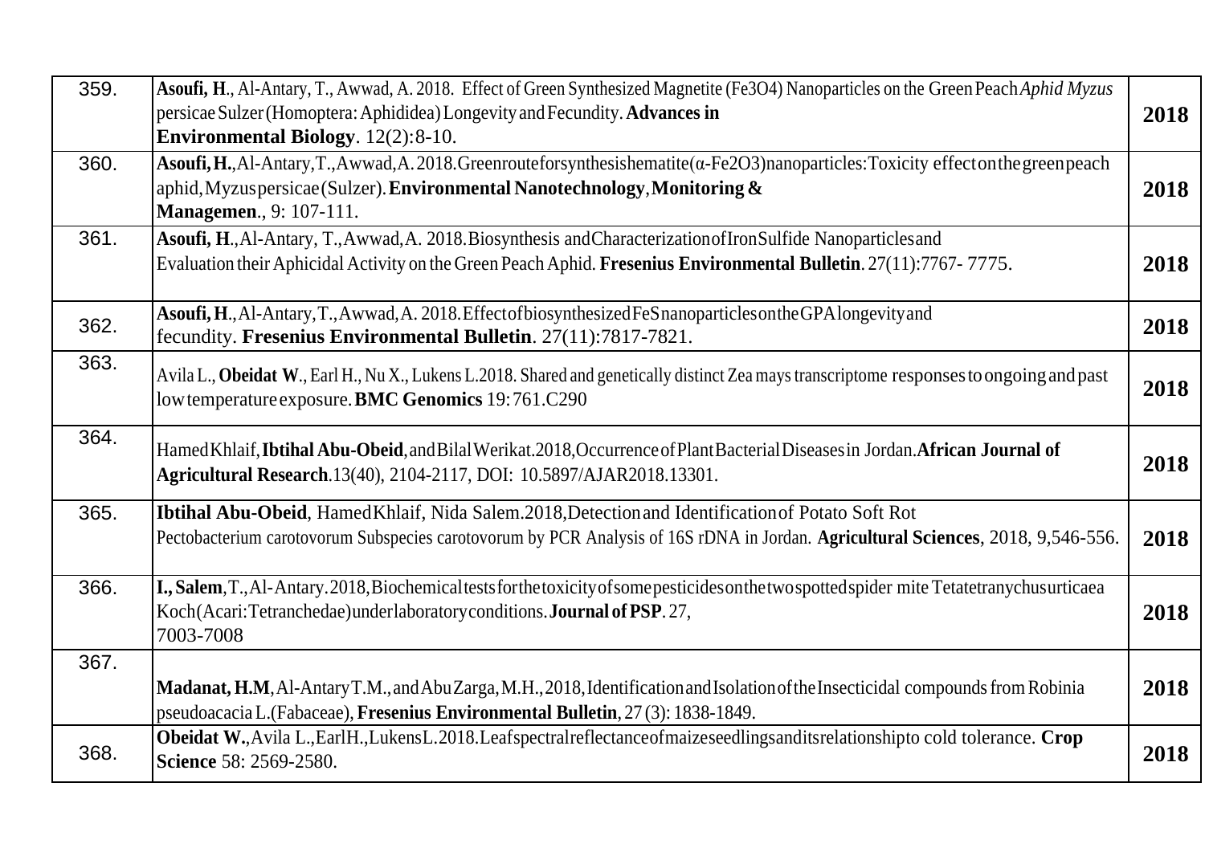| | | |
|---|---|---|
| 359. | **Asoufi, H**., Al-Antary, T., Awwad, A. 2018. Effect of Green Synthesized Magnetite ($Fe_3O_4$) Nanoparticles on the Green Peach *Aphid Myzus* persicae Sulzer (Homoptera: Aphididea) Longevity and Fecundity. **Advances in Environmental Biology**. 12(2):8-10. | **2018** |
| 360. | **Asoufi, H.**,Al-Antary,T.,Awwad,A. 2018.Greenrouteforsynthesishematite(α-$Fe_2O_3$)nanoparticles:Toxicity effectonthegreenpeach aphid,Myzuspersicae(Sulzer).**Environmental Nanotechnology**,**Monitoring & Managemen**., 9: 107-111. | **2018** |
| 361. | **Asoufi, H**.,Al-Antary, T.,Awwad,A. 2018.Biosynthesis andCharacterizationofIronSulfide Nanoparticlesand Evaluation their Aphicidal Activity on the Green Peach Aphid. **Fresenius Environmental Bulletin**. 27(11):7767- 7775. | **2018** |
| 362. | **Asoufi, H**.,Al-Antary,T.,Awwad,A. 2018.EffectofbiosynthesizedFeSnanoparticlesontheGPAlongevityand fecundity. **Fresenius Environmental Bulletin**. 27(11):7817-7821. | **2018** |
| 363. | Avila L., **Obeidat W**., Earl H., Nu X., Lukens L.2018. Shared and genetically distinct Zea mays transcriptome responses to ongoing and past lowtemperatureexposure.**BMC Genomics** 19:761.C290 | **2018** |
| 364. | HamedKhlaif,**Ibtihal Abu-Obeid**,andBilalWerikat.2018,OccurrenceofPlantBacterialDiseasesin Jordan.**African Journal of Agricultural Research**.13(40), 2104-2117, DOI: 10.5897/AJAR2018.13301. | **2018** |
| 365. | **Ibtihal Abu-Obeid**, HamedKhlaif, Nida Salem.2018,Detectionand Identificationof Potato Soft Rot Pectobacterium carotovorum Subspecies carotovorum by PCR Analysis of 16S rDNA in Jordan. **Agricultural Sciences**, 2018, 9,546-556. | **2018** |
| 366. | **I., Salem**,T.,Al-Antary.2018,Biochemicaltestsforthetoxicityofsomepesticidesonthetwospottedspider mite Tetatetranychusurticaea Koch(Acari:Tetranchedae)underlaboratoryconditions.**Journal of PSP**. 27, 7003-7008 | **2018** |
| 367. | **Madanat, H.M**,Al-AntaryT.M.,andAbuZarga,M.H.,2018,IdentificationandIsolationoftheInsecticidal compounds from Robinia pseudoacacia L.(Fabaceae), **Fresenius Environmental Bulletin**, 27 (3): 1838-1849. | **2018** |
| 368. | **Obeidat W.**,Avila L.,EarlH.,LukensL.2018.Leafspectralreflectanceofmaizeseedlingsanditsrelationshipto cold tolerance. **Crop Science** 58: 2569-2580. | **2018** |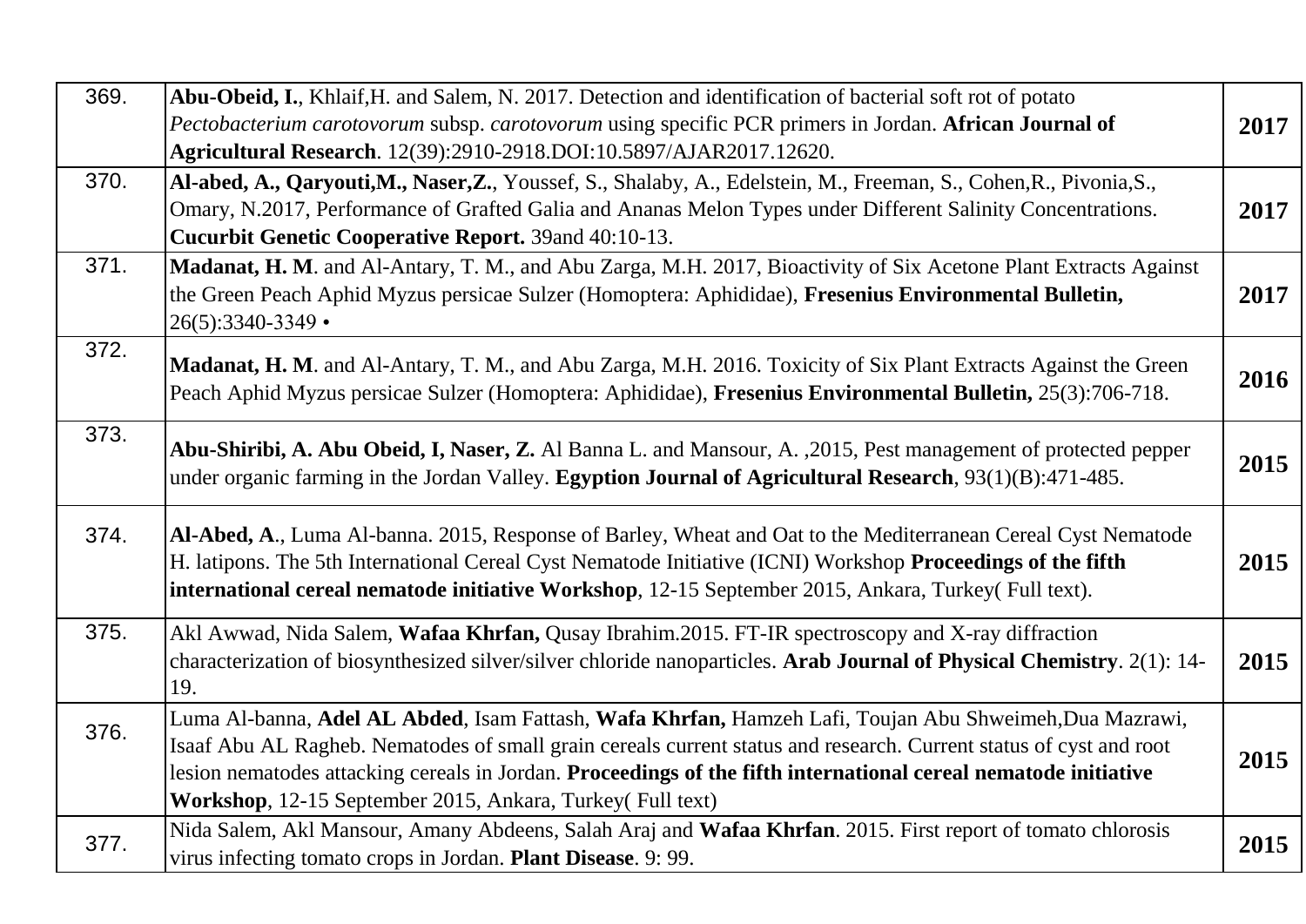| | | |
|---|---|---|
| 369. | **Abu-Obeid, I.**, Khlaif,H. and Salem, N. 2017. Detection and identification of bacterial soft rot of potato *Pectobacterium carotovorum* subsp. *carotovorum* using specific PCR primers in Jordan. **African Journal of Agricultural Research**. 12(39):2910-2918.DOI:10.5897/AJAR2017.12620. | **2017** |
| 370. | **Al-abed, A., Qaryouti,M., Naser,Z.**, Youssef, S., Shalaby, A., Edelstein, M., Freeman, S., Cohen,R., Pivonia,S., Omary, N.2017, Performance of Grafted Galia and Ananas Melon Types under Different Salinity Concentrations. **Cucurbit Genetic Cooperative Report.** 39and 40:10-13. | **2017** |
| 371. | **Madanat, H. M**. and Al-Antary, T. M., and Abu Zarga, M.H. 2017, Bioactivity of Six Acetone Plant Extracts Against the Green Peach Aphid Myzus persicae Sulzer (Homoptera: Aphididae), **Fresenius Environmental Bulletin,** 26(5):3340-3349 • | **2017** |
| 372. | **Madanat, H. M**. and Al-Antary, T. M., and Abu Zarga, M.H. 2016. Toxicity of Six Plant Extracts Against the Green Peach Aphid Myzus persicae Sulzer (Homoptera: Aphididae), **Fresenius Environmental Bulletin,** 25(3):706-718. | **2016** |
| 373. | **Abu-Shiribi, A. Abu Obeid, I, Naser, Z.** Al Banna L. and Mansour, A. ,2015, Pest management of protected pepper under organic farming in the Jordan Valley. **Egyption Journal of Agricultural Research**, 93(1)(B):471-485. | **2015** |
| 374. | **Al-Abed, A**., Luma Al-banna. 2015, Response of Barley, Wheat and Oat to the Mediterranean Cereal Cyst Nematode H. latipons. The 5th International Cereal Cyst Nematode Initiative (ICNI) Workshop **Proceedings of the fifth international cereal nematode initiative Workshop**, 12-15 September 2015, Ankara, Turkey( Full text). | **2015** |
| 375. | Akl Awwad, Nida Salem, **Wafaa Khrfan,** Qusay Ibrahim.2015. FT-IR spectroscopy and X-ray diffraction characterization of biosynthesized silver/silver chloride nanoparticles. **Arab Journal of Physical Chemistry**. 2(1): 14-19. | **2015** |
| 376. | Luma Al-banna, **Adel AL Abded**, Isam Fattash, **Wafa Khrfan,** Hamzeh Lafi, Toujan Abu Shweimeh,Dua Mazrawi, Isaaf Abu AL Ragheb. Nematodes of small grain cereals current status and research. Current status of cyst and root lesion nematodes attacking cereals in Jordan. **Proceedings of the fifth international cereal nematode initiative Workshop**, 12-15 September 2015, Ankara, Turkey( Full text) | **2015** |
| 377. | Nida Salem, Akl Mansour, Amany Abdeens, Salah Araj and **Wafaa Khrfan**. 2015. First report of tomato chlorosis virus infecting tomato crops in Jordan. **Plant Disease**. 9: 99. | **2015** |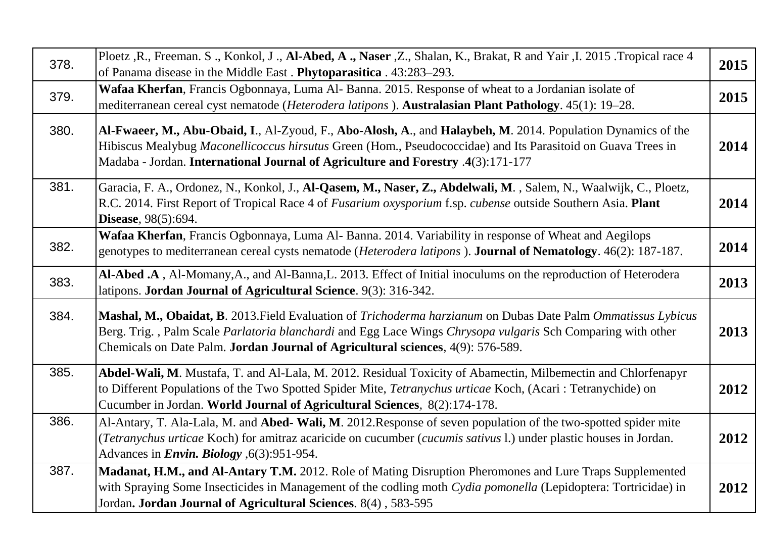| | | |
|---|---|---|
| 378. | Ploetz ,R., Freeman. S ., Konkol, J ., **Al-Abed, A ., Naser** ,Z., Shalan, K., Brakat, R and Yair ,I. 2015 .Tropical race 4 of Panama disease in the Middle East . **Phytoparasitica** . 43:283–293. | **2015** |
| 379. | **Wafaa Kherfan**, Francis Ogbonnaya, Luma Al- Banna. 2015. Response of wheat to a Jordanian isolate of mediterranean cereal cyst nematode (*Heterodera latipons* ). **Australasian Plant Pathology**. 45(1): 19–28. | **2015** |
| 380. | **Al-Fwaeer, M., Abu-Obaid, I**., Al-Zyoud, F., **Abo-Alosh, A**., and **Halaybeh, M**. 2014. Population Dynamics of the Hibiscus Mealybug *Maconellicoccus hirsutus* Green (Hom., Pseudococcidae) and Its Parasitoid on Guava Trees in Madaba - Jordan. **International Journal of Agriculture and Forestry** .**4**(3):171-177 | **2014** |
| 381. | Garacia, F. A., Ordonez, N., Konkol, J., **Al-Qasem, M., Naser, Z., Abdelwali, M**. , Salem, N., Waalwijk, C., Ploetz, R.C. 2014. First Report of Tropical Race 4 of *Fusarium oxysporium* f.sp. *cubense* outside Southern Asia. **Plant Disease**, 98(5):694. | **2014** |
| 382. | **Wafaa Kherfan**, Francis Ogbonnaya, Luma Al- Banna. 2014. Variability in response of Wheat and Aegilops genotypes to mediterranean cereal cysts nematode (*Heterodera latipons* ). **Journal of Nematology**. 46(2): 187-187. | **2014** |
| 383. | **Al-Abed .A** , Al-Momany,A., and Al-Banna,L. 2013. Effect of Initial inoculums on the reproduction of Heterodera latipons. **Jordan Journal of Agricultural Science**. 9(3): 316-342. | **2013** |
| 384. | **Mashal, M., Obaidat, B**. 2013.Field Evaluation of *Trichoderma harzianum* on Dubas Date Palm *Ommatissus Lybicus* Berg. Trig. , Palm Scale *Parlatoria blanchardi* and Egg Lace Wings *Chrysopa vulgaris* Sch Comparing with other Chemicals on Date Palm. **Jordan Journal of Agricultural sciences**, 4(9): 576-589. | **2013** |
| 385. | **Abdel-Wali, M**. Mustafa, T. and Al-Lala, M. 2012. Residual Toxicity of Abamectin, Milbemectin and Chlorfenapyr to Different Populations of the Two Spotted Spider Mite, *Tetranychus urticae* Koch, (Acari : Tetranychide) on Cucumber in Jordan. **World Journal of Agricultural Sciences**, 8(2):174-178. | **2012** |
| 386. | Al-Antary, T. Ala-Lala, M. and **Abed- Wali, M**. 2012.Response of seven population of the two-spotted spider mite (*Tetranychus urticae* Koch) for amitraz acaricide on cucumber (*cucumis sativus* l.) under plastic houses in Jordan. Advances in ***Envin. Biology*** ,6(3):951-954. | **2012** |
| 387. | **Madanat, H.M., and Al-Antary T.M.** 2012. Role of Mating Disruption Pheromones and Lure Traps Supplemented with Spraying Some Insecticides in Management of the codling moth *Cydia pomonella* (Lepidoptera: Tortricidae) in Jordan**. Jordan Journal of Agricultural Sciences**. 8(4) , 583-595 | **2012** |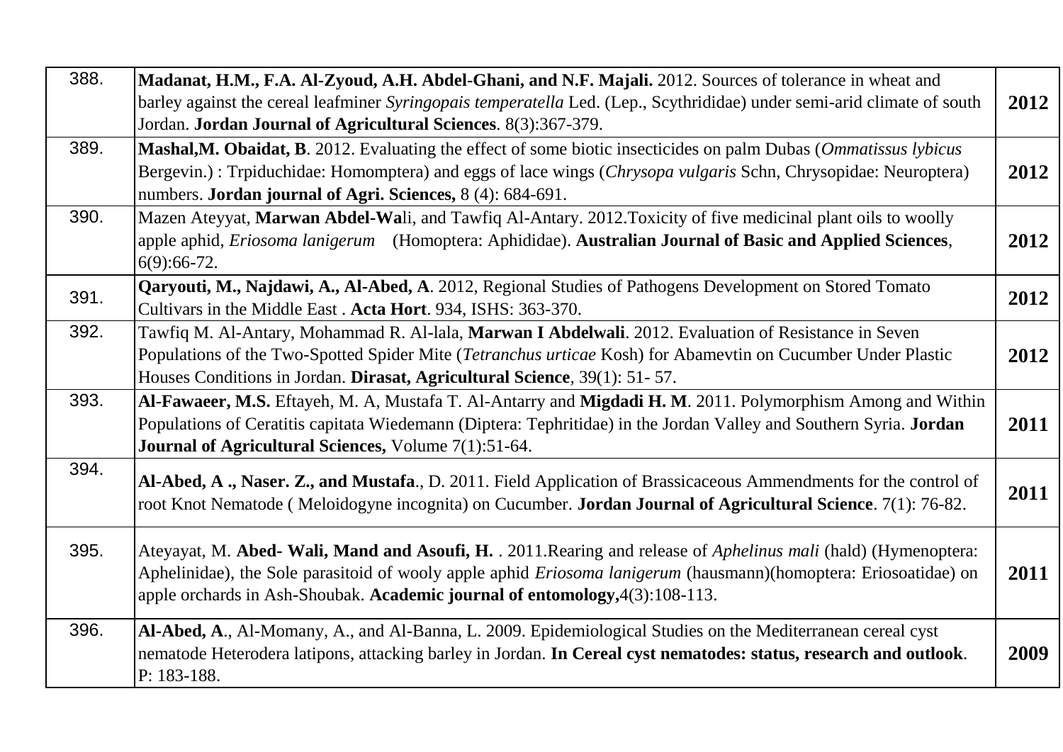| | | |
|---|---|---|
| 388. | **Madanat, H.M., F.A. Al-Zyoud, A.H. Abdel-Ghani, and N.F. Majali.** 2012. Sources of tolerance in wheat and barley against the cereal leafminer *Syringopais temperatella* Led. (Lep., Scythrididae) under semi-arid climate of south Jordan. **Jordan Journal of Agricultural Sciences**. 8(3):367-379. | **2012** |
| 389. | **Mashal,M. Obaidat, B**. 2012. Evaluating the effect of some biotic insecticides on palm Dubas (*Ommatissus lybicus* Bergevin.) : Trpiduchidae: Homomptera) and eggs of lace wings (*Chrysopa vulgaris* Schn, Chrysopidae: Neuroptera) numbers. **Jordan journal of Agri. Sciences,** 8 (4): 684-691. | **2012** |
| 390. | Mazen Ateyyat, **Marwan Abdel-Wa**li, and Tawfiq Al-Antary. 2012.Toxicity of five medicinal plant oils to woolly apple aphid, *Eriosoma lanigerum* (Homoptera: Aphididae). **Australian Journal of Basic and Applied Sciences**, 6(9):66-72. | **2012** |
| 391. | **Qaryouti, M., Najdawi, A., Al-Abed, A**. 2012, Regional Studies of Pathogens Development on Stored Tomato Cultivars in the Middle East . **Acta Hort**. 934, ISHS: 363-370. | **2012** |
| 392. | Tawfiq M. Al-Antary, Mohammad R. Al-lala, **Marwan I Abdelwali**. 2012. Evaluation of Resistance in Seven Populations of the Two-Spotted Spider Mite (*Tetranchus urticae* Kosh) for Abamevtin on Cucumber Under Plastic Houses Conditions in Jordan. **Dirasat, Agricultural Science**, 39(1): 51- 57. | **2012** |
| 393. | **Al-Fawaeer, M.S.** Eftayeh, M. A, Mustafa T. Al-Antarry and **Migdadi H. M**. 2011. Polymorphism Among and Within Populations of Ceratitis capitata Wiedemann (Diptera: Tephritidae) in the Jordan Valley and Southern Syria. **Jordan Journal of Agricultural Sciences,** Volume 7(1):51-64. | **2011** |
| 394. | **Al-Abed, A ., Naser. Z., and Mustafa**., D. 2011. Field Application of Brassicaceous Ammendments for the control of root Knot Nematode ( Meloidogyne incognita) on Cucumber. **Jordan Journal of Agricultural Science**. 7(1): 76-82. | **2011** |
| 395. | Ateyayat, M. **Abed- Wali, Mand and Asoufi, H.** . 2011.Rearing and release of *Aphelinus mali* (hald) (Hymenoptera: Aphelinidae), the Sole parasitoid of wooly apple aphid *Eriosoma lanigerum* (hausmann)(homoptera: Eriosoatidae) on apple orchards in Ash-Shoubak. **Academic journal of entomology,**4(3):108-113. | **2011** |
| 396. | **Al-Abed, A**., Al-Momany, A., and Al-Banna, L. 2009. Epidemiological Studies on the Mediterranean cereal cyst nematode Heterodera latipons, attacking barley in Jordan. **In Cereal cyst nematodes: status, research and outlook**. P: 183-188. | **2009** |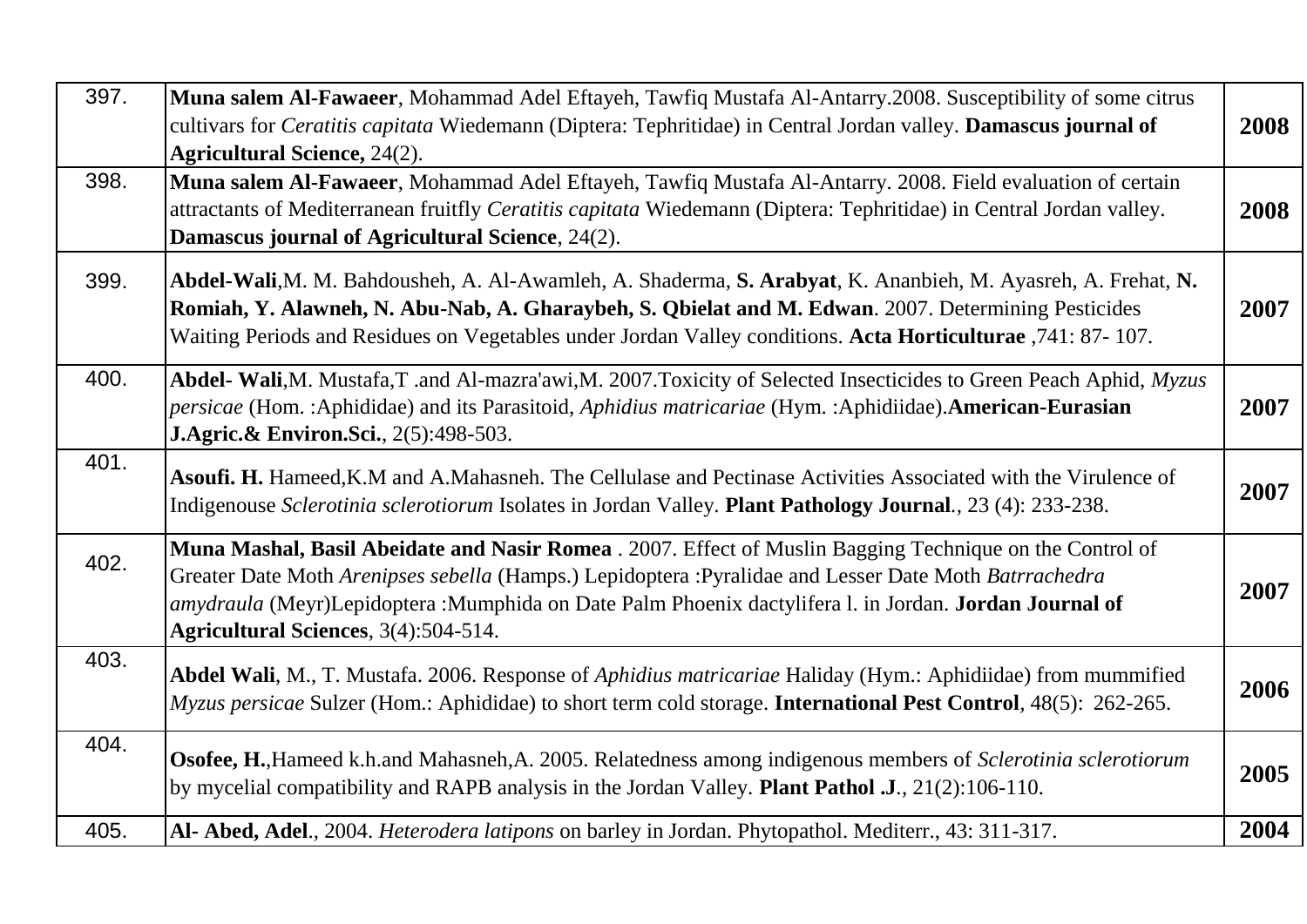| | | |
|---|---|---|
| 397. | **Muna salem Al-Fawaeer**, Mohammad Adel Eftayeh, Tawfiq Mustafa Al-Antarry.2008. Susceptibility of some citrus cultivars for *Ceratitis capitata* Wiedemann (Diptera: Tephritidae) in Central Jordan valley. **Damascus journal of Agricultural Science,** 24(2). | **2008** |
| 398. | **Muna salem Al-Fawaeer**, Mohammad Adel Eftayeh, Tawfiq Mustafa Al-Antarry. 2008. Field evaluation of certain attractants of Mediterranean fruitfly *Ceratitis capitata* Wiedemann (Diptera: Tephritidae) in Central Jordan valley. **Damascus journal of Agricultural Science**, 24(2). | **2008** |
| 399. | **Abdel-Wali**,M. M. Bahdousheh, A. Al-Awamleh, A. Shaderma, **S. Arabyat**, K. Ananbieh, M. Ayasreh, A. Frehat, **N. Romiah, Y. Alawneh, N. Abu-Nab, A. Gharaybeh, S. Qbielat and M. Edwan**. 2007. Determining Pesticides Waiting Periods and Residues on Vegetables under Jordan Valley conditions. **Acta Horticulturae** ,741: 87- 107. | **2007** |
| 400. | **Abdel- Wali**,M. Mustafa,T .and Al-mazra'awi,M. 2007.Toxicity of Selected Insecticides to Green Peach Aphid, *Myzus persicae* (Hom. :Aphididae) and its Parasitoid, *Aphidius matricariae* (Hym. :Aphidiidae).**American-Eurasian J.Agric.& Environ.Sci.**, 2(5):498-503. | **2007** |
| 401. | **Asoufi. H.** Hameed,K.M and A.Mahasneh. The Cellulase and Pectinase Activities Associated with the Virulence of Indigenouse *Sclerotinia sclerotiorum* Isolates in Jordan Valley. **Plant Pathology Journal**., 23 (4): 233-238. | **2007** |
| 402. | **Muna Mashal, Basil Abeidate and Nasir Romea** . 2007. Effect of Muslin Bagging Technique on the Control of Greater Date Moth *Arenipses sebella* (Hamps.) Lepidoptera :Pyralidae and Lesser Date Moth *Batrrachedra amydraula* (Meyr)Lepidoptera :Mumphida on Date Palm Phoenix dactylifera l. in Jordan. **Jordan Journal of Agricultural Sciences**, 3(4):504-514. | **2007** |
| 403. | **Abdel Wali**, M., T. Mustafa. 2006. Response of *Aphidius matricariae* Haliday (Hym.: Aphidiidae) from mummified *Myzus persicae* Sulzer (Hom.: Aphididae) to short term cold storage. **International Pest Control**, 48(5): 262-265. | **2006** |
| 404. | **Osofee, H.**,Hameed k.h.and Mahasneh,A. 2005. Relatedness among indigenous members of *Sclerotinia sclerotiorum* by mycelial compatibility and RAPB analysis in the Jordan Valley. **Plant Pathol .J**., 21(2):106-110. | **2005** |
| 405. | **Al- Abed, Adel**., 2004. *Heterodera latipons* on barley in Jordan. Phytopathol. Mediterr., 43: 311-317. | **2004** |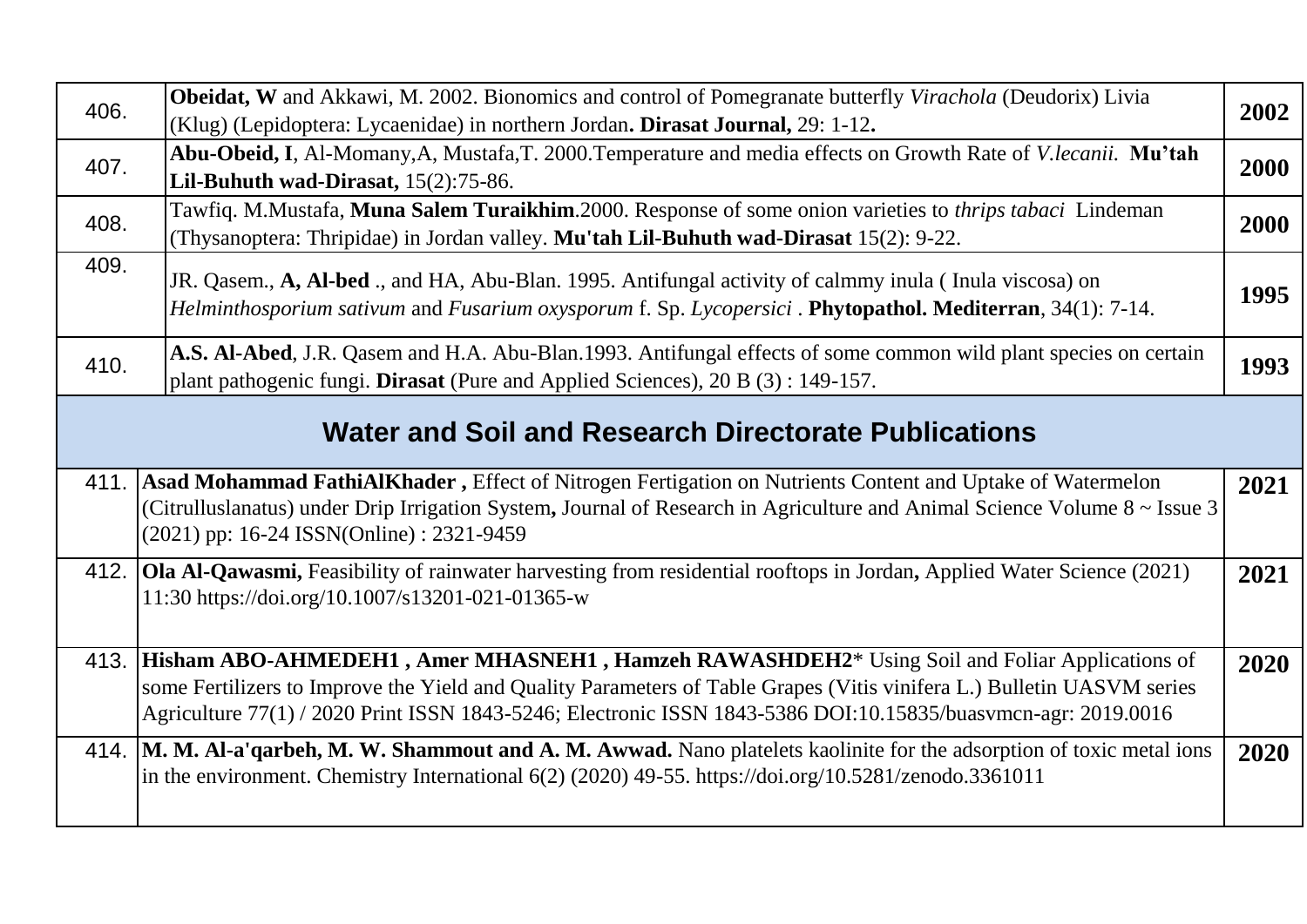| | | |
|---|---|---|
| 406. | **Obeidat, W** and Akkawi, M. 2002. Bionomics and control of Pomegranate butterfly *Virachola* (Deudorix) Livia (Klug) (Lepidoptera: Lycaenidae) in northern Jordan**. Dirasat Journal,** 29: 1-12**.** | **2002** |
| 407. | **Abu-Obeid, I**, Al-Momany,A, Mustafa,T. 2000.Temperature and media effects on Growth Rate of *V.lecanii.* **Mu'tah Lil-Buhuth wad-Dirasat,** 15(2):75-86. | **2000** |
| 408. | Tawfiq. M.Mustafa, **Muna Salem Turaikhim**.2000. Response of some onion varieties to *thrips tabaci* Lindeman (Thysanoptera: Thripidae) in Jordan valley. **Mu'tah Lil-Buhuth wad-Dirasat** 15(2): 9-22. | **2000** |
| 409. | JR. Qasem., **A, Al-bed** ., and HA, Abu-Blan. 1995. Antifungal activity of calmmy inula ( Inula viscosa) on *Helminthosporium sativum* and *Fusarium oxysporum* f. Sp. *Lycopersici* . **Phytopathol. Mediterran**, 34(1): 7-14. | **1995** |
| 410. | **A.S. Al-Abed**, J.R. Qasem and H.A. Abu-Blan.1993. Antifungal effects of some common wild plant species on certain plant pathogenic fungi. **Dirasat** (Pure and Applied Sciences), 20 B (3) : 149-157. | **1993** |

## Water and Soil and Research Directorate Publications

| | | |
|---|---|---|
| 411. | **Asad Mohammad FathiAlKhader ,** Effect of Nitrogen Fertigation on Nutrients Content and Uptake of Watermelon (Citrulluslanatus) under Drip Irrigation System**,** Journal of Research in Agriculture and Animal Science Volume 8 ~ Issue 3 (2021) pp: 16-24 ISSN(Online) : 2321-9459 | **2021** |
| 412. | **Ola Al-Qawasmi,** Feasibility of rainwater harvesting from residential rooftops in Jordan**,** Applied Water Science (2021) 11:30 https://doi.org/10.1007/s13201-021-01365-w | **2021** |
| 413. | **Hisham ABO-AHMEDEH1 , Amer MHASNEH1 , Hamzeh RAWASHDEH2*** Using Soil and Foliar Applications of some Fertilizers to Improve the Yield and Quality Parameters of Table Grapes (Vitis vinifera L.) Bulletin UASVM series Agriculture 77(1) / 2020 Print ISSN 1843-5246; Electronic ISSN 1843-5386 DOI:10.15835/buasvmcn-agr: 2019.0016 | **2020** |
| 414. | **M. M. Al-a'qarbeh, M. W. Shammout and A. M. Awwad.** Nano platelets kaolinite for the adsorption of toxic metal ions in the environment. Chemistry International 6(2) (2020) 49-55. https://doi.org/10.5281/zenodo.3361011 | **2020** |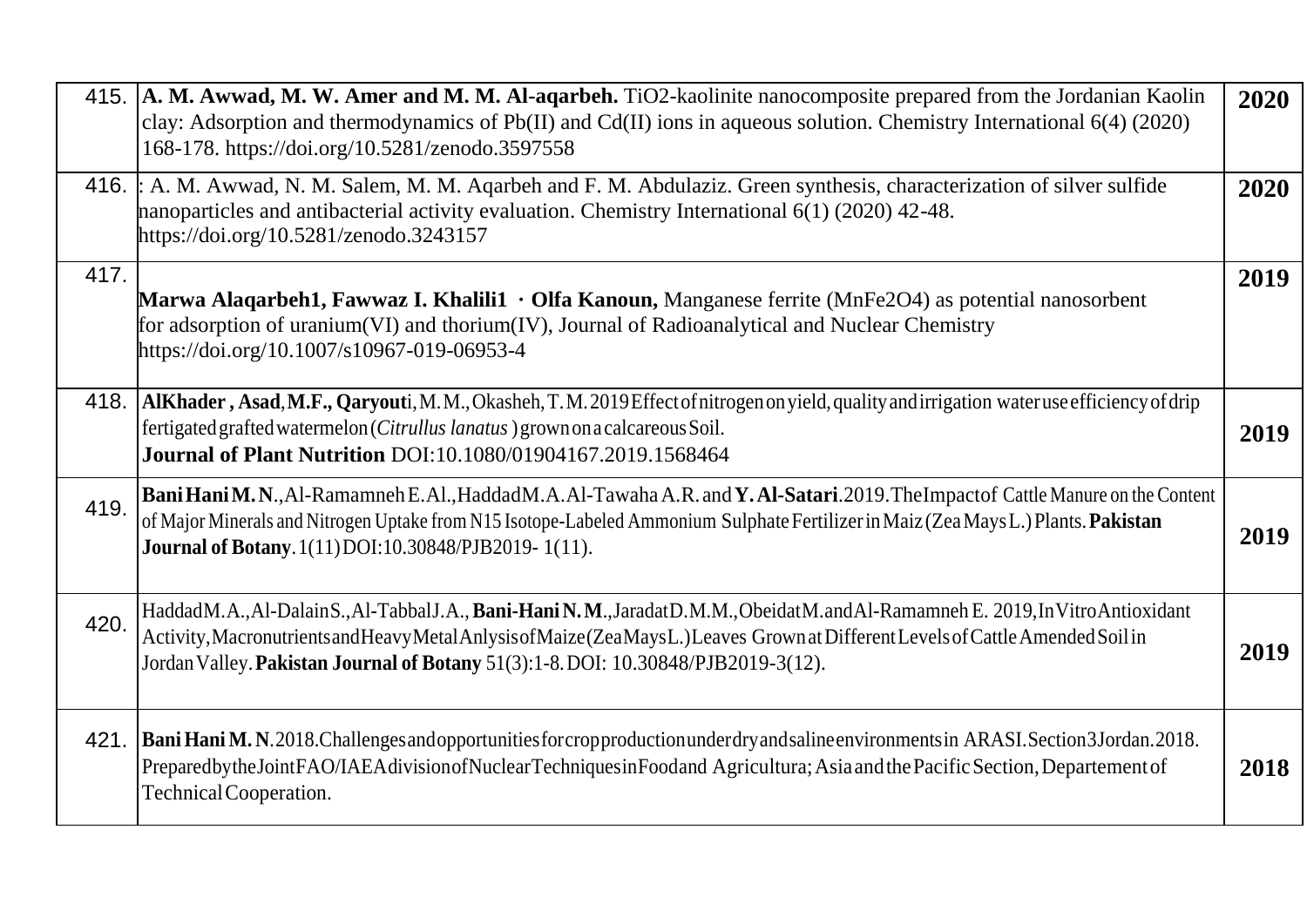| | | |
|---|---|---|
| 415. | **A. M. Awwad, M. W. Amer and M. M. Al-aqarbeh.** $TiO_2$-kaolinite nanocomposite prepared from the Jordanian Kaolin clay: Adsorption and thermodynamics of Pb(II) and Cd(II) ions in aqueous solution. Chemistry International 6(4) (2020) 168-178. https://doi.org/10.5281/zenodo.3597558 | **2020** |
| 416. | : A. M. Awwad, N. M. Salem, M. M. Aqarbeh and F. M. Abdulaziz. Green synthesis, characterization of silver sulfide nanoparticles and antibacterial activity evaluation. Chemistry International 6(1) (2020) 42-48. https://doi.org/10.5281/zenodo.3243157 | **2020** |
| 417. | **Marwa Alaqarbeh1, Fawwaz I. Khalili1 · Olfa Kanoun,** Manganese ferrite ($MnFe_2O_4$) as potential nanosorbent for adsorption of uranium(VI) and thorium(IV), Journal of Radioanalytical and Nuclear Chemistry https://doi.org/10.1007/s10967-019-06953-4 | **2019** |
| 418. | **AlKhader , Asad**,**M.F., Qaryout**i,M.M.,Okasheh,T.M.2019Effectofnitrogenonyield,qualityandirrigation wateruseefficiencyofdrip fertigatedgraftedwatermelon(*Citrullus lanatus* )grownonacalcareousSoil. **Journal of Plant Nutrition** DOI:10.1080/01904167.2019.1568464 | **2019** |
| 419. | **BaniHaniM.N**.,Al-RamamnehE.Al.,HaddadM.A.Al-TawahaA.R.and**Y.Al-Satari**.2019.TheImpactof Cattle Manure on the Content of Major Minerals and Nitrogen Uptake from N15 Isotope-Labeled Ammonium SulphateFertilizerinMaiz(ZeaMaysL.)Plants.**Pakistan Journal of Botany**.1(11)DOI:10.30848/PJB2019- 1(11). | **2019** |
| 420. | HaddadM.A.,Al-DalainS.,Al-TabbalJ.A.,**Bani-HaniN.M**.,JaradatD.M.M.,ObeidatM.andAl-RamamnehE. 2019,InVitroAntioxidant Activity,MacronutrientsandHeavyMetalAnlysisofMaize(ZeaMaysL.)Leaves GrownatDifferentLevelsofCattleAmendedSoilin JordanValley.**Pakistan Journal of Botany** 51(3):1-8.DOI: 10.30848/PJB2019-3(12). | **2019** |
| 421. | **BaniHaniM.N**.2018.Challengesandopportunitiesforcropproductionunderdryandsalineenvironmentsin ARASI.Section3Jordan.2018. PreparedbytheJointFAO/IAEAdivisionofNuclearTechniquesinFoodand Agricultura;AsiaandthePacificSection,Departementof TechnicalCooperation. | **2018** |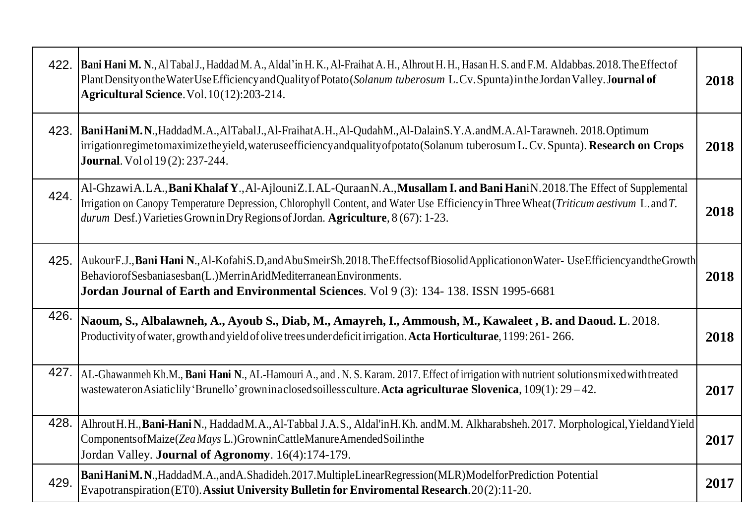| | | |
|---|---|---|
| 422. | **Bani Hani M. N**., Al Tabal J., Haddad M. A., Aldal'in H. K., Al-Fraihat A. H., Alhrout H. H., Hasan H. S. and F.M. Aldabbas. 2018. The Effect of Plant Density on the Water Use Efficiency and Quality of Potato (*Solanum tuberosum* L. Cv. Spunta) in the Jordan Valley. J**ournal of Agricultural Science**. Vol. 10(12):203-214. | **2018** |
| 423. | **Bani Hani M. N**., Haddad M.A., Al Tabal J., Al-Fraihat A.H., Al-Qudah M., Al-Dalain S.Y.A. and M.A. Al-Tarawneh. 2018. Optimum irrigation regime to maximize the yield, water use efficiency and quality of potato (Solanum tuberosum L. Cv. Spunta). **Research on Crops Journal**. Vol ol 19 (2): 237-244. | **2018** |
| 424. | Al-Ghzawi A.L A., **Bani Khalaf Y**., Al-Ajlouni Z.I. AL-Quraan N.A., **Musallam I. and Bani Han**i N. 2018. The Effect of Supplemental Irrigation on Canopy Temperature Depression, Chlorophyll Content, and Water Use Efficiency in Three Wheat (*Triticum aestivum* L. and *T. durum* Desf.) Varieties Grown in Dry Regions of Jordan. **Agriculture**, 8 (67): 1-23. | **2018** |
| 425. | Aukour F.J., **Bani Hani N**., Al-Kofahi S.D, and Abu Smeir Sh. 2018. The Effects of Biosolid Application on Water- Use Efficiency and the Growth Behavior of Sesbania sesban (L.) Merr in Arid Mediterranean Environments. **Jordan Journal of Earth and Environmental Sciences**. Vol 9 (3): 134- 138. ISSN 1995-6681 | **2018** |
| 426. | **Naoum, S., Albalawneh, A., Ayoub S., Diab, M., Amayreh, I., Ammoush, M., Kawaleet , B. and Daoud. L**. 2018. Productivity of water, growth and yield of olive trees under deficit irrigation. **Acta Horticulturae**, 1199: 261- 266. | **2018** |
| 427. | AL-Ghawanmeh Kh.M., **Bani Hani N**., AL-Hamouri A., and . N. S. Karam. 2017. Effect of irrigation with nutrient solutions mixed with treated wastewater on Asiatic lily 'Brunello' grown in a closed soilless culture. **Acta agriculturae Slovenica**, 109(1): 29 – 42. | **2017** |
| 428. | Alhrout H.H., **Bani-Hani N**., Haddad M.A., Al-Tabbal J.A.S., Aldal'in H.Kh. and M.M. Alkharabsheh. 2017. Morphological, Yield and Yield Components of Maize (*Zea Mays* L.) Grown in Cattle Manure Amended Soil in the Jordan Valley. **Journal of Agronomy**. 16(4):174-179. | **2017** |
| 429. | **Bani Hani M. N**., Haddad M.A., and A. Shadideh. 2017. Multiple Linear Regression (MLR) Model for Prediction Potential Evapotranspiration (ET0). **Assiut University Bulletin for Enviromental Research**. 20(2):11-20. | **2017** |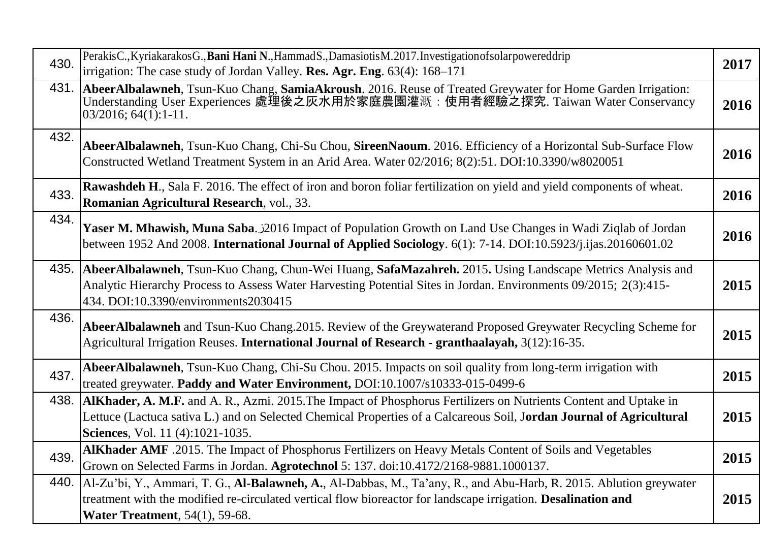| | | |
|---|---|---|
| 430. | PerakisC.,KyriakarakosG.,**Bani Hani N**.,HammadS.,DamasiotisM.2017.Investigationofsolarpowereddrip irrigation: The case study of Jordan Valley. **Res. Agr. Eng**. 63(4): 168–171 | **2017** |
| 431. | **AbeerAlbalawneh**, Tsun-Kuo Chang, **SamiaAkroush**. 2016. Reuse of Treated Greywater for Home Garden Irrigation: Understanding User Experiences 處理後之灰水用於家庭農園灌溉：使用者經驗之探究. Taiwan Water Conservancy 03/2016; 64(1):1-11. | **2016** |
| 432. | **AbeerAlbalawneh**, Tsun-Kuo Chang, Chi-Su Chou, **SireenNaoum**. 2016. Efficiency of a Horizontal Sub-Surface Flow Constructed Wetland Treatment System in an Arid Area. Water 02/2016; 8(2):51. DOI:10.3390/w8020051 | **2016** |
| 433. | **Rawashdeh H**., Sala F. 2016. The effect of iron and boron foliar fertilization on yield and yield components of wheat. **Romanian Agricultural Research**, vol., 33. | **2016** |
| 434. | **Yaser M. Mhawish, Muna Saba**.2016 Impact of Population Growth on Land Use Changes in Wadi Ziqlab of Jordan between 1952 And 2008. **International Journal of Applied Sociology**. 6(1): 7-14. DOI:10.5923/j.ijas.20160601.02 | **2016** |
| 435. | **AbeerAlbalawneh**, Tsun-Kuo Chang, Chun-Wei Huang, **SafaMazahreh.** 2015**.** Using Landscape Metrics Analysis and Analytic Hierarchy Process to Assess Water Harvesting Potential Sites in Jordan. Environments 09/2015; 2(3):415-434. DOI:10.3390/environments2030415 | **2015** |
| 436. | **AbeerAlbalawneh** and Tsun-Kuo Chang.2015. Review of the Greywaterand Proposed Greywater Recycling Scheme for Agricultural Irrigation Reuses. **International Journal of Research - granthaalayah,** 3(12):16-35. | **2015** |
| 437. | **AbeerAlbalawneh**, Tsun-Kuo Chang, Chi-Su Chou. 2015. Impacts on soil quality from long-term irrigation with treated greywater. **Paddy and Water Environment,** DOI:10.1007/s10333-015-0499-6 | **2015** |
| 438. | **AlKhader, A. M.F.** and A. R., Azmi. 2015.The Impact of Phosphorus Fertilizers on Nutrients Content and Uptake in Lettuce (Lactuca sativa L.) and on Selected Chemical Properties of a Calcareous Soil, J**ordan Journal of Agricultural Sciences**, Vol. 11 (4):1021-1035. | **2015** |
| 439. | **AlKhader AMF** .2015. The Impact of Phosphorus Fertilizers on Heavy Metals Content of Soils and Vegetables Grown on Selected Farms in Jordan. **Agrotechnol** 5: 137. doi:10.4172/2168-9881.1000137. | **2015** |
| 440. | Al-Zu'bi, Y., Ammari, T. G., **Al-Balawneh, A.**, Al-Dabbas, M., Ta'any, R., and Abu-Harb, R. 2015. Ablution greywater treatment with the modified re-circulated vertical flow bioreactor for landscape irrigation. **Desalination and Water Treatment**, 54(1), 59-68. | **2015** |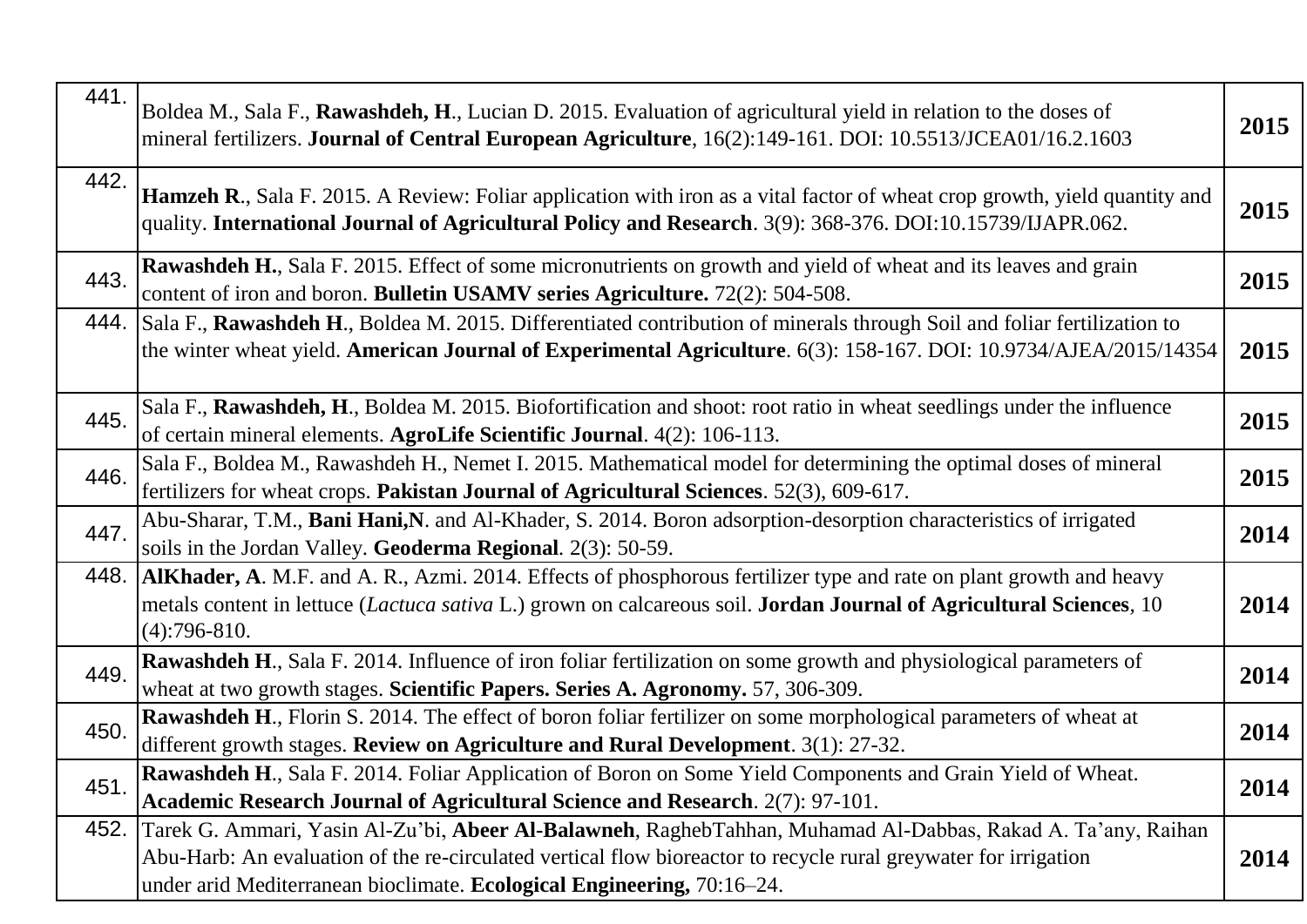| | | |
|---|---|---|
| 441. | Boldea M., Sala F., **Rawashdeh, H**., Lucian D. 2015. Evaluation of agricultural yield in relation to the doses of mineral fertilizers. **Journal of Central European Agriculture**, 16(2):149-161. DOI: 10.5513/JCEA01/16.2.1603 | **2015** |
| 442. | **Hamzeh R**., Sala F. 2015. A Review: Foliar application with iron as a vital factor of wheat crop growth, yield quantity and quality. **International Journal of Agricultural Policy and Research**. 3(9): 368-376. DOI:10.15739/IJAPR.062. | **2015** |
| 443. | **Rawashdeh H.**, Sala F. 2015. Effect of some micronutrients on growth and yield of wheat and its leaves and grain content of iron and boron. **Bulletin USAMV series Agriculture.** 72(2): 504-508. | **2015** |
| 444. | Sala F., **Rawashdeh H**., Boldea M. 2015. Differentiated contribution of minerals through Soil and foliar fertilization to the winter wheat yield. **American Journal of Experimental Agriculture**. 6(3): 158-167. DOI: 10.9734/AJEA/2015/14354 | **2015** |
| 445. | Sala F., **Rawashdeh, H**., Boldea M. 2015. Biofortification and shoot: root ratio in wheat seedlings under the influence of certain mineral elements. **AgroLife Scientific Journal**. 4(2): 106-113. | **2015** |
| 446. | Sala F., Boldea M., Rawashdeh H., Nemet I. 2015. Mathematical model for determining the optimal doses of mineral fertilizers for wheat crops. **Pakistan Journal of Agricultural Sciences**. 52(3), 609-617. | **2015** |
| 447. | Abu-Sharar, T.M., **Bani Hani,N**. and Al-Khader, S. 2014. Boron adsorption-desorption characteristics of irrigated soils in the Jordan Valley. **Geoderma Regional**. 2(3): 50-59. | **2014** |
| 448. | **AlKhader, A**. M.F. and A. R., Azmi. 2014. Effects of phosphorous fertilizer type and rate on plant growth and heavy metals content in lettuce (*Lactuca sativa* L.) grown on calcareous soil. **Jordan Journal of Agricultural Sciences**, 10 (4):796-810. | **2014** |
| 449. | **Rawashdeh H**., Sala F. 2014. Influence of iron foliar fertilization on some growth and physiological parameters of wheat at two growth stages. **Scientific Papers. Series A. Agronomy.** 57, 306-309. | **2014** |
| 450. | **Rawashdeh H**., Florin S. 2014. The effect of boron foliar fertilizer on some morphological parameters of wheat at different growth stages. **Review on Agriculture and Rural Development**. 3(1): 27-32. | **2014** |
| 451. | **Rawashdeh H**., Sala F. 2014. Foliar Application of Boron on Some Yield Components and Grain Yield of Wheat. **Academic Research Journal of Agricultural Science and Research**. 2(7): 97-101. | **2014** |
| 452. | Tarek G. Ammari, Yasin Al-Zu'bi, **Abeer Al-Balawneh**, RaghebTahhan, Muhamad Al-Dabbas, Rakad A. Ta'any, Raihan Abu-Harb: An evaluation of the re-circulated vertical flow bioreactor to recycle rural greywater for irrigation under arid Mediterranean bioclimate. **Ecological Engineering,** 70:16–24. | **2014** |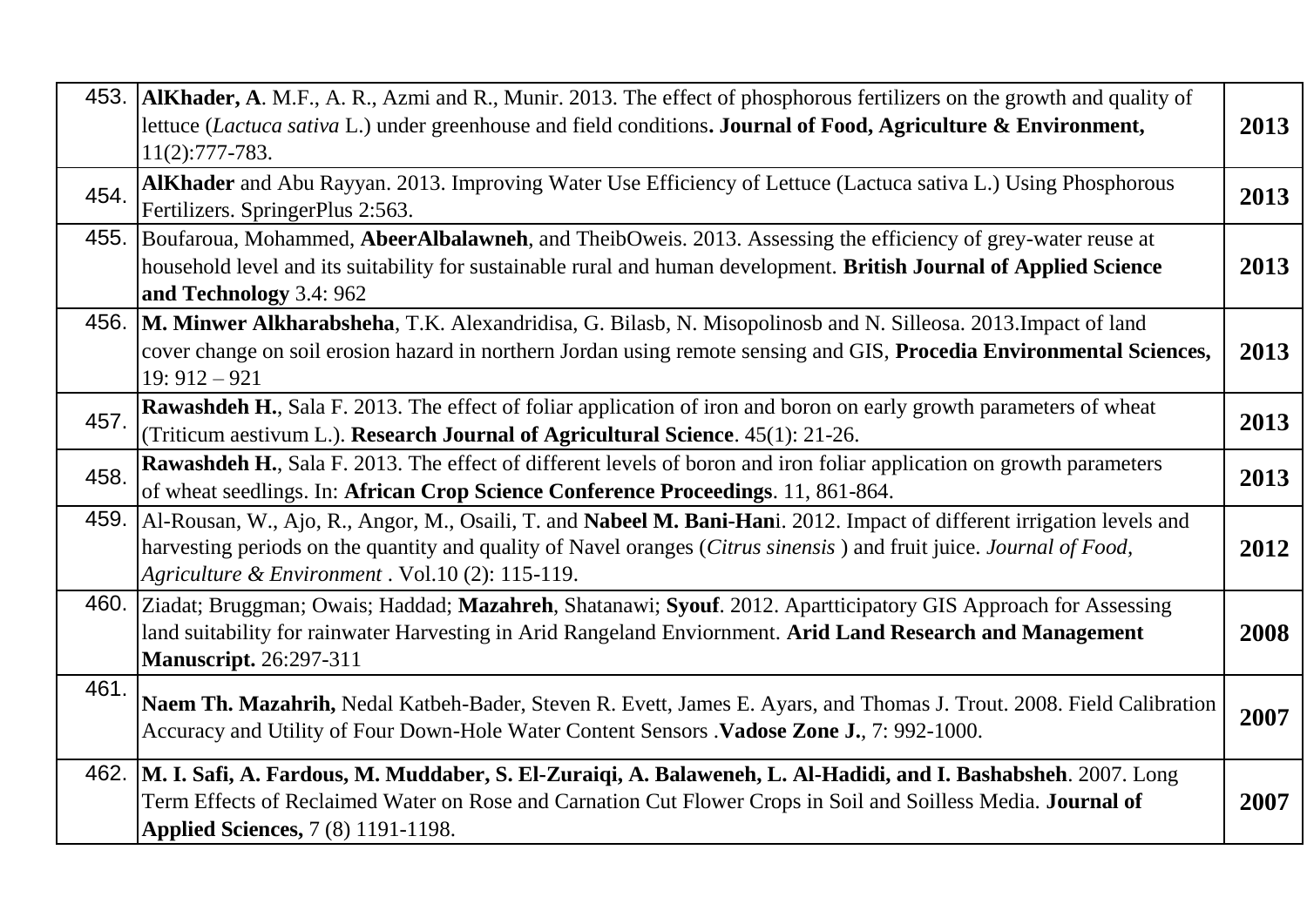| | | |
|---|---|---|
| 453. | **AlKhader, A**. M.F., A. R., Azmi and R., Munir. 2013. The effect of phosphorous fertilizers on the growth and quality of lettuce (*Lactuca sativa* L.) under greenhouse and field conditions**. Journal of Food, Agriculture & Environment,** 11(2):777-783. | **2013** |
| 454. | **AlKhader** and Abu Rayyan. 2013. Improving Water Use Efficiency of Lettuce (Lactuca sativa L.) Using Phosphorous Fertilizers. SpringerPlus 2:563. | **2013** |
| 455. | Boufaroua, Mohammed, **AbeerAlbalawneh**, and TheibOweis. 2013. Assessing the efficiency of grey-water reuse at household level and its suitability for sustainable rural and human development. **British Journal of Applied Science and Technology** 3.4: 962 | **2013** |
| 456. | **M. Minwer Alkharabsheha**, T.K. Alexandridisa, G. Bilasb, N. Misopolinosb and N. Silleosa. 2013.Impact of land cover change on soil erosion hazard in northern Jordan using remote sensing and GIS, **Procedia Environmental Sciences,** 19: 912 – 921 | **2013** |
| 457. | **Rawashdeh H.**, Sala F. 2013. The effect of foliar application of iron and boron on early growth parameters of wheat (Triticum aestivum L.). **Research Journal of Agricultural Science**. 45(1): 21-26. | **2013** |
| 458. | **Rawashdeh H.**, Sala F. 2013. The effect of different levels of boron and iron foliar application on growth parameters of wheat seedlings. In: **African Crop Science Conference Proceedings**. 11, 861-864. | **2013** |
| 459. | Al-Rousan, W., Ajo, R., Angor, M., Osaili, T. and **Nabeel M. Bani-Han**i. 2012. Impact of different irrigation levels and harvesting periods on the quantity and quality of Navel oranges (*Citrus sinensis* ) and fruit juice. *Journal of Food, Agriculture & Environment* . Vol.10 (2): 115-119. | **2012** |
| 460. | Ziadat; Bruggman; Owais; Haddad; **Mazahreh**, Shatanawi; **Syouf**. 2012. Apartticipatory GIS Approach for Assessing land suitability for rainwater Harvesting in Arid Rangeland Enviornment. **Arid Land Research and Management Manuscript.** 26:297-311 | **2008** |
| 461. | **Naem Th. Mazahrih,** Nedal Katbeh-Bader, Steven R. Evett, James E. Ayars, and Thomas J. Trout. 2008. Field Calibration Accuracy and Utility of Four Down-Hole Water Content Sensors .**Vadose Zone J.**, 7: 992-1000. | **2007** |
| 462. | **M. I. Safi, A. Fardous, M. Muddaber, S. El-Zuraiqi, A. Balaweneh, L. Al-Hadidi, and I. Bashabsheh**. 2007. Long Term Effects of Reclaimed Water on Rose and Carnation Cut Flower Crops in Soil and Soilless Media. **Journal of Applied Sciences,** 7 (8) 1191-1198. | **2007** |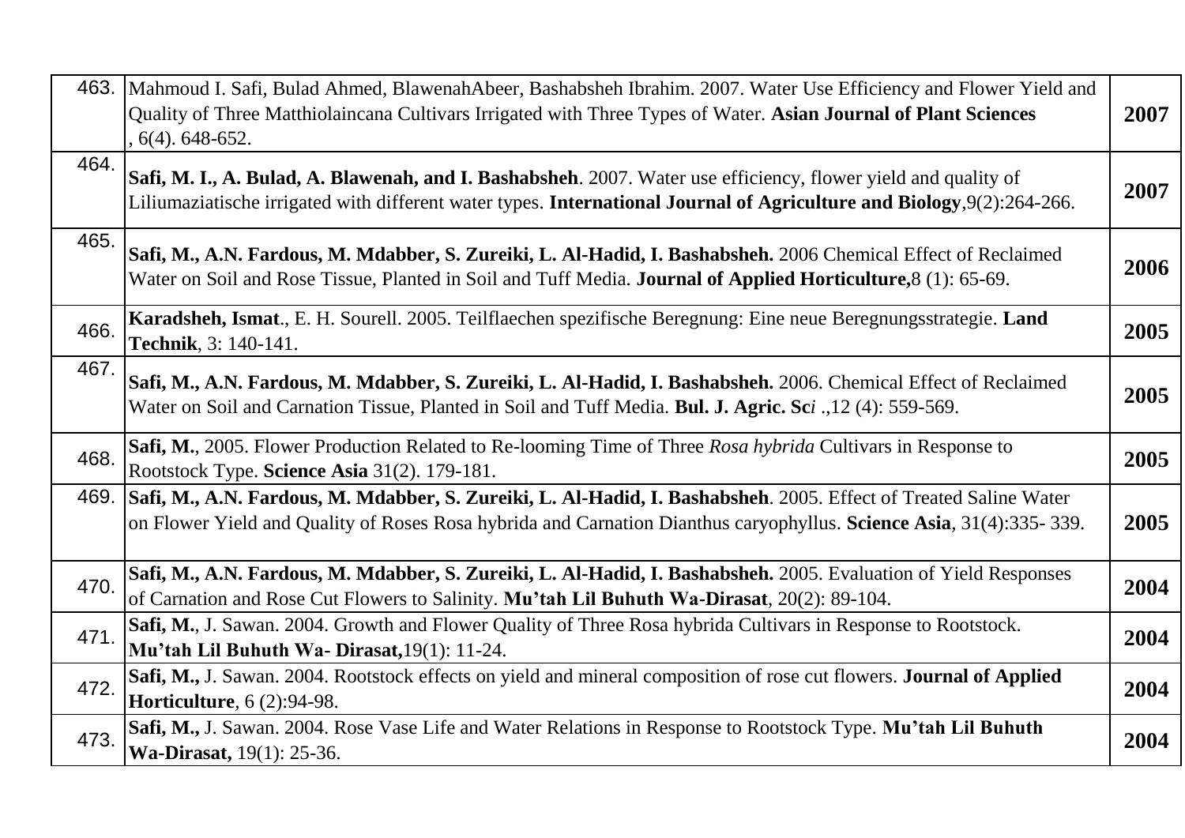| | | |
|---|---|---|
| 463. | Mahmoud I. Safi, Bulad Ahmed, BlawenahAbeer, Bashabsheh Ibrahim. 2007. Water Use Efficiency and Flower Yield and Quality of Three Matthiolaincana Cultivars Irrigated with Three Types of Water. **Asian Journal of Plant Sciences** , 6(4). 648-652. | **2007** |
| 464. | **Safi, M. I., A. Bulad, A. Blawenah, and I. Bashabsheh**. 2007. Water use efficiency, flower yield and quality of Liliumaziatische irrigated with different water types. **International Journal of Agriculture and Biology**,9(2):264-266. | **2007** |
| 465. | **Safi, M., A.N. Fardous, M. Mdabber, S. Zureiki, L. Al-Hadid, I. Bashabsheh.** 2006 Chemical Effect of Reclaimed Water on Soil and Rose Tissue, Planted in Soil and Tuff Media. **Journal of Applied Horticulture,**8 (1): 65-69. | **2006** |
| 466. | **Karadsheh, Ismat**., E. H. Sourell. 2005. Teilflaechen spezifische Beregnung: Eine neue Beregnungsstrategie. **Land Technik**, 3: 140-141. | **2005** |
| 467. | **Safi, M., A.N. Fardous, M. Mdabber, S. Zureiki, L. Al-Hadid, I. Bashabsheh.** 2006. Chemical Effect of Reclaimed Water on Soil and Carnation Tissue, Planted in Soil and Tuff Media. **Bul. J. Agric. Sc*i*** .,12 (4): 559-569. | **2005** |
| 468. | **Safi, M.**, 2005. Flower Production Related to Re-looming Time of Three *Rosa hybrida* Cultivars in Response to Rootstock Type. **Science Asia** 31(2). 179-181. | **2005** |
| 469. | **Safi, M., A.N. Fardous, M. Mdabber, S. Zureiki, L. Al-Hadid, I. Bashabsheh**. 2005. Effect of Treated Saline Water on Flower Yield and Quality of Roses Rosa hybrida and Carnation Dianthus caryophyllus. **Science Asia**, 31(4):335- 339. | **2005** |
| 470. | **Safi, M., A.N. Fardous, M. Mdabber, S. Zureiki, L. Al-Hadid, I. Bashabsheh.** 2005. Evaluation of Yield Responses of Carnation and Rose Cut Flowers to Salinity. **Mu'tah Lil Buhuth Wa-Dirasat**, 20(2): 89-104. | **2004** |
| 471. | **Safi, M.**, J. Sawan. 2004. Growth and Flower Quality of Three Rosa hybrida Cultivars in Response to Rootstock. **Mu'tah Lil Buhuth Wa- Dirasat,**19(1): 11-24. | **2004** |
| 472. | **Safi, M.,** J. Sawan. 2004. Rootstock effects on yield and mineral composition of rose cut flowers. **Journal of Applied Horticulture**, 6 (2):94-98. | **2004** |
| 473. | **Safi, M.,** J. Sawan. 2004. Rose Vase Life and Water Relations in Response to Rootstock Type. **Mu'tah Lil Buhuth Wa-Dirasat,** 19(1): 25-36. | **2004** |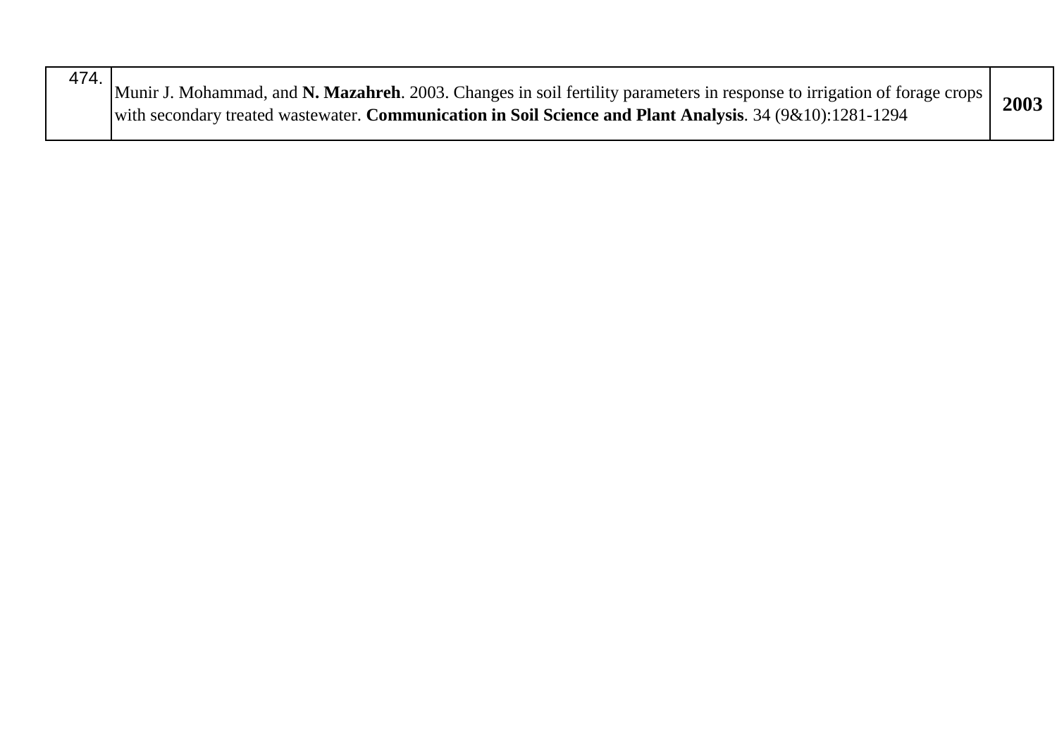| | | |
|---|---|---|
| 474. | Munir J. Mohammad, and **N. Mazahreh**. 2003. Changes in soil fertility parameters in response to irrigation of forage crops with secondary treated wastewater. **Communication in Soil Science and Plant Analysis**. 34 (9&10):1281-1294 | **2003** |